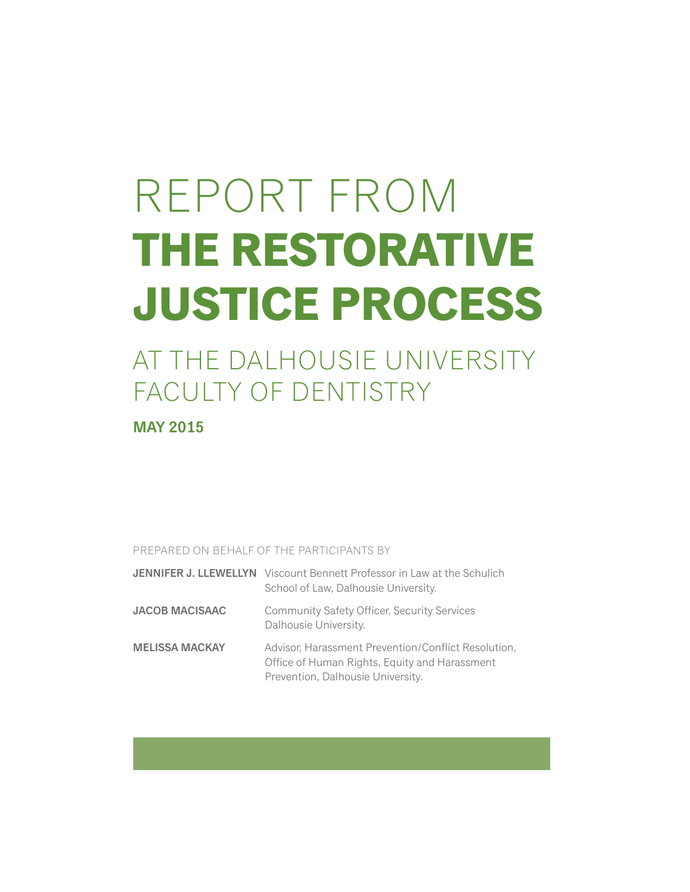# REPORT FROM THE RESTORATIVE JUSTICE PROCESS

## AT THE DALHOUSIE UNIVERSITY FACULTY OF DENTISTRY

**MAY 2015**

PREPARED ON BEHALF OF THE PARTICIPANTS BY

| | |
|---|---|
| **JENNIFER J. LLEWELLYN** | Viscount Bennett Professor in Law at the Schulich School of Law, Dalhousie University. |
| **JACOB MACISAAC** | Community Safety Officer, Security Services Dalhousie University. |
| **MELISSA MACKAY** | Advisor, Harassment Prevention/Conflict Resolution, Office of Human Rights, Equity and Harassment Prevention, Dalhousie University. |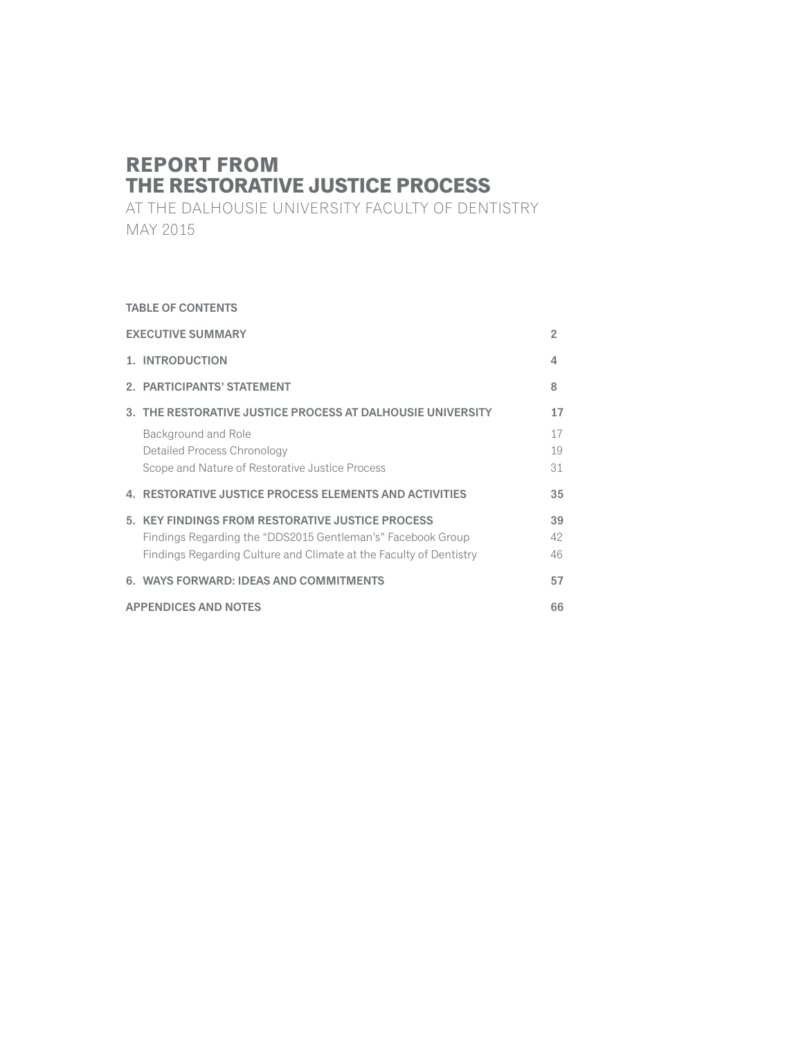# REPORT FROM THE RESTORATIVE JUSTICE PROCESS

AT THE DALHOUSIE UNIVERSITY FACULTY OF DENTISTRY

MAY 2015

## TABLE OF CONTENTS

| | |
|---|---|
| **EXECUTIVE SUMMARY** | **2** |
| **1. INTRODUCTION** | **4** |
| **2. PARTICIPANTS' STATEMENT** | **8** |
| **3. THE RESTORATIVE JUSTICE PROCESS AT DALHOUSIE UNIVERSITY** | **17** |
| Background and Role | 17 |
| Detailed Process Chronology | 19 |
| Scope and Nature of Restorative Justice Process | 31 |
| **4. RESTORATIVE JUSTICE PROCESS ELEMENTS AND ACTIVITIES** | **35** |
| **5. KEY FINDINGS FROM RESTORATIVE JUSTICE PROCESS** | **39** |
| Findings Regarding the "DDS2015 Gentleman's" Facebook Group | 42 |
| Findings Regarding Culture and Climate at the Faculty of Dentistry | 46 |
| **6. WAYS FORWARD: IDEAS AND COMMITMENTS** | **57** |
| **APPENDICES AND NOTES** | **66** |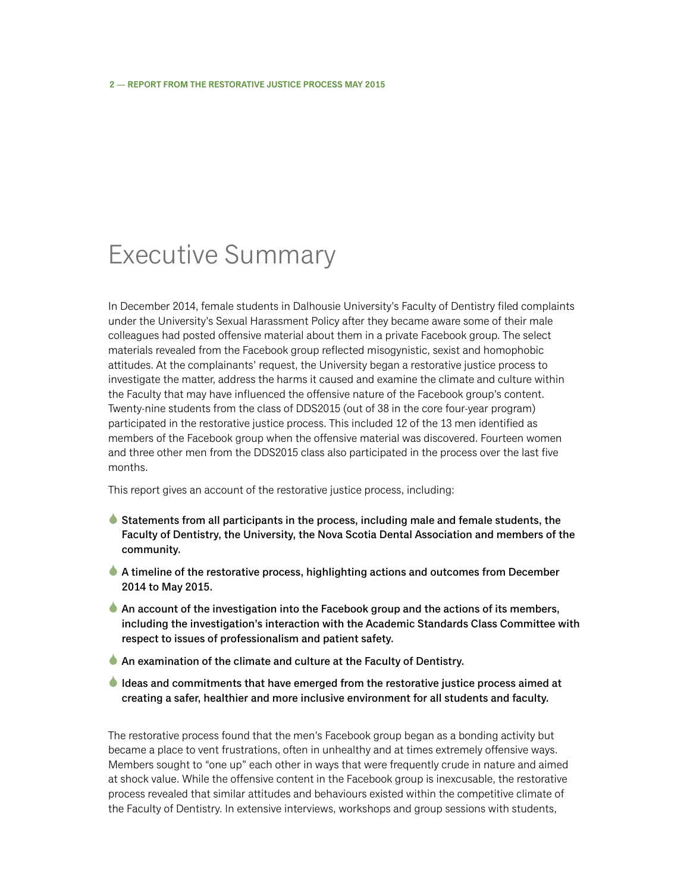# Executive Summary

In December 2014, female students in Dalhousie University's Faculty of Dentistry filed complaints under the University's Sexual Harassment Policy after they became aware some of their male colleagues had posted offensive material about them in a private Facebook group. The select materials revealed from the Facebook group reflected misogynistic, sexist and homophobic attitudes. At the complainants' request, the University began a restorative justice process to investigate the matter, address the harms it caused and examine the climate and culture within the Faculty that may have influenced the offensive nature of the Facebook group's content. Twenty-nine students from the class of DDS2015 (out of 38 in the core four-year program) participated in the restorative justice process. This included 12 of the 13 men identified as members of the Facebook group when the offensive material was discovered. Fourteen women and three other men from the DDS2015 class also participated in the process over the last five months.

This report gives an account of the restorative justice process, including:

- **Statements from all participants in the process, including male and female students, the Faculty of Dentistry, the University, the Nova Scotia Dental Association and members of the community.**
- **A timeline of the restorative process, highlighting actions and outcomes from December 2014 to May 2015.**
- **An account of the investigation into the Facebook group and the actions of its members, including the investigation's interaction with the Academic Standards Class Committee with respect to issues of professionalism and patient safety.**
- **An examination of the climate and culture at the Faculty of Dentistry.**
- **Ideas and commitments that have emerged from the restorative justice process aimed at creating a safer, healthier and more inclusive environment for all students and faculty.**

The restorative process found that the men's Facebook group began as a bonding activity but became a place to vent frustrations, often in unhealthy and at times extremely offensive ways. Members sought to "one up" each other in ways that were frequently crude in nature and aimed at shock value. While the offensive content in the Facebook group is inexcusable, the restorative process revealed that similar attitudes and behaviours existed within the competitive climate of the Faculty of Dentistry. In extensive interviews, workshops and group sessions with students,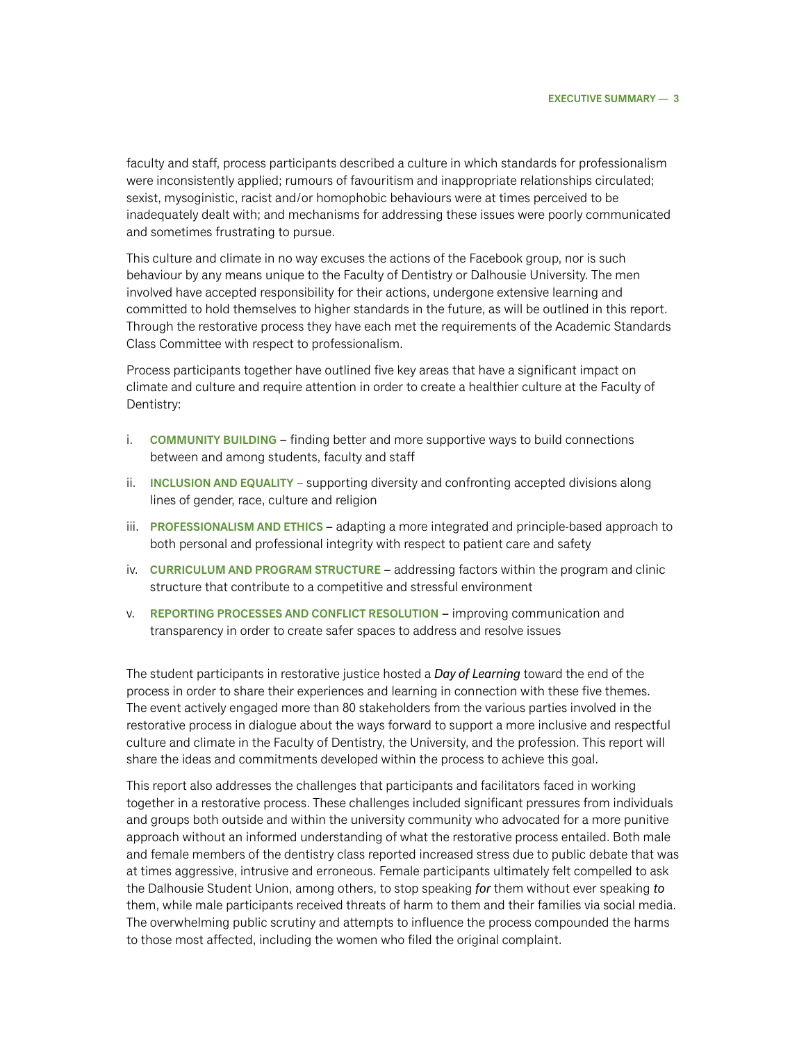faculty and staff, process participants described a culture in which standards for professionalism were inconsistently applied; rumours of favouritism and inappropriate relationships circulated; sexist, mysoginistic, racist and/or homophobic behaviours were at times perceived to be inadequately dealt with; and mechanisms for addressing these issues were poorly communicated and sometimes frustrating to pursue.

This culture and climate in no way excuses the actions of the Facebook group, nor is such behaviour by any means unique to the Faculty of Dentistry or Dalhousie University. The men involved have accepted responsibility for their actions, undergone extensive learning and committed to hold themselves to higher standards in the future, as will be outlined in this report. Through the restorative process they have each met the requirements of the Academic Standards Class Committee with respect to professionalism.

Process participants together have outlined five key areas that have a significant impact on climate and culture and require attention in order to create a healthier culture at the Faculty of Dentistry:

i. **COMMUNITY BUILDING** – finding better and more supportive ways to build connections between and among students, faculty and staff

ii. **INCLUSION AND EQUALITY** – supporting diversity and confronting accepted divisions along lines of gender, race, culture and religion

iii. **PROFESSIONALISM AND ETHICS** – adapting a more integrated and principle-based approach to both personal and professional integrity with respect to patient care and safety

iv. **CURRICULUM AND PROGRAM STRUCTURE** – addressing factors within the program and clinic structure that contribute to a competitive and stressful environment

v. **REPORTING PROCESSES AND CONFLICT RESOLUTION** – improving communication and transparency in order to create safer spaces to address and resolve issues

The student participants in restorative justice hosted a *Day of Learning* toward the end of the process in order to share their experiences and learning in connection with these five themes. The event actively engaged more than 80 stakeholders from the various parties involved in the restorative process in dialogue about the ways forward to support a more inclusive and respectful culture and climate in the Faculty of Dentistry, the University, and the profession. This report will share the ideas and commitments developed within the process to achieve this goal.

This report also addresses the challenges that participants and facilitators faced in working together in a restorative process. These challenges included significant pressures from individuals and groups both outside and within the university community who advocated for a more punitive approach without an informed understanding of what the restorative process entailed. Both male and female members of the dentistry class reported increased stress due to public debate that was at times aggressive, intrusive and erroneous. Female participants ultimately felt compelled to ask the Dalhousie Student Union, among others, to stop speaking *for* them without ever speaking *to* them, while male participants received threats of harm to them and their families via social media. The overwhelming public scrutiny and attempts to influence the process compounded the harms to those most affected, including the women who filed the original complaint.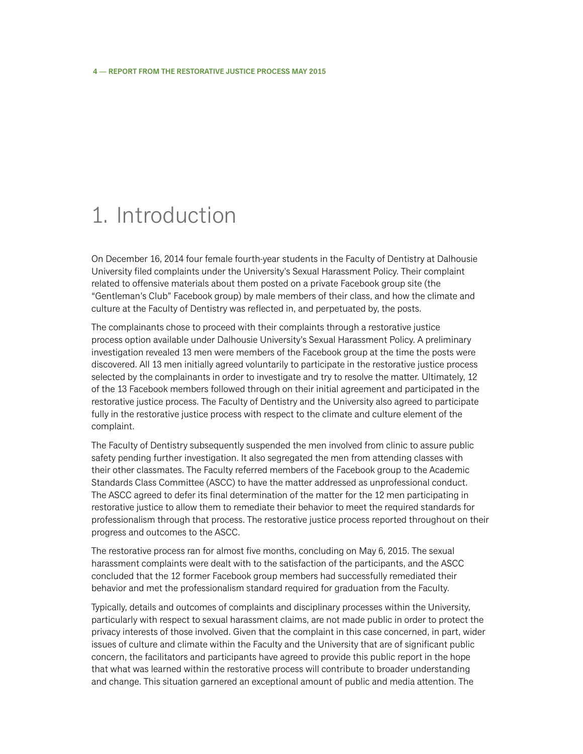# 1. Introduction

On December 16, 2014 four female fourth-year students in the Faculty of Dentistry at Dalhousie University filed complaints under the University's Sexual Harassment Policy. Their complaint related to offensive materials about them posted on a private Facebook group site (the "Gentleman's Club" Facebook group) by male members of their class, and how the climate and culture at the Faculty of Dentistry was reflected in, and perpetuated by, the posts.

The complainants chose to proceed with their complaints through a restorative justice process option available under Dalhousie University's Sexual Harassment Policy. A preliminary investigation revealed 13 men were members of the Facebook group at the time the posts were discovered. All 13 men initially agreed voluntarily to participate in the restorative justice process selected by the complainants in order to investigate and try to resolve the matter. Ultimately, 12 of the 13 Facebook members followed through on their initial agreement and participated in the restorative justice process. The Faculty of Dentistry and the University also agreed to participate fully in the restorative justice process with respect to the climate and culture element of the complaint.

The Faculty of Dentistry subsequently suspended the men involved from clinic to assure public safety pending further investigation. It also segregated the men from attending classes with their other classmates. The Faculty referred members of the Facebook group to the Academic Standards Class Committee (ASCC) to have the matter addressed as unprofessional conduct. The ASCC agreed to defer its final determination of the matter for the 12 men participating in restorative justice to allow them to remediate their behavior to meet the required standards for professionalism through that process. The restorative justice process reported throughout on their progress and outcomes to the ASCC.

The restorative process ran for almost five months, concluding on May 6, 2015. The sexual harassment complaints were dealt with to the satisfaction of the participants, and the ASCC concluded that the 12 former Facebook group members had successfully remediated their behavior and met the professionalism standard required for graduation from the Faculty.

Typically, details and outcomes of complaints and disciplinary processes within the University, particularly with respect to sexual harassment claims, are not made public in order to protect the privacy interests of those involved. Given that the complaint in this case concerned, in part, wider issues of culture and climate within the Faculty and the University that are of significant public concern, the facilitators and participants have agreed to provide this public report in the hope that what was learned within the restorative process will contribute to broader understanding and change. This situation garnered an exceptional amount of public and media attention. The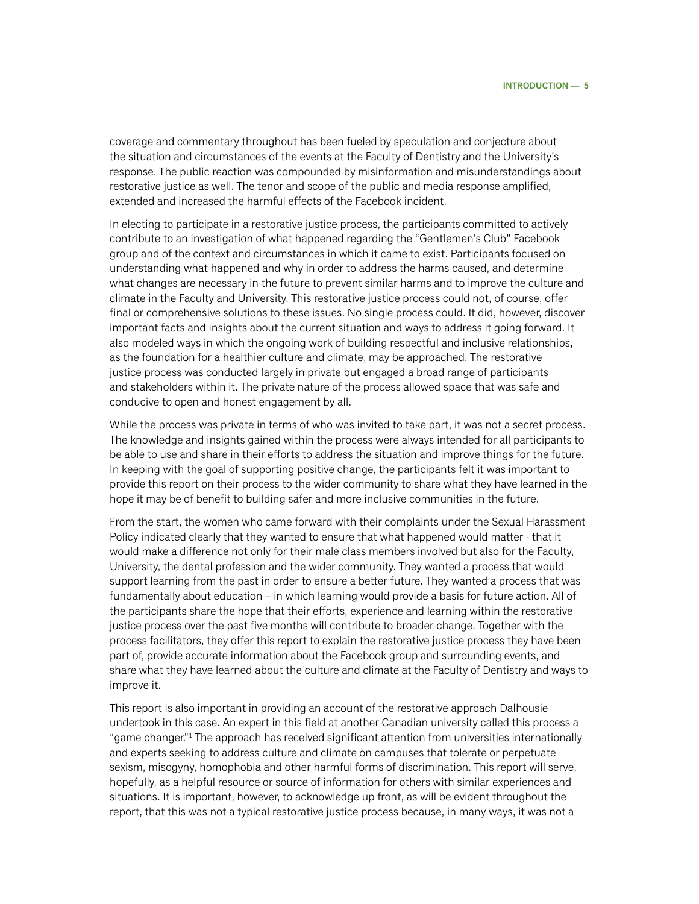coverage and commentary throughout has been fueled by speculation and conjecture about the situation and circumstances of the events at the Faculty of Dentistry and the University's response. The public reaction was compounded by misinformation and misunderstandings about restorative justice as well. The tenor and scope of the public and media response amplified, extended and increased the harmful effects of the Facebook incident.

In electing to participate in a restorative justice process, the participants committed to actively contribute to an investigation of what happened regarding the "Gentlemen's Club" Facebook group and of the context and circumstances in which it came to exist. Participants focused on understanding what happened and why in order to address the harms caused, and determine what changes are necessary in the future to prevent similar harms and to improve the culture and climate in the Faculty and University. This restorative justice process could not, of course, offer final or comprehensive solutions to these issues. No single process could. It did, however, discover important facts and insights about the current situation and ways to address it going forward. It also modeled ways in which the ongoing work of building respectful and inclusive relationships, as the foundation for a healthier culture and climate, may be approached. The restorative justice process was conducted largely in private but engaged a broad range of participants and stakeholders within it. The private nature of the process allowed space that was safe and conducive to open and honest engagement by all.

While the process was private in terms of who was invited to take part, it was not a secret process. The knowledge and insights gained within the process were always intended for all participants to be able to use and share in their efforts to address the situation and improve things for the future. In keeping with the goal of supporting positive change, the participants felt it was important to provide this report on their process to the wider community to share what they have learned in the hope it may be of benefit to building safer and more inclusive communities in the future.

From the start, the women who came forward with their complaints under the Sexual Harassment Policy indicated clearly that they wanted to ensure that what happened would matter - that it would make a difference not only for their male class members involved but also for the Faculty, University, the dental profession and the wider community. They wanted a process that would support learning from the past in order to ensure a better future. They wanted a process that was fundamentally about education – in which learning would provide a basis for future action. All of the participants share the hope that their efforts, experience and learning within the restorative justice process over the past five months will contribute to broader change. Together with the process facilitators, they offer this report to explain the restorative justice process they have been part of, provide accurate information about the Facebook group and surrounding events, and share what they have learned about the culture and climate at the Faculty of Dentistry and ways to improve it.

This report is also important in providing an account of the restorative approach Dalhousie undertook in this case. An expert in this field at another Canadian university called this process a "game changer."[1] The approach has received significant attention from universities internationally and experts seeking to address culture and climate on campuses that tolerate or perpetuate sexism, misogyny, homophobia and other harmful forms of discrimination. This report will serve, hopefully, as a helpful resource or source of information for others with similar experiences and situations. It is important, however, to acknowledge up front, as will be evident throughout the report, that this was not a typical restorative justice process because, in many ways, it was not a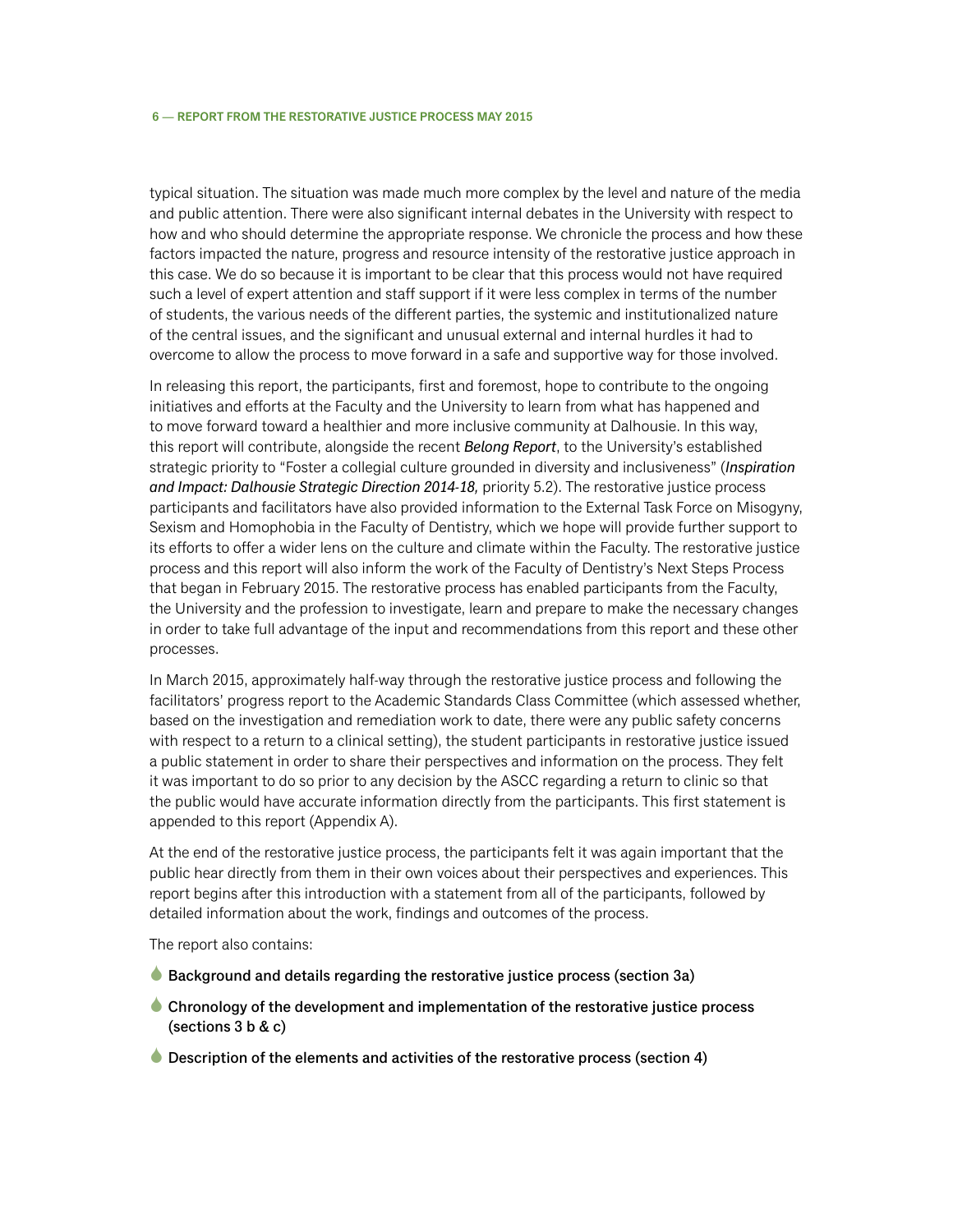typical situation. The situation was made much more complex by the level and nature of the media and public attention. There were also significant internal debates in the University with respect to how and who should determine the appropriate response. We chronicle the process and how these factors impacted the nature, progress and resource intensity of the restorative justice approach in this case. We do so because it is important to be clear that this process would not have required such a level of expert attention and staff support if it were less complex in terms of the number of students, the various needs of the different parties, the systemic and institutionalized nature of the central issues, and the significant and unusual external and internal hurdles it had to overcome to allow the process to move forward in a safe and supportive way for those involved.

In releasing this report, the participants, first and foremost, hope to contribute to the ongoing initiatives and efforts at the Faculty and the University to learn from what has happened and to move forward toward a healthier and more inclusive community at Dalhousie. In this way, this report will contribute, alongside the recent ***Belong Report***, to the University's established strategic priority to "Foster a collegial culture grounded in diversity and inclusiveness" (***Inspiration and Impact: Dalhousie Strategic Direction 2014-18,*** priority 5.2). The restorative justice process participants and facilitators have also provided information to the External Task Force on Misogyny, Sexism and Homophobia in the Faculty of Dentistry, which we hope will provide further support to its efforts to offer a wider lens on the culture and climate within the Faculty. The restorative justice process and this report will also inform the work of the Faculty of Dentistry's Next Steps Process that began in February 2015. The restorative process has enabled participants from the Faculty, the University and the profession to investigate, learn and prepare to make the necessary changes in order to take full advantage of the input and recommendations from this report and these other processes.

In March 2015, approximately half-way through the restorative justice process and following the facilitators' progress report to the Academic Standards Class Committee (which assessed whether, based on the investigation and remediation work to date, there were any public safety concerns with respect to a return to a clinical setting), the student participants in restorative justice issued a public statement in order to share their perspectives and information on the process. They felt it was important to do so prior to any decision by the ASCC regarding a return to clinic so that the public would have accurate information directly from the participants. This first statement is appended to this report (Appendix A).

At the end of the restorative justice process, the participants felt it was again important that the public hear directly from them in their own voices about their perspectives and experiences. This report begins after this introduction with a statement from all of the participants, followed by detailed information about the work, findings and outcomes of the process.

The report also contains:

- **Background and details regarding the restorative justice process (section 3a)**
- **Chronology of the development and implementation of the restorative justice process (sections 3 b & c)**
- **Description of the elements and activities of the restorative process (section 4)**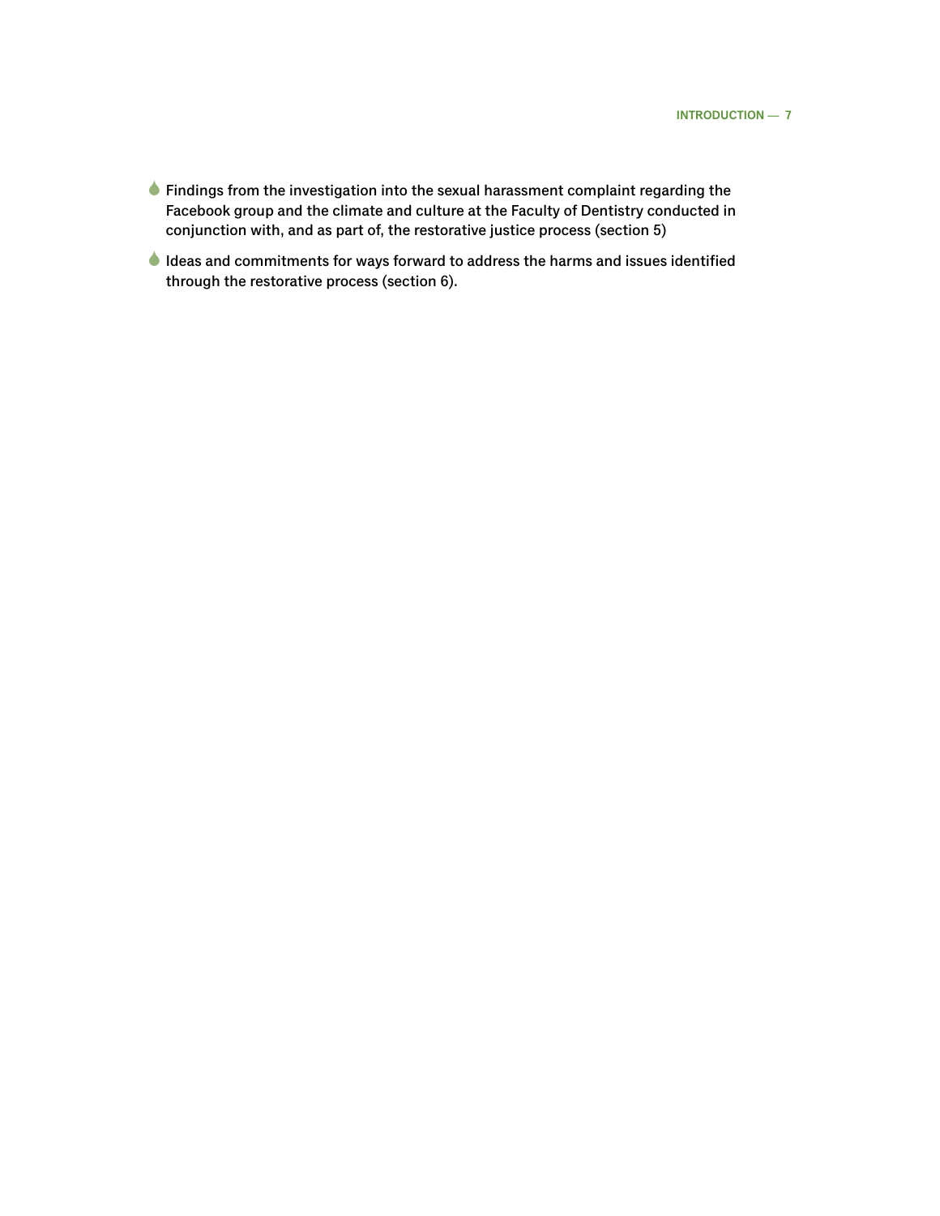- Findings from the investigation into the sexual harassment complaint regarding the Facebook group and the climate and culture at the Faculty of Dentistry conducted in conjunction with, and as part of, the restorative justice process (section 5)
- Ideas and commitments for ways forward to address the harms and issues identified through the restorative process (section 6).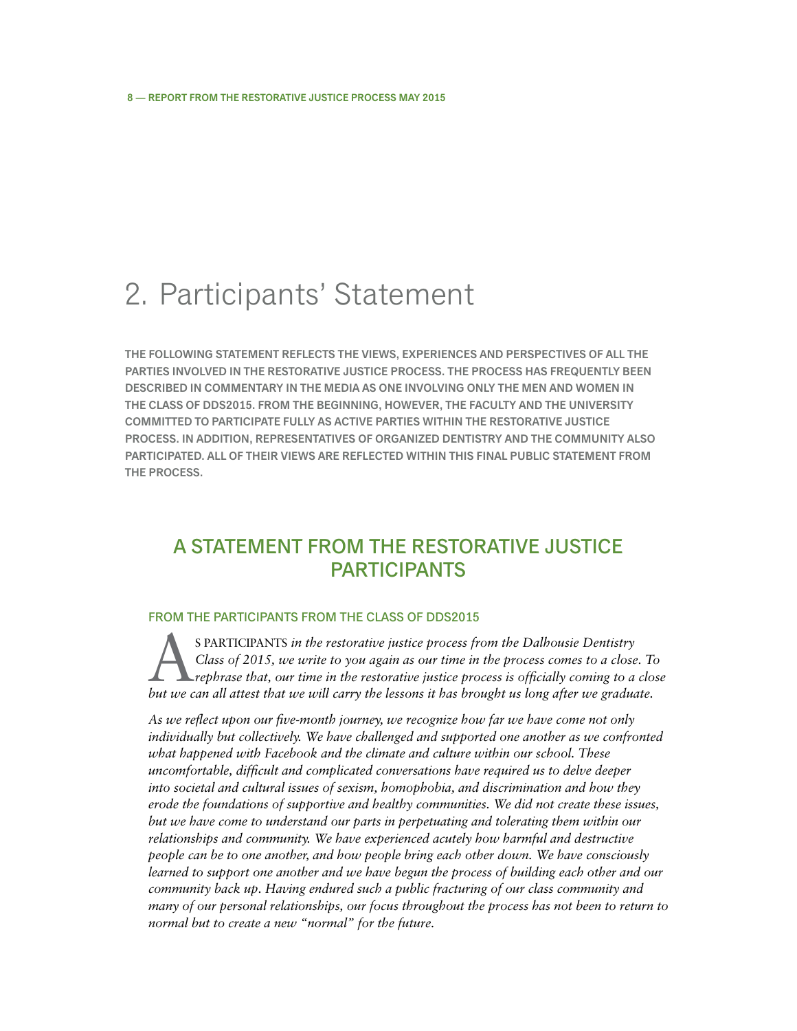# 2. Participants' Statement

**THE FOLLOWING STATEMENT REFLECTS THE VIEWS, EXPERIENCES AND PERSPECTIVES OF ALL THE PARTIES INVOLVED IN THE RESTORATIVE JUSTICE PROCESS. THE PROCESS HAS FREQUENTLY BEEN DESCRIBED IN COMMENTARY IN THE MEDIA AS ONE INVOLVING ONLY THE MEN AND WOMEN IN THE CLASS OF DDS2015. FROM THE BEGINNING, HOWEVER, THE FACULTY AND THE UNIVERSITY COMMITTED TO PARTICIPATE FULLY AS ACTIVE PARTIES WITHIN THE RESTORATIVE JUSTICE PROCESS. IN ADDITION, REPRESENTATIVES OF ORGANIZED DENTISTRY AND THE COMMUNITY ALSO PARTICIPATED. ALL OF THEIR VIEWS ARE REFLECTED WITHIN THIS FINAL PUBLIC STATEMENT FROM THE PROCESS.**

## A STATEMENT FROM THE RESTORATIVE JUSTICE PARTICIPANTS

### FROM THE PARTICIPANTS FROM THE CLASS OF DDS2015

AS PARTICIPANTS *in the restorative justice process from the Dalhousie Dentistry Class of 2015, we write to you again as our time in the process comes to a close. To rephrase that, our time in the restorative justice process is officially coming to a close but we can all attest that we will carry the lessons it has brought us long after we graduate.*

*As we reflect upon our five-month journey, we recognize how far we have come not only individually but collectively. We have challenged and supported one another as we confronted what happened with Facebook and the climate and culture within our school. These uncomfortable, difficult and complicated conversations have required us to delve deeper into societal and cultural issues of sexism, homophobia, and discrimination and how they erode the foundations of supportive and healthy communities. We did not create these issues, but we have come to understand our parts in perpetuating and tolerating them within our relationships and community. We have experienced acutely how harmful and destructive people can be to one another, and how people bring each other down. We have consciously learned to support one another and we have begun the process of building each other and our community back up. Having endured such a public fracturing of our class community and many of our personal relationships, our focus throughout the process has not been to return to normal but to create a new "normal" for the future.*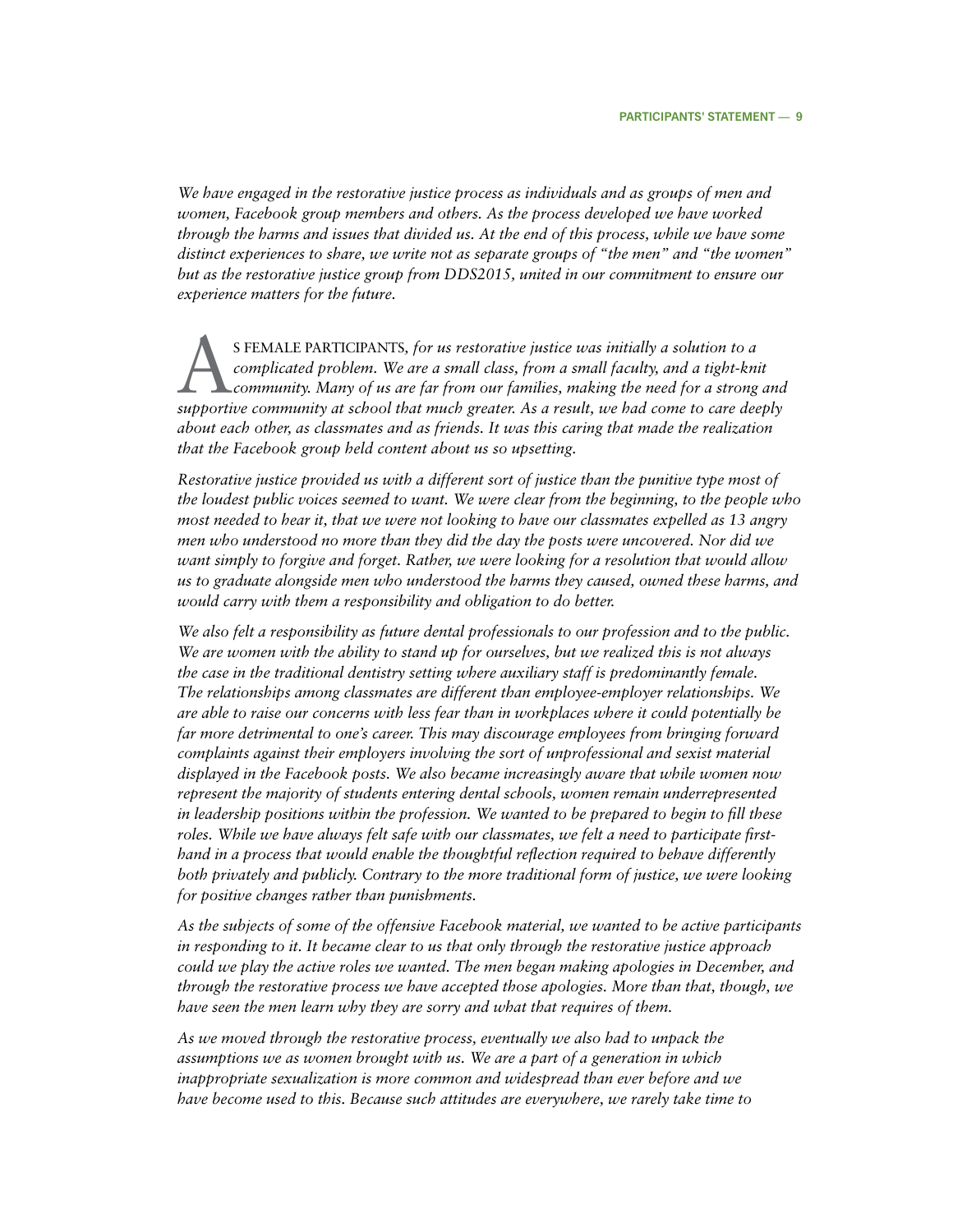*We have engaged in the restorative justice process as individuals and as groups of men and women, Facebook group members and others. As the process developed we have worked through the harms and issues that divided us. At the end of this process, while we have some distinct experiences to share, we write not as separate groups of "the men" and "the women" but as the restorative justice group from DDS2015, united in our commitment to ensure our experience matters for the future.*

AS FEMALE PARTICIPANTS, *for us restorative justice was initially a solution to a complicated problem. We are a small class, from a small faculty, and a tight-knit community. Many of us are far from our families, making the need for a strong and supportive community at school that much greater. As a result, we had come to care deeply about each other, as classmates and as friends. It was this caring that made the realization that the Facebook group held content about us so upsetting.*

*Restorative justice provided us with a different sort of justice than the punitive type most of the loudest public voices seemed to want. We were clear from the beginning, to the people who most needed to hear it, that we were not looking to have our classmates expelled as 13 angry men who understood no more than they did the day the posts were uncovered. Nor did we want simply to forgive and forget. Rather, we were looking for a resolution that would allow us to graduate alongside men who understood the harms they caused, owned these harms, and would carry with them a responsibility and obligation to do better.*

*We also felt a responsibility as future dental professionals to our profession and to the public. We are women with the ability to stand up for ourselves, but we realized this is not always the case in the traditional dentistry setting where auxiliary staff is predominantly female. The relationships among classmates are different than employee-employer relationships. We are able to raise our concerns with less fear than in workplaces where it could potentially be far more detrimental to one's career. This may discourage employees from bringing forward complaints against their employers involving the sort of unprofessional and sexist material displayed in the Facebook posts. We also became increasingly aware that while women now represent the majority of students entering dental schools, women remain underrepresented in leadership positions within the profession. We wanted to be prepared to begin to fill these roles. While we have always felt safe with our classmates, we felt a need to participate first-hand in a process that would enable the thoughtful reflection required to behave differently both privately and publicly. Contrary to the more traditional form of justice, we were looking for positive changes rather than punishments.*

*As the subjects of some of the offensive Facebook material, we wanted to be active participants in responding to it. It became clear to us that only through the restorative justice approach could we play the active roles we wanted. The men began making apologies in December, and through the restorative process we have accepted those apologies. More than that, though, we have seen the men learn why they are sorry and what that requires of them.*

*As we moved through the restorative process, eventually we also had to unpack the assumptions we as women brought with us. We are a part of a generation in which inappropriate sexualization is more common and widespread than ever before and we have become used to this. Because such attitudes are everywhere, we rarely take time to*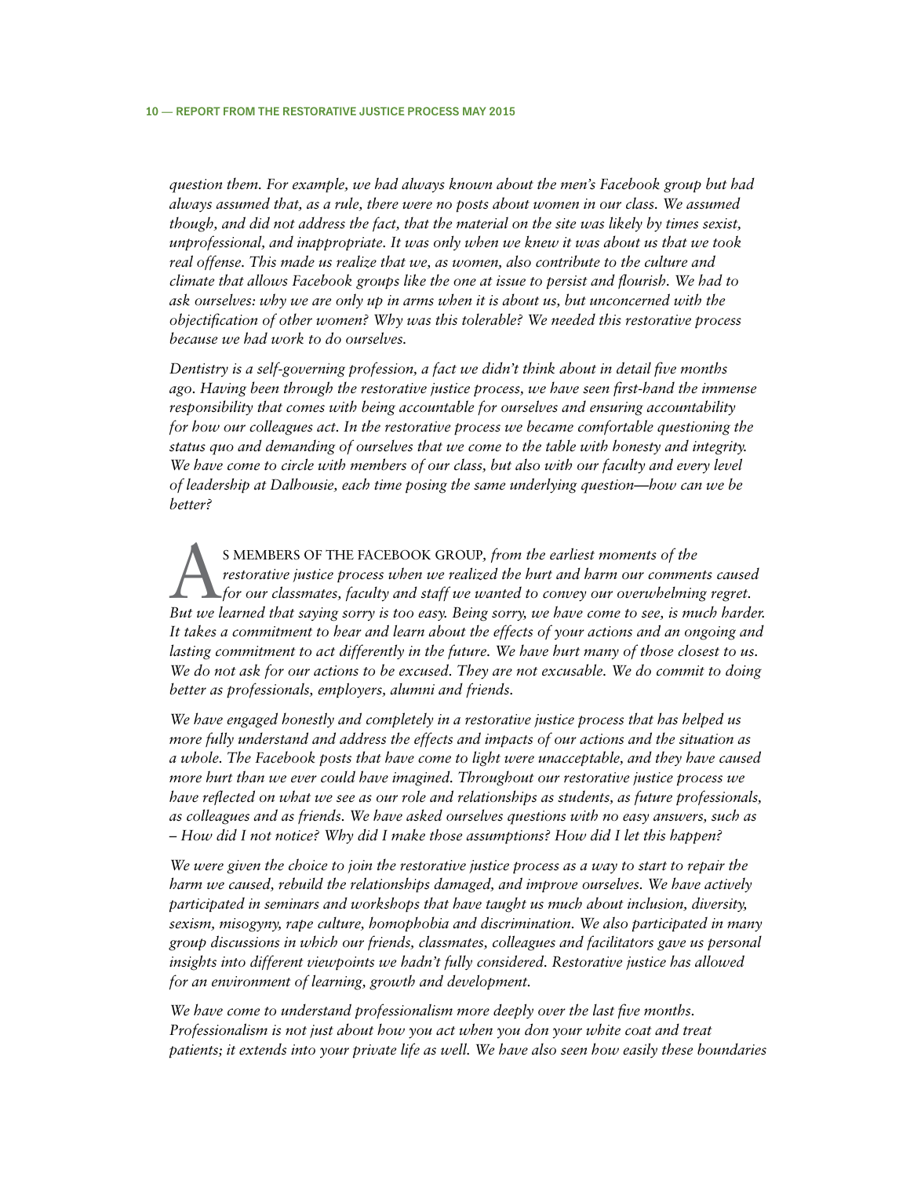*question them. For example, we had always known about the men's Facebook group but had always assumed that, as a rule, there were no posts about women in our class. We assumed though, and did not address the fact, that the material on the site was likely by times sexist, unprofessional, and inappropriate. It was only when we knew it was about us that we took real offense. This made us realize that we, as women, also contribute to the culture and climate that allows Facebook groups like the one at issue to persist and flourish. We had to ask ourselves: why we are only up in arms when it is about us, but unconcerned with the objectification of other women? Why was this tolerable? We needed this restorative process because we had work to do ourselves.*

*Dentistry is a self-governing profession, a fact we didn't think about in detail five months ago. Having been through the restorative justice process, we have seen first-hand the immense responsibility that comes with being accountable for ourselves and ensuring accountability for how our colleagues act. In the restorative process we became comfortable questioning the status quo and demanding of ourselves that we come to the table with honesty and integrity. We have come to circle with members of our class, but also with our faculty and every level of leadership at Dalhousie, each time posing the same underlying question—how can we be better?*

AS MEMBERS OF THE FACEBOOK GROUP, *from the earliest moments of the restorative justice process when we realized the hurt and harm our comments caused for our classmates, faculty and staff we wanted to convey our overwhelming regret. But we learned that saying sorry is too easy. Being sorry, we have come to see, is much harder. It takes a commitment to hear and learn about the effects of your actions and an ongoing and lasting commitment to act differently in the future. We have hurt many of those closest to us. We do not ask for our actions to be excused. They are not excusable. We do commit to doing better as professionals, employers, alumni and friends.*

*We have engaged honestly and completely in a restorative justice process that has helped us more fully understand and address the effects and impacts of our actions and the situation as a whole. The Facebook posts that have come to light were unacceptable, and they have caused more hurt than we ever could have imagined. Throughout our restorative justice process we have reflected on what we see as our role and relationships as students, as future professionals, as colleagues and as friends. We have asked ourselves questions with no easy answers, such as – How did I not notice? Why did I make those assumptions? How did I let this happen?*

*We were given the choice to join the restorative justice process as a way to start to repair the harm we caused, rebuild the relationships damaged, and improve ourselves. We have actively participated in seminars and workshops that have taught us much about inclusion, diversity, sexism, misogyny, rape culture, homophobia and discrimination. We also participated in many group discussions in which our friends, classmates, colleagues and facilitators gave us personal insights into different viewpoints we hadn't fully considered. Restorative justice has allowed for an environment of learning, growth and development.*

*We have come to understand professionalism more deeply over the last five months. Professionalism is not just about how you act when you don your white coat and treat patients; it extends into your private life as well. We have also seen how easily these boundaries*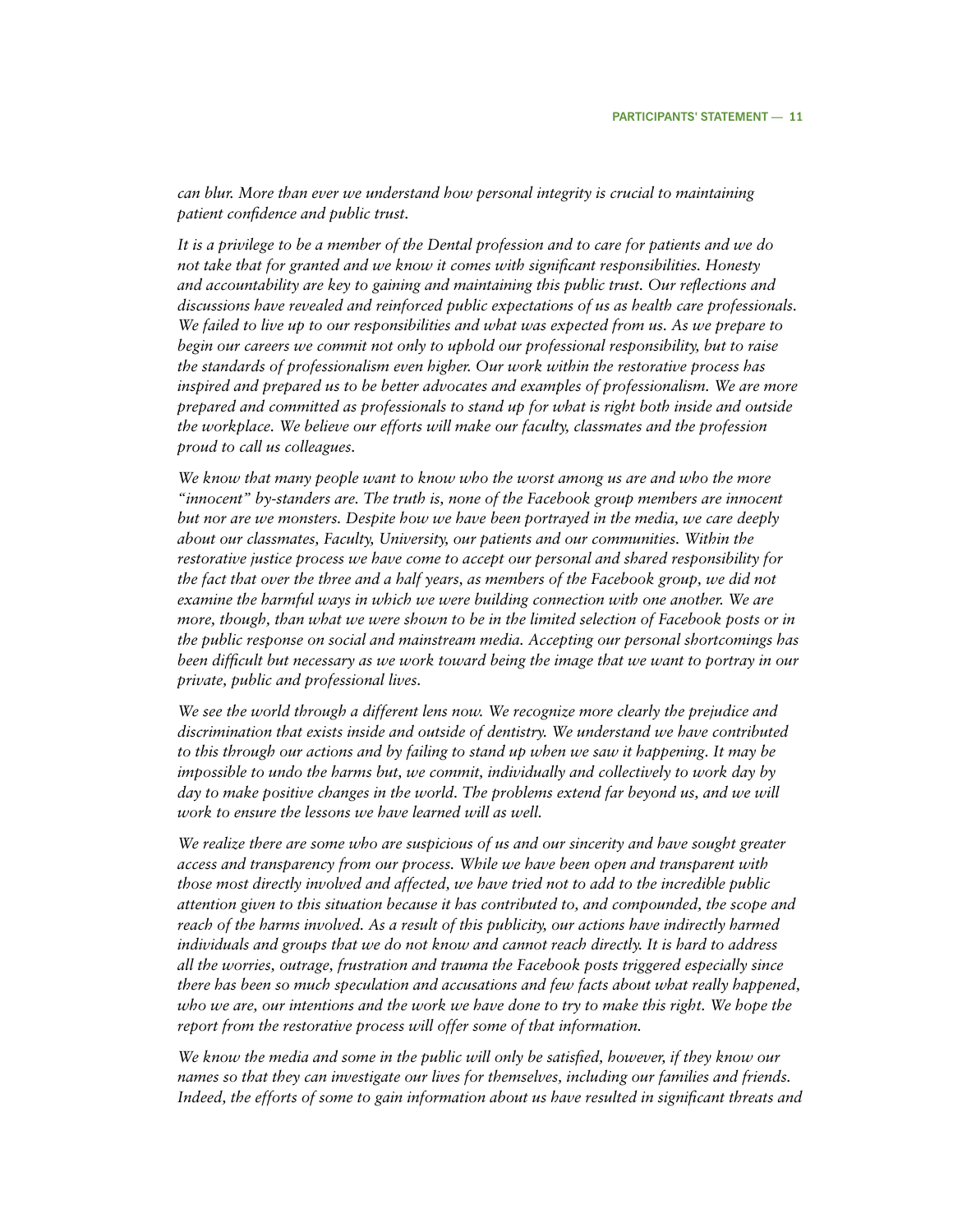*can blur. More than ever we understand how personal integrity is crucial to maintaining patient confidence and public trust.*

*It is a privilege to be a member of the Dental profession and to care for patients and we do not take that for granted and we know it comes with significant responsibilities. Honesty and accountability are key to gaining and maintaining this public trust. Our reflections and discussions have revealed and reinforced public expectations of us as health care professionals. We failed to live up to our responsibilities and what was expected from us. As we prepare to begin our careers we commit not only to uphold our professional responsibility, but to raise the standards of professionalism even higher. Our work within the restorative process has inspired and prepared us to be better advocates and examples of professionalism. We are more prepared and committed as professionals to stand up for what is right both inside and outside the workplace. We believe our efforts will make our faculty, classmates and the profession proud to call us colleagues.*

*We know that many people want to know who the worst among us are and who the more "innocent" by-standers are. The truth is, none of the Facebook group members are innocent but nor are we monsters. Despite how we have been portrayed in the media, we care deeply about our classmates, Faculty, University, our patients and our communities. Within the restorative justice process we have come to accept our personal and shared responsibility for the fact that over the three and a half years, as members of the Facebook group, we did not examine the harmful ways in which we were building connection with one another. We are more, though, than what we were shown to be in the limited selection of Facebook posts or in the public response on social and mainstream media. Accepting our personal shortcomings has been difficult but necessary as we work toward being the image that we want to portray in our private, public and professional lives.*

*We see the world through a different lens now. We recognize more clearly the prejudice and discrimination that exists inside and outside of dentistry. We understand we have contributed to this through our actions and by failing to stand up when we saw it happening. It may be impossible to undo the harms but, we commit, individually and collectively to work day by day to make positive changes in the world. The problems extend far beyond us, and we will work to ensure the lessons we have learned will as well.*

*We realize there are some who are suspicious of us and our sincerity and have sought greater access and transparency from our process. While we have been open and transparent with those most directly involved and affected, we have tried not to add to the incredible public attention given to this situation because it has contributed to, and compounded, the scope and reach of the harms involved. As a result of this publicity, our actions have indirectly harmed individuals and groups that we do not know and cannot reach directly. It is hard to address all the worries, outrage, frustration and trauma the Facebook posts triggered especially since there has been so much speculation and accusations and few facts about what really happened, who we are, our intentions and the work we have done to try to make this right. We hope the report from the restorative process will offer some of that information.*

*We know the media and some in the public will only be satisfied, however, if they know our names so that they can investigate our lives for themselves, including our families and friends. Indeed, the efforts of some to gain information about us have resulted in significant threats and*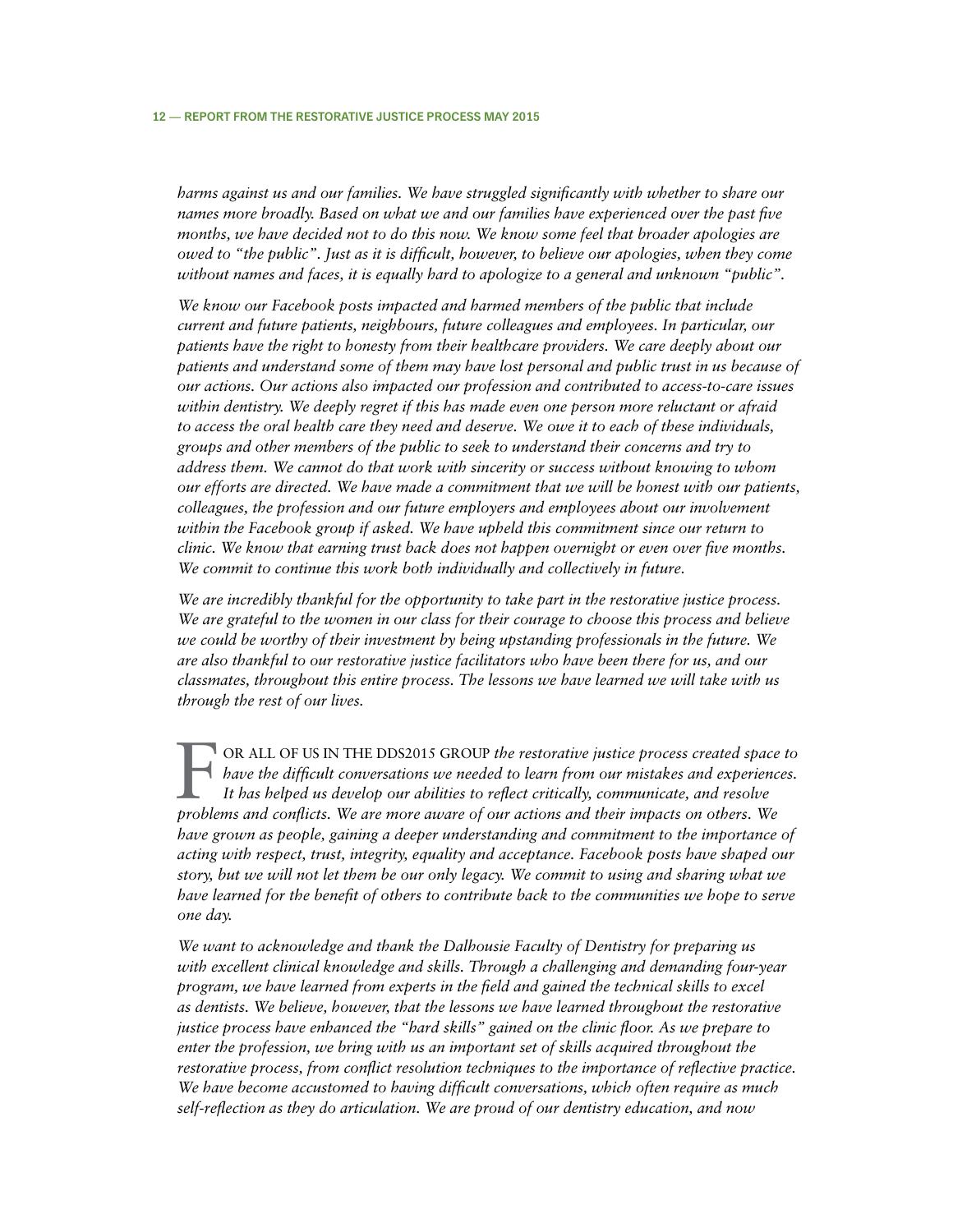*harms against us and our families. We have struggled significantly with whether to share our names more broadly. Based on what we and our families have experienced over the past five months, we have decided not to do this now. We know some feel that broader apologies are owed to "the public". Just as it is difficult, however, to believe our apologies, when they come without names and faces, it is equally hard to apologize to a general and unknown "public".*

*We know our Facebook posts impacted and harmed members of the public that include current and future patients, neighbours, future colleagues and employees. In particular, our patients have the right to honesty from their healthcare providers. We care deeply about our patients and understand some of them may have lost personal and public trust in us because of our actions. Our actions also impacted our profession and contributed to access-to-care issues within dentistry. We deeply regret if this has made even one person more reluctant or afraid to access the oral health care they need and deserve. We owe it to each of these individuals, groups and other members of the public to seek to understand their concerns and try to address them. We cannot do that work with sincerity or success without knowing to whom our efforts are directed. We have made a commitment that we will be honest with our patients, colleagues, the profession and our future employers and employees about our involvement within the Facebook group if asked. We have upheld this commitment since our return to clinic. We know that earning trust back does not happen overnight or even over five months. We commit to continue this work both individually and collectively in future.*

*We are incredibly thankful for the opportunity to take part in the restorative justice process. We are grateful to the women in our class for their courage to choose this process and believe we could be worthy of their investment by being upstanding professionals in the future. We are also thankful to our restorative justice facilitators who have been there for us, and our classmates, throughout this entire process. The lessons we have learned we will take with us through the rest of our lives.*

FOR ALL OF US IN THE DDS2015 GROUP *the restorative justice process created space to have the difficult conversations we needed to learn from our mistakes and experiences. It has helped us develop our abilities to reflect critically, communicate, and resolve problems and conflicts. We are more aware of our actions and their impacts on others. We have grown as people, gaining a deeper understanding and commitment to the importance of acting with respect, trust, integrity, equality and acceptance. Facebook posts have shaped our story, but we will not let them be our only legacy. We commit to using and sharing what we have learned for the benefit of others to contribute back to the communities we hope to serve one day.*

*We want to acknowledge and thank the Dalhousie Faculty of Dentistry for preparing us with excellent clinical knowledge and skills. Through a challenging and demanding four-year program, we have learned from experts in the field and gained the technical skills to excel as dentists. We believe, however, that the lessons we have learned throughout the restorative justice process have enhanced the "hard skills" gained on the clinic floor. As we prepare to enter the profession, we bring with us an important set of skills acquired throughout the restorative process, from conflict resolution techniques to the importance of reflective practice. We have become accustomed to having difficult conversations, which often require as much self-reflection as they do articulation. We are proud of our dentistry education, and now*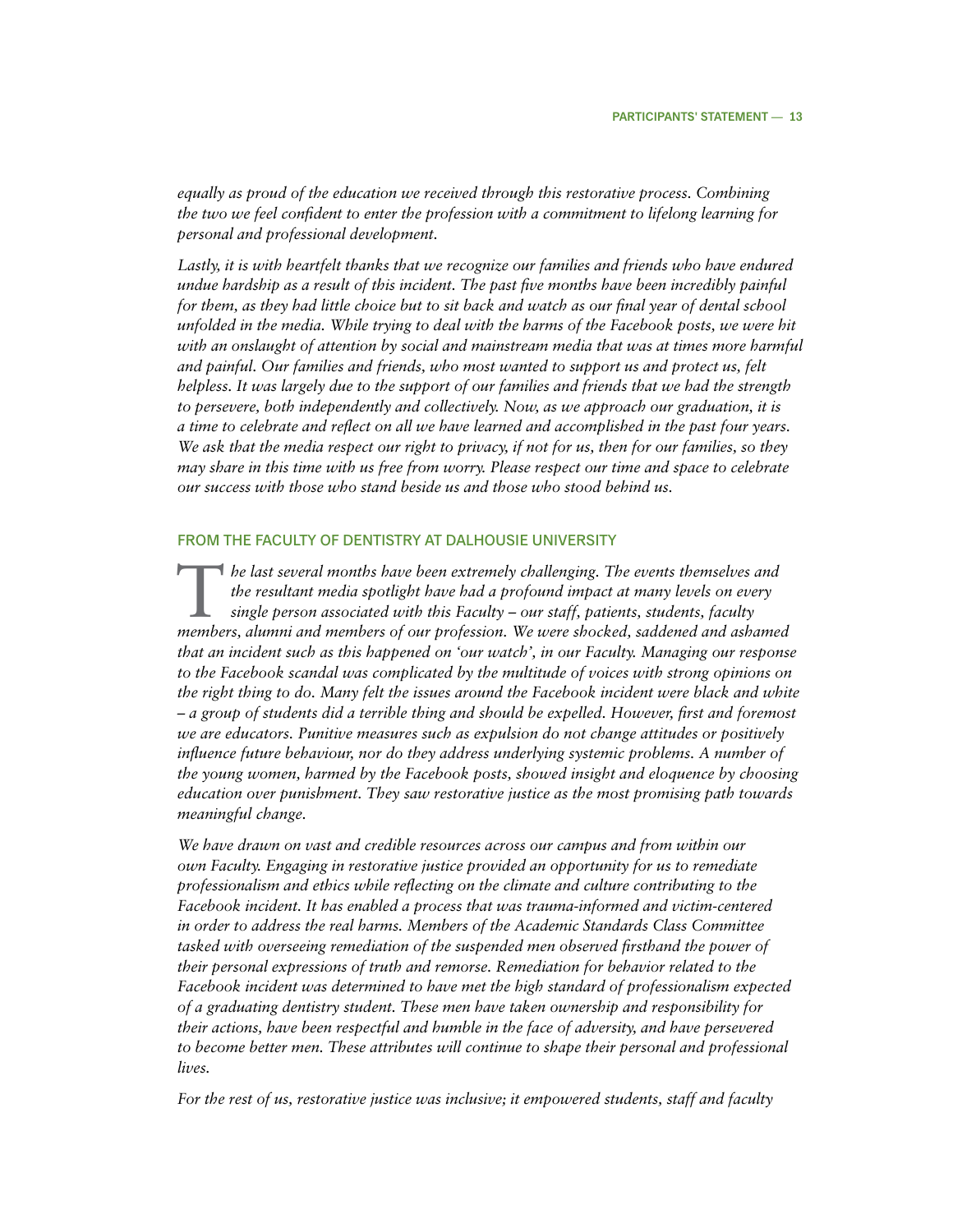*equally as proud of the education we received through this restorative process. Combining the two we feel confident to enter the profession with a commitment to lifelong learning for personal and professional development.*

*Lastly, it is with heartfelt thanks that we recognize our families and friends who have endured undue hardship as a result of this incident. The past five months have been incredibly painful for them, as they had little choice but to sit back and watch as our final year of dental school unfolded in the media. While trying to deal with the harms of the Facebook posts, we were hit with an onslaught of attention by social and mainstream media that was at times more harmful and painful. Our families and friends, who most wanted to support us and protect us, felt helpless. It was largely due to the support of our families and friends that we had the strength to persevere, both independently and collectively. Now, as we approach our graduation, it is a time to celebrate and reflect on all we have learned and accomplished in the past four years. We ask that the media respect our right to privacy, if not for us, then for our families, so they may share in this time with us free from worry. Please respect our time and space to celebrate our success with those who stand beside us and those who stood behind us.*

## FROM THE FACULTY OF DENTISTRY AT DALHOUSIE UNIVERSITY

*The last several months have been extremely challenging. The events themselves and the resultant media spotlight have had a profound impact at many levels on every single person associated with this Faculty – our staff, patients, students, faculty members, alumni and members of our profession. We were shocked, saddened and ashamed that an incident such as this happened on 'our watch', in our Faculty. Managing our response to the Facebook scandal was complicated by the multitude of voices with strong opinions on the right thing to do. Many felt the issues around the Facebook incident were black and white – a group of students did a terrible thing and should be expelled. However, first and foremost we are educators. Punitive measures such as expulsion do not change attitudes or positively influence future behaviour, nor do they address underlying systemic problems. A number of the young women, harmed by the Facebook posts, showed insight and eloquence by choosing education over punishment. They saw restorative justice as the most promising path towards meaningful change.*

*We have drawn on vast and credible resources across our campus and from within our own Faculty. Engaging in restorative justice provided an opportunity for us to remediate professionalism and ethics while reflecting on the climate and culture contributing to the Facebook incident. It has enabled a process that was trauma-informed and victim-centered in order to address the real harms. Members of the Academic Standards Class Committee tasked with overseeing remediation of the suspended men observed firsthand the power of their personal expressions of truth and remorse. Remediation for behavior related to the Facebook incident was determined to have met the high standard of professionalism expected of a graduating dentistry student. These men have taken ownership and responsibility for their actions, have been respectful and humble in the face of adversity, and have persevered to become better men. These attributes will continue to shape their personal and professional lives.*

*For the rest of us, restorative justice was inclusive; it empowered students, staff and faculty*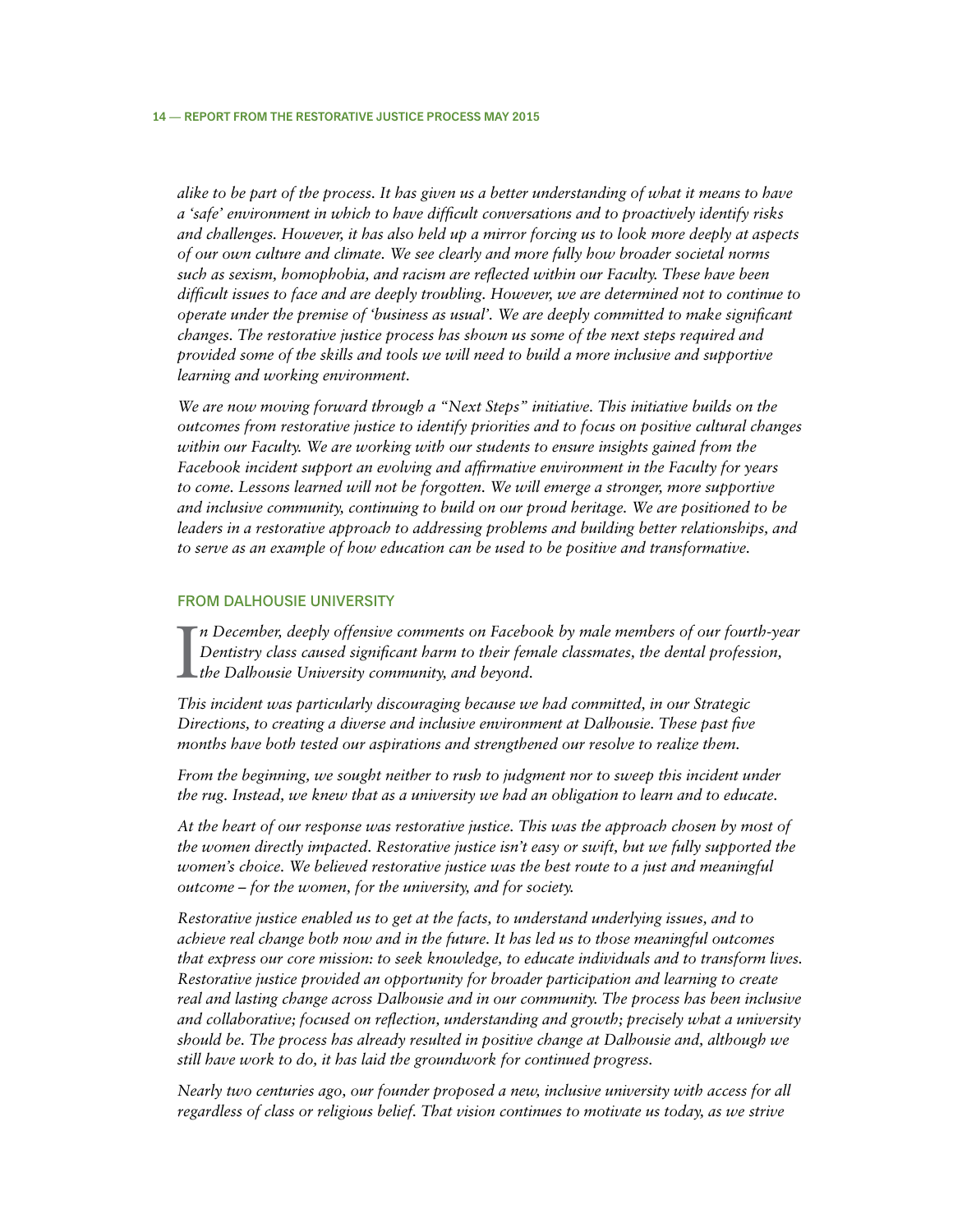*alike to be part of the process. It has given us a better understanding of what it means to have a 'safe' environment in which to have difficult conversations and to proactively identify risks and challenges. However, it has also held up a mirror forcing us to look more deeply at aspects of our own culture and climate. We see clearly and more fully how broader societal norms such as sexism, homophobia, and racism are reflected within our Faculty. These have been difficult issues to face and are deeply troubling. However, we are determined not to continue to operate under the premise of 'business as usual'. We are deeply committed to make significant changes. The restorative justice process has shown us some of the next steps required and provided some of the skills and tools we will need to build a more inclusive and supportive learning and working environment.*

*We are now moving forward through a "Next Steps" initiative. This initiative builds on the outcomes from restorative justice to identify priorities and to focus on positive cultural changes within our Faculty. We are working with our students to ensure insights gained from the Facebook incident support an evolving and affirmative environment in the Faculty for years to come. Lessons learned will not be forgotten. We will emerge a stronger, more supportive and inclusive community, continuing to build on our proud heritage. We are positioned to be leaders in a restorative approach to addressing problems and building better relationships, and to serve as an example of how education can be used to be positive and transformative.*

## FROM DALHOUSIE UNIVERSITY

*In December, deeply offensive comments on Facebook by male members of our fourth-year Dentistry class caused significant harm to their female classmates, the dental profession, the Dalhousie University community, and beyond.*

*This incident was particularly discouraging because we had committed, in our Strategic Directions, to creating a diverse and inclusive environment at Dalhousie. These past five months have both tested our aspirations and strengthened our resolve to realize them.*

*From the beginning, we sought neither to rush to judgment nor to sweep this incident under the rug. Instead, we knew that as a university we had an obligation to learn and to educate.*

*At the heart of our response was restorative justice. This was the approach chosen by most of the women directly impacted. Restorative justice isn't easy or swift, but we fully supported the women's choice. We believed restorative justice was the best route to a just and meaningful outcome – for the women, for the university, and for society.*

*Restorative justice enabled us to get at the facts, to understand underlying issues, and to achieve real change both now and in the future. It has led us to those meaningful outcomes that express our core mission: to seek knowledge, to educate individuals and to transform lives. Restorative justice provided an opportunity for broader participation and learning to create real and lasting change across Dalhousie and in our community. The process has been inclusive and collaborative; focused on reflection, understanding and growth; precisely what a university should be. The process has already resulted in positive change at Dalhousie and, although we still have work to do, it has laid the groundwork for continued progress.*

*Nearly two centuries ago, our founder proposed a new, inclusive university with access for all regardless of class or religious belief. That vision continues to motivate us today, as we strive*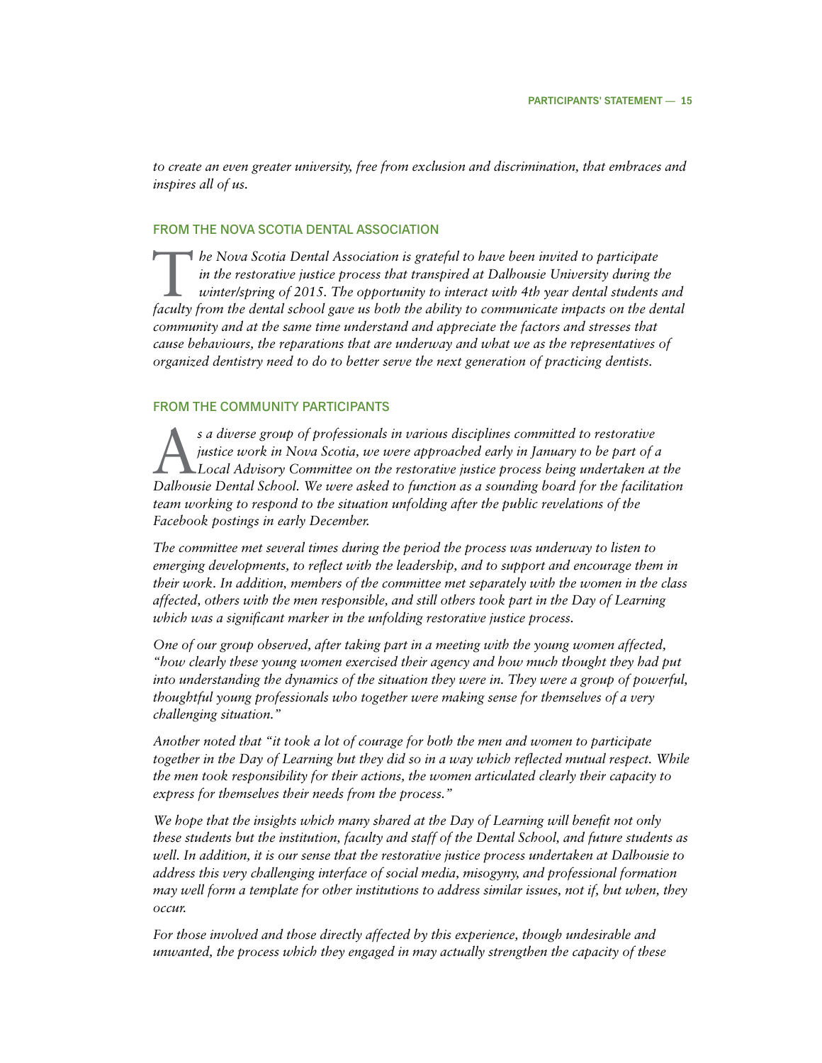*to create an even greater university, free from exclusion and discrimination, that embraces and inspires all of us.*

## FROM THE NOVA SCOTIA DENTAL ASSOCIATION

*The Nova Scotia Dental Association is grateful to have been invited to participate in the restorative justice process that transpired at Dalhousie University during the winter/spring of 2015. The opportunity to interact with 4th year dental students and faculty from the dental school gave us both the ability to communicate impacts on the dental community and at the same time understand and appreciate the factors and stresses that cause behaviours, the reparations that are underway and what we as the representatives of organized dentistry need to do to better serve the next generation of practicing dentists.*

## FROM THE COMMUNITY PARTICIPANTS

*As a diverse group of professionals in various disciplines committed to restorative justice work in Nova Scotia, we were approached early in January to be part of a Local Advisory Committee on the restorative justice process being undertaken at the Dalhousie Dental School. We were asked to function as a sounding board for the facilitation team working to respond to the situation unfolding after the public revelations of the Facebook postings in early December.*

*The committee met several times during the period the process was underway to listen to emerging developments, to reflect with the leadership, and to support and encourage them in their work. In addition, members of the committee met separately with the women in the class affected, others with the men responsible, and still others took part in the Day of Learning which was a significant marker in the unfolding restorative justice process.*

*One of our group observed, after taking part in a meeting with the young women affected, "how clearly these young women exercised their agency and how much thought they had put into understanding the dynamics of the situation they were in. They were a group of powerful, thoughtful young professionals who together were making sense for themselves of a very challenging situation."*

*Another noted that "it took a lot of courage for both the men and women to participate together in the Day of Learning but they did so in a way which reflected mutual respect. While the men took responsibility for their actions, the women articulated clearly their capacity to express for themselves their needs from the process."*

*We hope that the insights which many shared at the Day of Learning will benefit not only these students but the institution, faculty and staff of the Dental School, and future students as well. In addition, it is our sense that the restorative justice process undertaken at Dalhousie to address this very challenging interface of social media, misogyny, and professional formation may well form a template for other institutions to address similar issues, not if, but when, they occur.*

*For those involved and those directly affected by this experience, though undesirable and unwanted, the process which they engaged in may actually strengthen the capacity of these*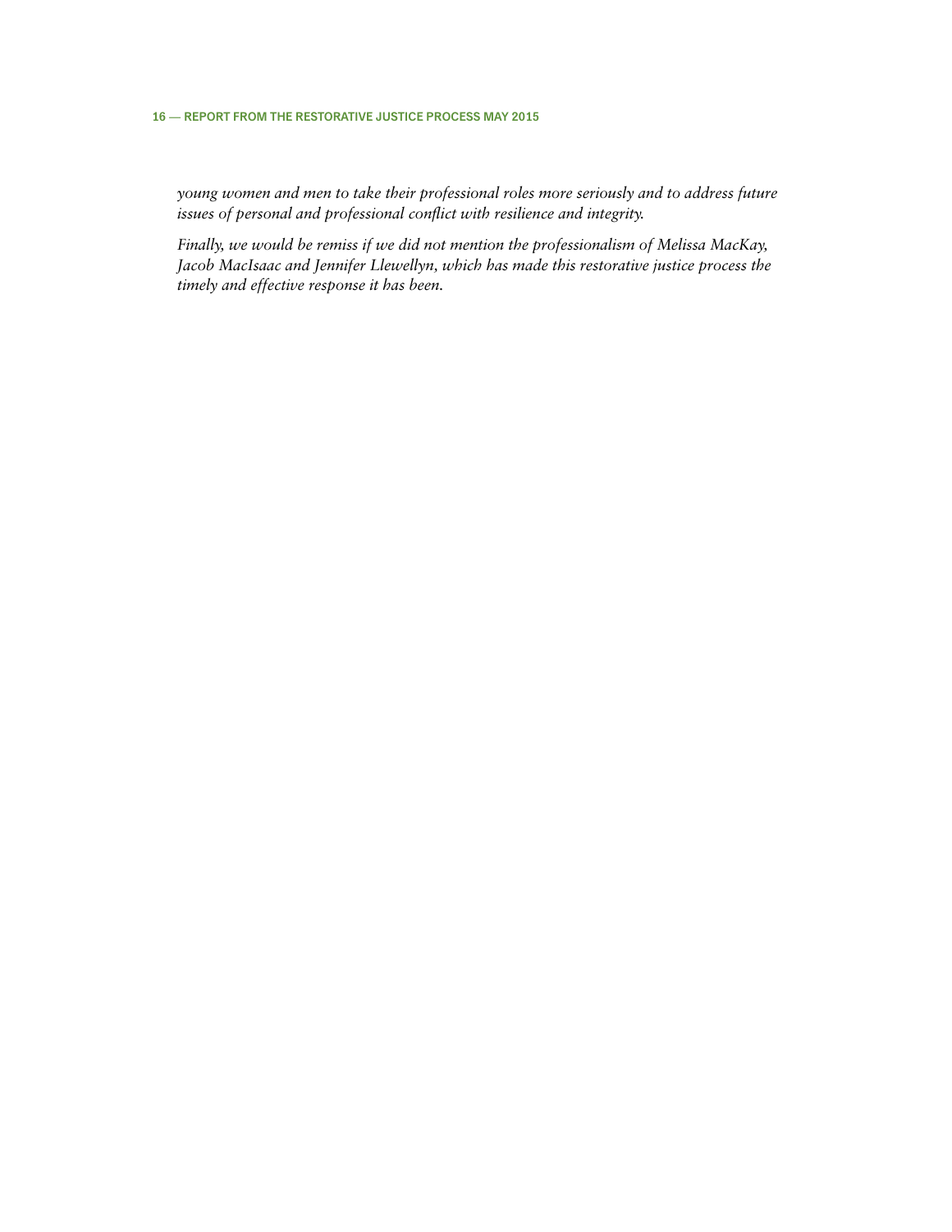*young women and men to take their professional roles more seriously and to address future issues of personal and professional conflict with resilience and integrity.*

*Finally, we would be remiss if we did not mention the professionalism of Melissa MacKay, Jacob MacIsaac and Jennifer Llewellyn, which has made this restorative justice process the timely and effective response it has been.*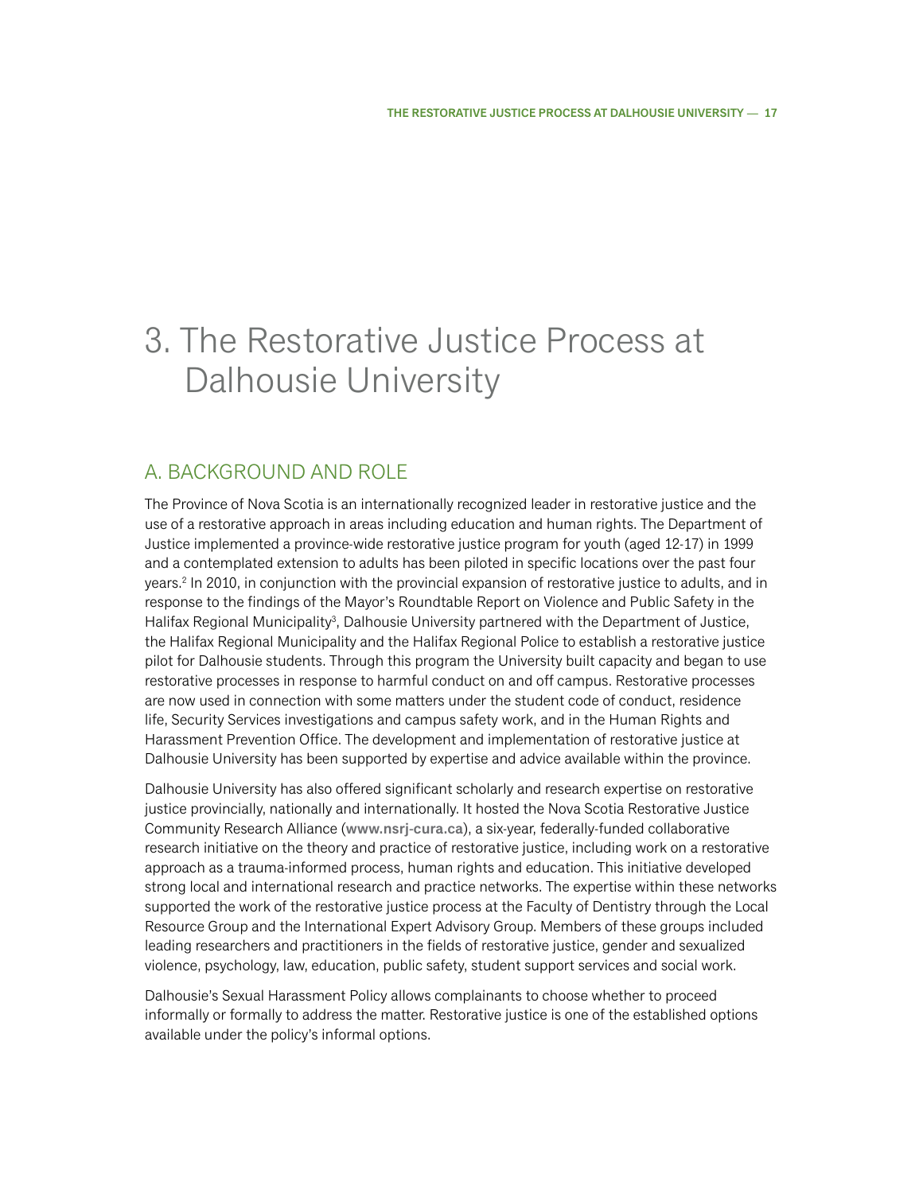# 3. The Restorative Justice Process at Dalhousie University

## A. BACKGROUND AND ROLE

The Province of Nova Scotia is an internationally recognized leader in restorative justice and the use of a restorative approach in areas including education and human rights. The Department of Justice implemented a province-wide restorative justice program for youth (aged 12-17) in 1999 and a contemplated extension to adults has been piloted in specific locations over the past four years.[2] In 2010, in conjunction with the provincial expansion of restorative justice to adults, and in response to the findings of the Mayor's Roundtable Report on Violence and Public Safety in the Halifax Regional Municipality[3], Dalhousie University partnered with the Department of Justice, the Halifax Regional Municipality and the Halifax Regional Police to establish a restorative justice pilot for Dalhousie students. Through this program the University built capacity and began to use restorative processes in response to harmful conduct on and off campus. Restorative processes are now used in connection with some matters under the student code of conduct, residence life, Security Services investigations and campus safety work, and in the Human Rights and Harassment Prevention Office. The development and implementation of restorative justice at Dalhousie University has been supported by expertise and advice available within the province.

Dalhousie University has also offered significant scholarly and research expertise on restorative justice provincially, nationally and internationally. It hosted the Nova Scotia Restorative Justice Community Research Alliance (**www.nsrj-cura.ca**), a six-year, federally-funded collaborative research initiative on the theory and practice of restorative justice, including work on a restorative approach as a trauma-informed process, human rights and education. This initiative developed strong local and international research and practice networks. The expertise within these networks supported the work of the restorative justice process at the Faculty of Dentistry through the Local Resource Group and the International Expert Advisory Group. Members of these groups included leading researchers and practitioners in the fields of restorative justice, gender and sexualized violence, psychology, law, education, public safety, student support services and social work.

Dalhousie's Sexual Harassment Policy allows complainants to choose whether to proceed informally or formally to address the matter. Restorative justice is one of the established options available under the policy's informal options.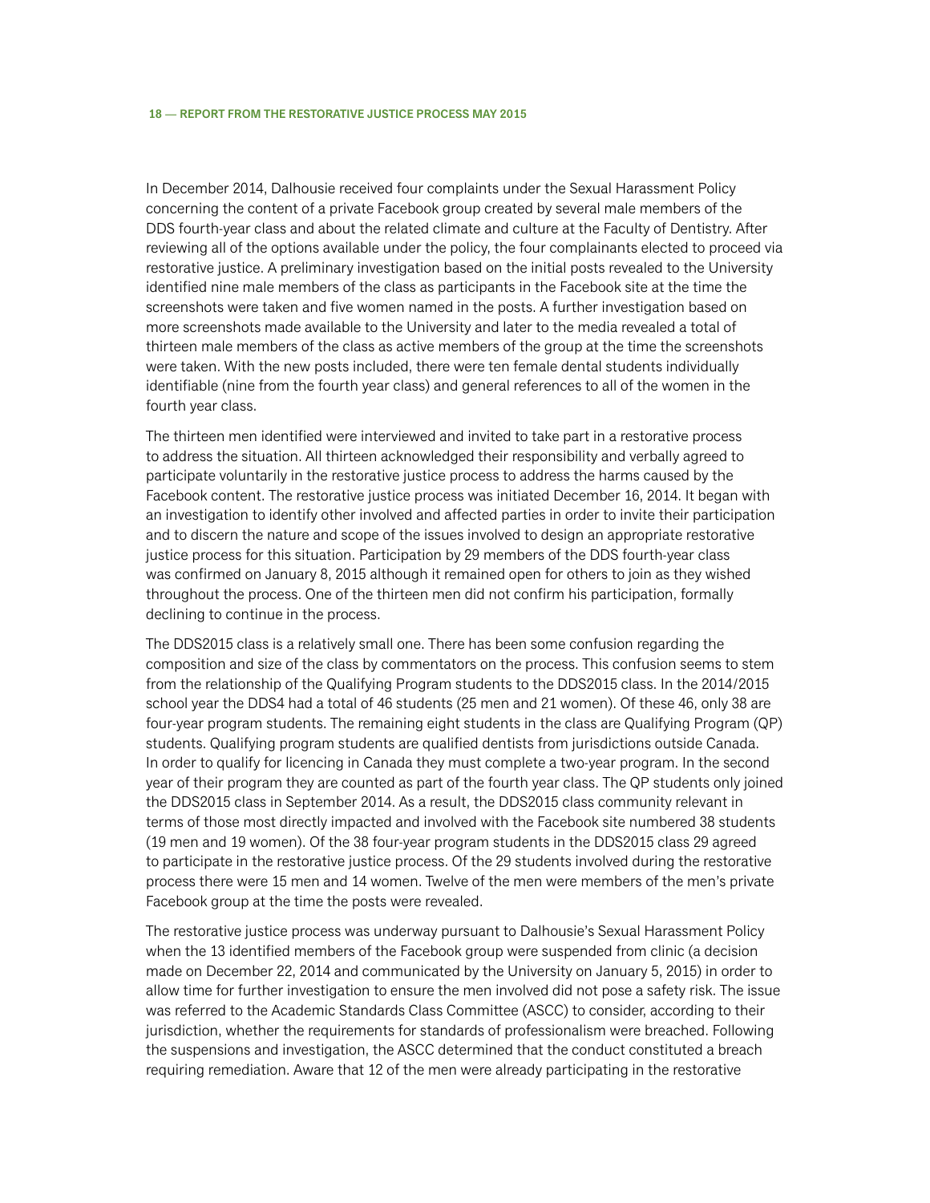In December 2014, Dalhousie received four complaints under the Sexual Harassment Policy concerning the content of a private Facebook group created by several male members of the DDS fourth-year class and about the related climate and culture at the Faculty of Dentistry. After reviewing all of the options available under the policy, the four complainants elected to proceed via restorative justice. A preliminary investigation based on the initial posts revealed to the University identified nine male members of the class as participants in the Facebook site at the time the screenshots were taken and five women named in the posts. A further investigation based on more screenshots made available to the University and later to the media revealed a total of thirteen male members of the class as active members of the group at the time the screenshots were taken. With the new posts included, there were ten female dental students individually identifiable (nine from the fourth year class) and general references to all of the women in the fourth year class.

The thirteen men identified were interviewed and invited to take part in a restorative process to address the situation. All thirteen acknowledged their responsibility and verbally agreed to participate voluntarily in the restorative justice process to address the harms caused by the Facebook content. The restorative justice process was initiated December 16, 2014. It began with an investigation to identify other involved and affected parties in order to invite their participation and to discern the nature and scope of the issues involved to design an appropriate restorative justice process for this situation. Participation by 29 members of the DDS fourth-year class was confirmed on January 8, 2015 although it remained open for others to join as they wished throughout the process. One of the thirteen men did not confirm his participation, formally declining to continue in the process.

The DDS2015 class is a relatively small one. There has been some confusion regarding the composition and size of the class by commentators on the process. This confusion seems to stem from the relationship of the Qualifying Program students to the DDS2015 class. In the 2014/2015 school year the DDS4 had a total of 46 students (25 men and 21 women). Of these 46, only 38 are four-year program students. The remaining eight students in the class are Qualifying Program (QP) students. Qualifying program students are qualified dentists from jurisdictions outside Canada. In order to qualify for licencing in Canada they must complete a two-year program. In the second year of their program they are counted as part of the fourth year class. The QP students only joined the DDS2015 class in September 2014. As a result, the DDS2015 class community relevant in terms of those most directly impacted and involved with the Facebook site numbered 38 students (19 men and 19 women). Of the 38 four-year program students in the DDS2015 class 29 agreed to participate in the restorative justice process. Of the 29 students involved during the restorative process there were 15 men and 14 women. Twelve of the men were members of the men's private Facebook group at the time the posts were revealed.

The restorative justice process was underway pursuant to Dalhousie's Sexual Harassment Policy when the 13 identified members of the Facebook group were suspended from clinic (a decision made on December 22, 2014 and communicated by the University on January 5, 2015) in order to allow time for further investigation to ensure the men involved did not pose a safety risk. The issue was referred to the Academic Standards Class Committee (ASCC) to consider, according to their jurisdiction, whether the requirements for standards of professionalism were breached. Following the suspensions and investigation, the ASCC determined that the conduct constituted a breach requiring remediation. Aware that 12 of the men were already participating in the restorative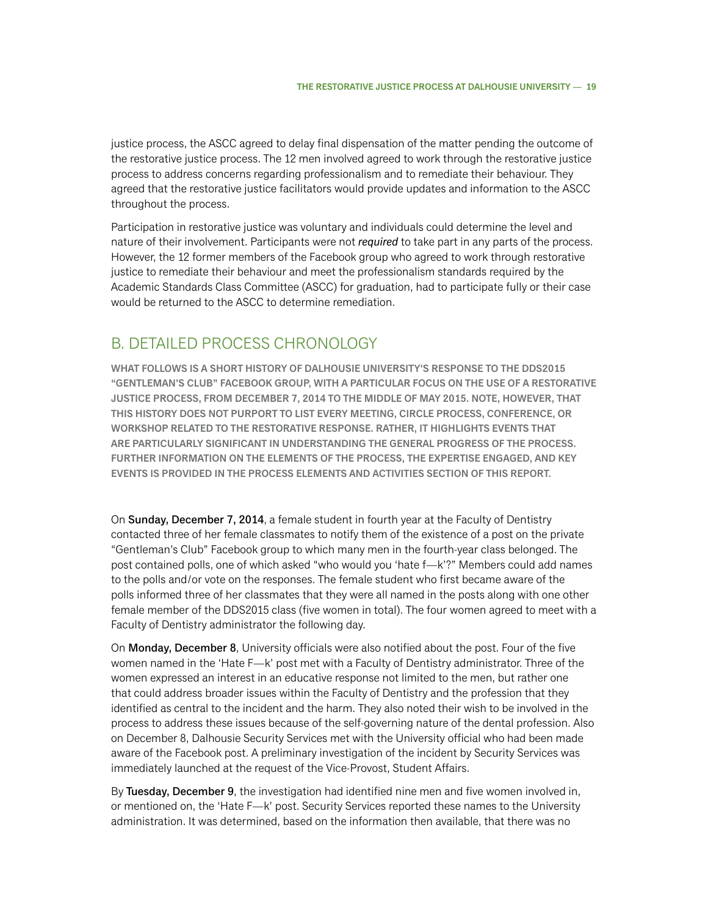justice process, the ASCC agreed to delay final dispensation of the matter pending the outcome of the restorative justice process. The 12 men involved agreed to work through the restorative justice process to address concerns regarding professionalism and to remediate their behaviour. They agreed that the restorative justice facilitators would provide updates and information to the ASCC throughout the process.

Participation in restorative justice was voluntary and individuals could determine the level and nature of their involvement. Participants were not ***required*** to take part in any parts of the process. However, the 12 former members of the Facebook group who agreed to work through restorative justice to remediate their behaviour and meet the professionalism standards required by the Academic Standards Class Committee (ASCC) for graduation, had to participate fully or their case would be returned to the ASCC to determine remediation.

## B. DETAILED PROCESS CHRONOLOGY

**WHAT FOLLOWS IS A SHORT HISTORY OF DALHOUSIE UNIVERSITY'S RESPONSE TO THE DDS2015 "GENTLEMAN'S CLUB" FACEBOOK GROUP, WITH A PARTICULAR FOCUS ON THE USE OF A RESTORATIVE JUSTICE PROCESS, FROM DECEMBER 7, 2014 TO THE MIDDLE OF MAY 2015. NOTE, HOWEVER, THAT THIS HISTORY DOES NOT PURPORT TO LIST EVERY MEETING, CIRCLE PROCESS, CONFERENCE, OR WORKSHOP RELATED TO THE RESTORATIVE RESPONSE. RATHER, IT HIGHLIGHTS EVENTS THAT ARE PARTICULARLY SIGNIFICANT IN UNDERSTANDING THE GENERAL PROGRESS OF THE PROCESS. FURTHER INFORMATION ON THE ELEMENTS OF THE PROCESS, THE EXPERTISE ENGAGED, AND KEY EVENTS IS PROVIDED IN THE PROCESS ELEMENTS AND ACTIVITIES SECTION OF THIS REPORT.**

On **Sunday, December 7, 2014**, a female student in fourth year at the Faculty of Dentistry contacted three of her female classmates to notify them of the existence of a post on the private "Gentleman's Club" Facebook group to which many men in the fourth-year class belonged. The post contained polls, one of which asked "who would you 'hate f—k'?" Members could add names to the polls and/or vote on the responses. The female student who first became aware of the polls informed three of her classmates that they were all named in the posts along with one other female member of the DDS2015 class (five women in total). The four women agreed to meet with a Faculty of Dentistry administrator the following day.

On **Monday, December 8**, University officials were also notified about the post. Four of the five women named in the 'Hate F—k' post met with a Faculty of Dentistry administrator. Three of the women expressed an interest in an educative response not limited to the men, but rather one that could address broader issues within the Faculty of Dentistry and the profession that they identified as central to the incident and the harm. They also noted their wish to be involved in the process to address these issues because of the self-governing nature of the dental profession. Also on December 8, Dalhousie Security Services met with the University official who had been made aware of the Facebook post. A preliminary investigation of the incident by Security Services was immediately launched at the request of the Vice-Provost, Student Affairs.

By **Tuesday, December 9**, the investigation had identified nine men and five women involved in, or mentioned on, the 'Hate F—k' post. Security Services reported these names to the University administration. It was determined, based on the information then available, that there was no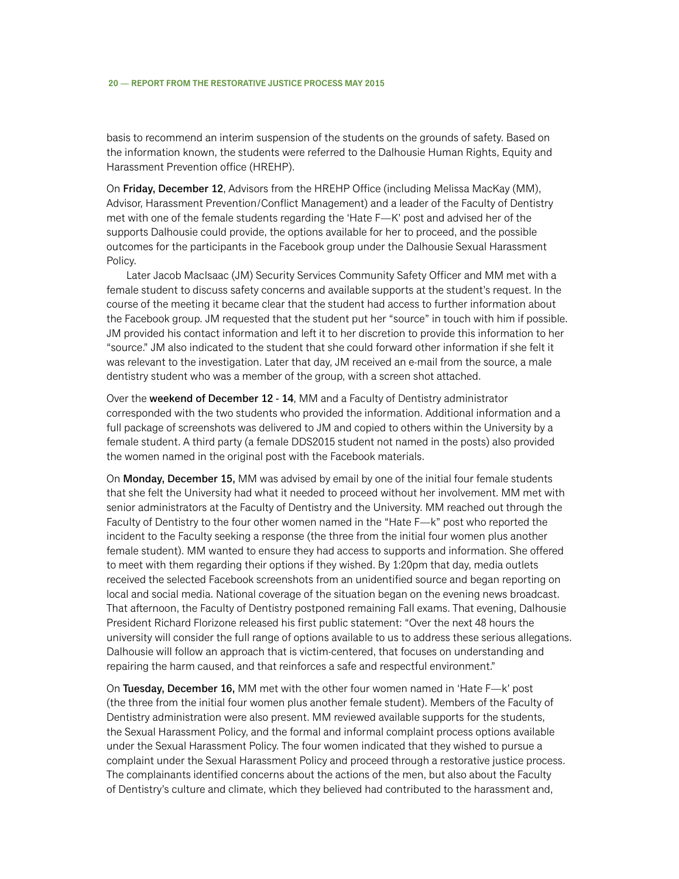basis to recommend an interim suspension of the students on the grounds of safety. Based on the information known, the students were referred to the Dalhousie Human Rights, Equity and Harassment Prevention office (HREHP).

On **Friday, December 12**, Advisors from the HREHP Office (including Melissa MacKay (MM), Advisor, Harassment Prevention/Conflict Management) and a leader of the Faculty of Dentistry met with one of the female students regarding the 'Hate F—K' post and advised her of the supports Dalhousie could provide, the options available for her to proceed, and the possible outcomes for the participants in the Facebook group under the Dalhousie Sexual Harassment Policy.

Later Jacob MacIsaac (JM) Security Services Community Safety Officer and MM met with a female student to discuss safety concerns and available supports at the student's request. In the course of the meeting it became clear that the student had access to further information about the Facebook group. JM requested that the student put her "source" in touch with him if possible. JM provided his contact information and left it to her discretion to provide this information to her "source." JM also indicated to the student that she could forward other information if she felt it was relevant to the investigation. Later that day, JM received an e-mail from the source, a male dentistry student who was a member of the group, with a screen shot attached.

Over the **weekend of December 12 - 14**, MM and a Faculty of Dentistry administrator corresponded with the two students who provided the information. Additional information and a full package of screenshots was delivered to JM and copied to others within the University by a female student. A third party (a female DDS2015 student not named in the posts) also provided the women named in the original post with the Facebook materials.

On **Monday, December 15,** MM was advised by email by one of the initial four female students that she felt the University had what it needed to proceed without her involvement. MM met with senior administrators at the Faculty of Dentistry and the University. MM reached out through the Faculty of Dentistry to the four other women named in the "Hate F—k" post who reported the incident to the Faculty seeking a response (the three from the initial four women plus another female student). MM wanted to ensure they had access to supports and information. She offered to meet with them regarding their options if they wished. By 1:20pm that day, media outlets received the selected Facebook screenshots from an unidentified source and began reporting on local and social media. National coverage of the situation began on the evening news broadcast. That afternoon, the Faculty of Dentistry postponed remaining Fall exams. That evening, Dalhousie President Richard Florizone released his first public statement: "Over the next 48 hours the university will consider the full range of options available to us to address these serious allegations. Dalhousie will follow an approach that is victim-centered, that focuses on understanding and repairing the harm caused, and that reinforces a safe and respectful environment."

On **Tuesday, December 16,** MM met with the other four women named in 'Hate F—k' post (the three from the initial four women plus another female student). Members of the Faculty of Dentistry administration were also present. MM reviewed available supports for the students, the Sexual Harassment Policy, and the formal and informal complaint process options available under the Sexual Harassment Policy. The four women indicated that they wished to pursue a complaint under the Sexual Harassment Policy and proceed through a restorative justice process. The complainants identified concerns about the actions of the men, but also about the Faculty of Dentistry's culture and climate, which they believed had contributed to the harassment and,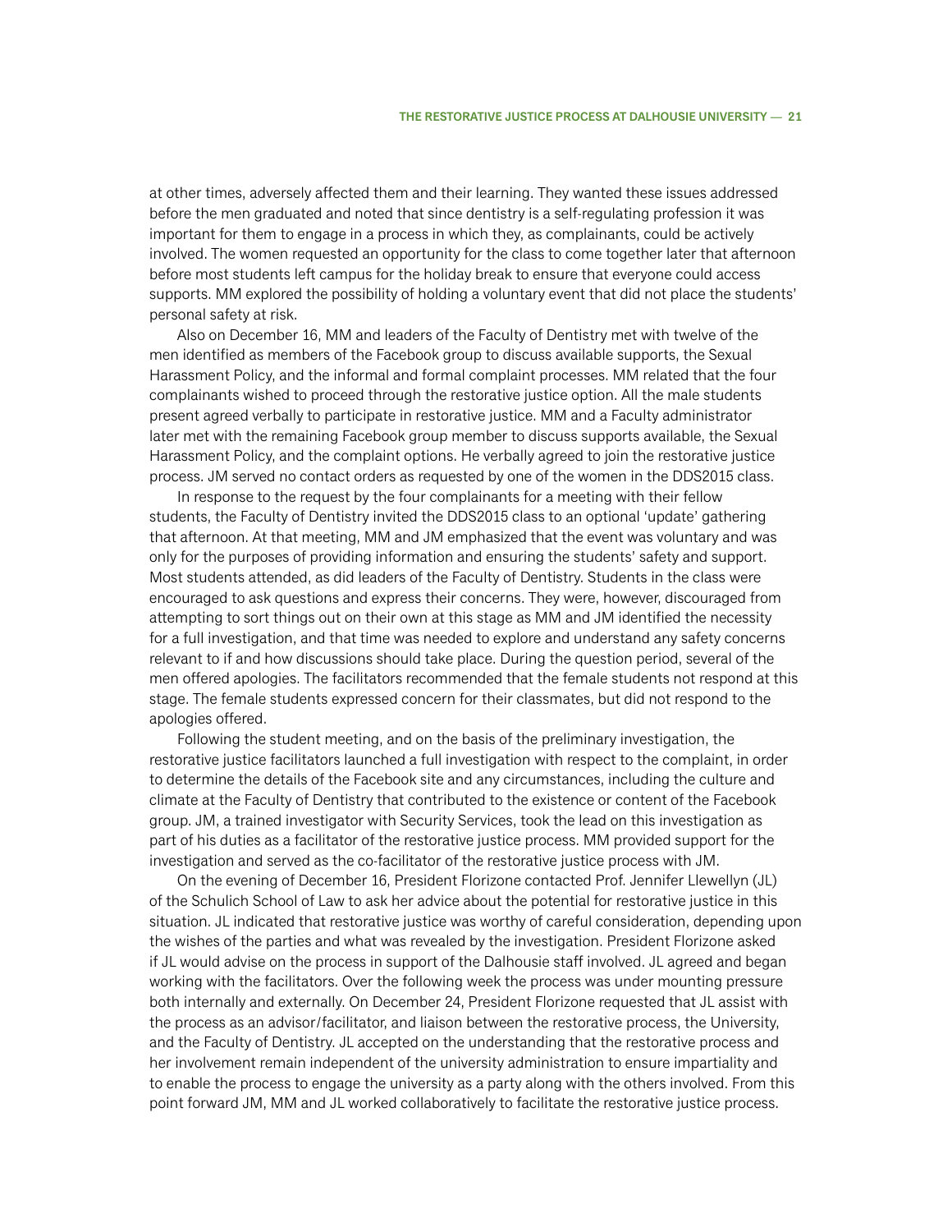at other times, adversely affected them and their learning. They wanted these issues addressed before the men graduated and noted that since dentistry is a self-regulating profession it was important for them to engage in a process in which they, as complainants, could be actively involved. The women requested an opportunity for the class to come together later that afternoon before most students left campus for the holiday break to ensure that everyone could access supports. MM explored the possibility of holding a voluntary event that did not place the students' personal safety at risk.

Also on December 16, MM and leaders of the Faculty of Dentistry met with twelve of the men identified as members of the Facebook group to discuss available supports, the Sexual Harassment Policy, and the informal and formal complaint processes. MM related that the four complainants wished to proceed through the restorative justice option. All the male students present agreed verbally to participate in restorative justice. MM and a Faculty administrator later met with the remaining Facebook group member to discuss supports available, the Sexual Harassment Policy, and the complaint options. He verbally agreed to join the restorative justice process. JM served no contact orders as requested by one of the women in the DDS2015 class.

In response to the request by the four complainants for a meeting with their fellow students, the Faculty of Dentistry invited the DDS2015 class to an optional 'update' gathering that afternoon. At that meeting, MM and JM emphasized that the event was voluntary and was only for the purposes of providing information and ensuring the students' safety and support. Most students attended, as did leaders of the Faculty of Dentistry. Students in the class were encouraged to ask questions and express their concerns. They were, however, discouraged from attempting to sort things out on their own at this stage as MM and JM identified the necessity for a full investigation, and that time was needed to explore and understand any safety concerns relevant to if and how discussions should take place. During the question period, several of the men offered apologies. The facilitators recommended that the female students not respond at this stage. The female students expressed concern for their classmates, but did not respond to the apologies offered.

Following the student meeting, and on the basis of the preliminary investigation, the restorative justice facilitators launched a full investigation with respect to the complaint, in order to determine the details of the Facebook site and any circumstances, including the culture and climate at the Faculty of Dentistry that contributed to the existence or content of the Facebook group. JM, a trained investigator with Security Services, took the lead on this investigation as part of his duties as a facilitator of the restorative justice process. MM provided support for the investigation and served as the co-facilitator of the restorative justice process with JM.

On the evening of December 16, President Florizone contacted Prof. Jennifer Llewellyn (JL) of the Schulich School of Law to ask her advice about the potential for restorative justice in this situation. JL indicated that restorative justice was worthy of careful consideration, depending upon the wishes of the parties and what was revealed by the investigation. President Florizone asked if JL would advise on the process in support of the Dalhousie staff involved. JL agreed and began working with the facilitators. Over the following week the process was under mounting pressure both internally and externally. On December 24, President Florizone requested that JL assist with the process as an advisor/facilitator, and liaison between the restorative process, the University, and the Faculty of Dentistry. JL accepted on the understanding that the restorative process and her involvement remain independent of the university administration to ensure impartiality and to enable the process to engage the university as a party along with the others involved. From this point forward JM, MM and JL worked collaboratively to facilitate the restorative justice process.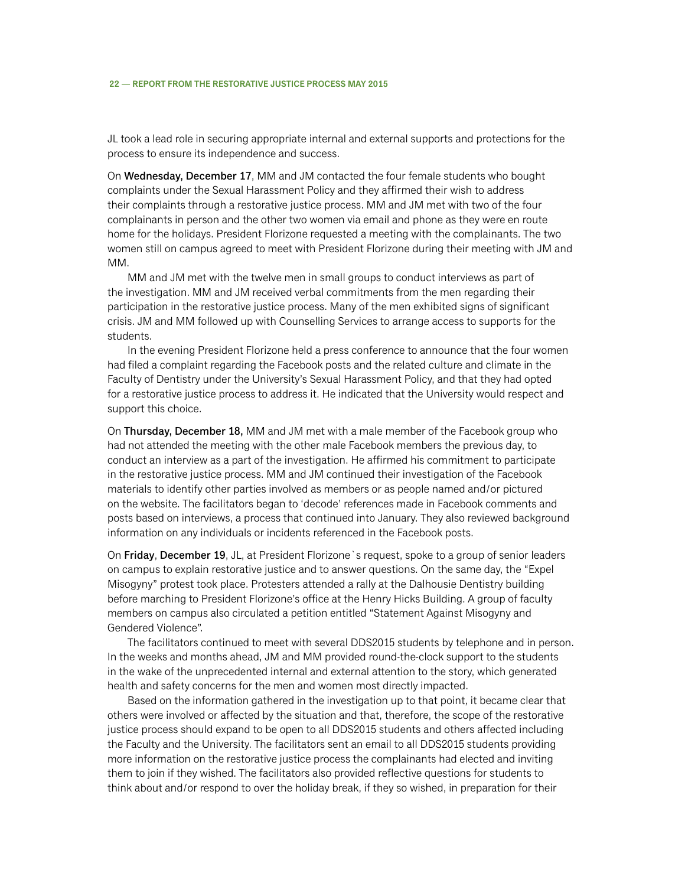JL took a lead role in securing appropriate internal and external supports and protections for the process to ensure its independence and success.

On **Wednesday, December 17**, MM and JM contacted the four female students who bought complaints under the Sexual Harassment Policy and they affirmed their wish to address their complaints through a restorative justice process. MM and JM met with two of the four complainants in person and the other two women via email and phone as they were en route home for the holidays. President Florizone requested a meeting with the complainants. The two women still on campus agreed to meet with President Florizone during their meeting with JM and MM.

MM and JM met with the twelve men in small groups to conduct interviews as part of the investigation. MM and JM received verbal commitments from the men regarding their participation in the restorative justice process. Many of the men exhibited signs of significant crisis. JM and MM followed up with Counselling Services to arrange access to supports for the students.

In the evening President Florizone held a press conference to announce that the four women had filed a complaint regarding the Facebook posts and the related culture and climate in the Faculty of Dentistry under the University's Sexual Harassment Policy, and that they had opted for a restorative justice process to address it. He indicated that the University would respect and support this choice.

On **Thursday, December 18,** MM and JM met with a male member of the Facebook group who had not attended the meeting with the other male Facebook members the previous day, to conduct an interview as a part of the investigation. He affirmed his commitment to participate in the restorative justice process. MM and JM continued their investigation of the Facebook materials to identify other parties involved as members or as people named and/or pictured on the website. The facilitators began to 'decode' references made in Facebook comments and posts based on interviews, a process that continued into January. They also reviewed background information on any individuals or incidents referenced in the Facebook posts.

On **Friday**, **December 19**, JL, at President Florizone`s request, spoke to a group of senior leaders on campus to explain restorative justice and to answer questions. On the same day, the "Expel Misogyny" protest took place. Protesters attended a rally at the Dalhousie Dentistry building before marching to President Florizone's office at the Henry Hicks Building. A group of faculty members on campus also circulated a petition entitled "Statement Against Misogyny and Gendered Violence".

The facilitators continued to meet with several DDS2015 students by telephone and in person. In the weeks and months ahead, JM and MM provided round-the-clock support to the students in the wake of the unprecedented internal and external attention to the story, which generated health and safety concerns for the men and women most directly impacted.

Based on the information gathered in the investigation up to that point, it became clear that others were involved or affected by the situation and that, therefore, the scope of the restorative justice process should expand to be open to all DDS2015 students and others affected including the Faculty and the University. The facilitators sent an email to all DDS2015 students providing more information on the restorative justice process the complainants had elected and inviting them to join if they wished. The facilitators also provided reflective questions for students to think about and/or respond to over the holiday break, if they so wished, in preparation for their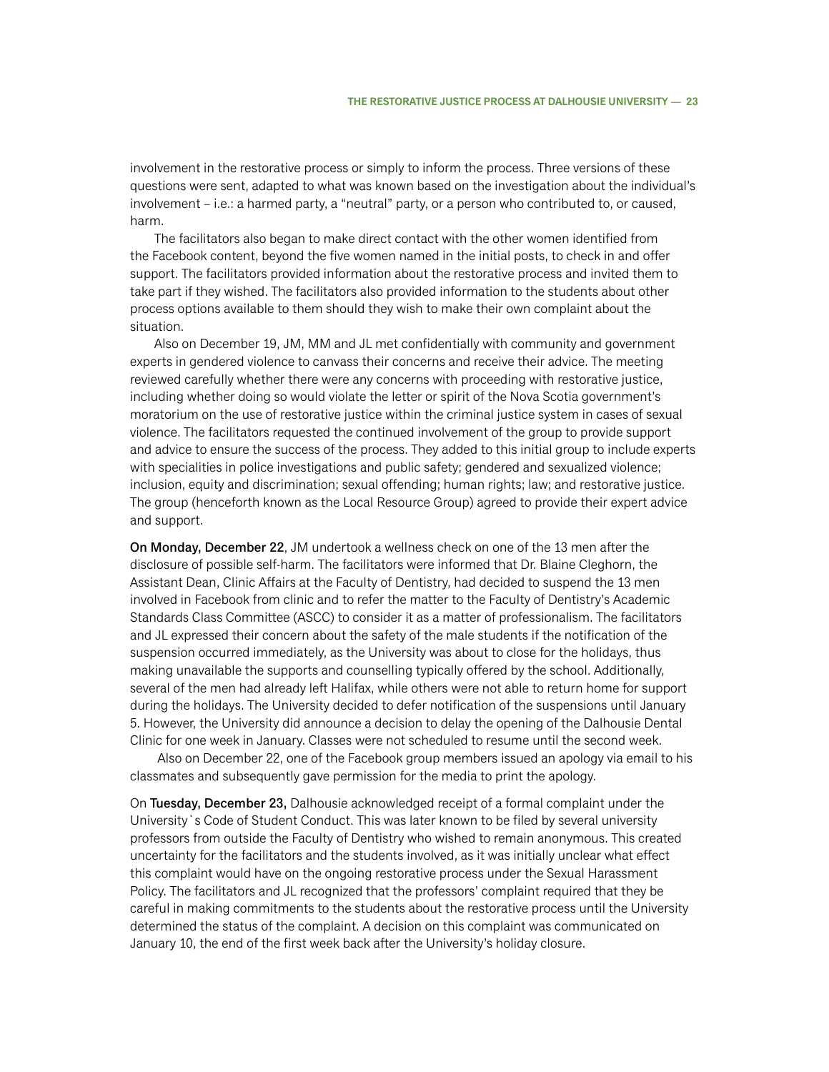involvement in the restorative process or simply to inform the process. Three versions of these questions were sent, adapted to what was known based on the investigation about the individual's involvement – i.e.: a harmed party, a "neutral" party, or a person who contributed to, or caused, harm.

The facilitators also began to make direct contact with the other women identified from the Facebook content, beyond the five women named in the initial posts, to check in and offer support. The facilitators provided information about the restorative process and invited them to take part if they wished. The facilitators also provided information to the students about other process options available to them should they wish to make their own complaint about the situation.

Also on December 19, JM, MM and JL met confidentially with community and government experts in gendered violence to canvass their concerns and receive their advice. The meeting reviewed carefully whether there were any concerns with proceeding with restorative justice, including whether doing so would violate the letter or spirit of the Nova Scotia government's moratorium on the use of restorative justice within the criminal justice system in cases of sexual violence. The facilitators requested the continued involvement of the group to provide support and advice to ensure the success of the process. They added to this initial group to include experts with specialities in police investigations and public safety; gendered and sexualized violence; inclusion, equity and discrimination; sexual offending; human rights; law; and restorative justice. The group (henceforth known as the Local Resource Group) agreed to provide their expert advice and support.

**On Monday, December 22**, JM undertook a wellness check on one of the 13 men after the disclosure of possible self-harm. The facilitators were informed that Dr. Blaine Cleghorn, the Assistant Dean, Clinic Affairs at the Faculty of Dentistry, had decided to suspend the 13 men involved in Facebook from clinic and to refer the matter to the Faculty of Dentistry's Academic Standards Class Committee (ASCC) to consider it as a matter of professionalism. The facilitators and JL expressed their concern about the safety of the male students if the notification of the suspension occurred immediately, as the University was about to close for the holidays, thus making unavailable the supports and counselling typically offered by the school. Additionally, several of the men had already left Halifax, while others were not able to return home for support during the holidays. The University decided to defer notification of the suspensions until January 5. However, the University did announce a decision to delay the opening of the Dalhousie Dental Clinic for one week in January. Classes were not scheduled to resume until the second week.

Also on December 22, one of the Facebook group members issued an apology via email to his classmates and subsequently gave permission for the media to print the apology.

On **Tuesday, December 23,** Dalhousie acknowledged receipt of a formal complaint under the University`s Code of Student Conduct. This was later known to be filed by several university professors from outside the Faculty of Dentistry who wished to remain anonymous. This created uncertainty for the facilitators and the students involved, as it was initially unclear what effect this complaint would have on the ongoing restorative process under the Sexual Harassment Policy. The facilitators and JL recognized that the professors' complaint required that they be careful in making commitments to the students about the restorative process until the University determined the status of the complaint. A decision on this complaint was communicated on January 10, the end of the first week back after the University's holiday closure.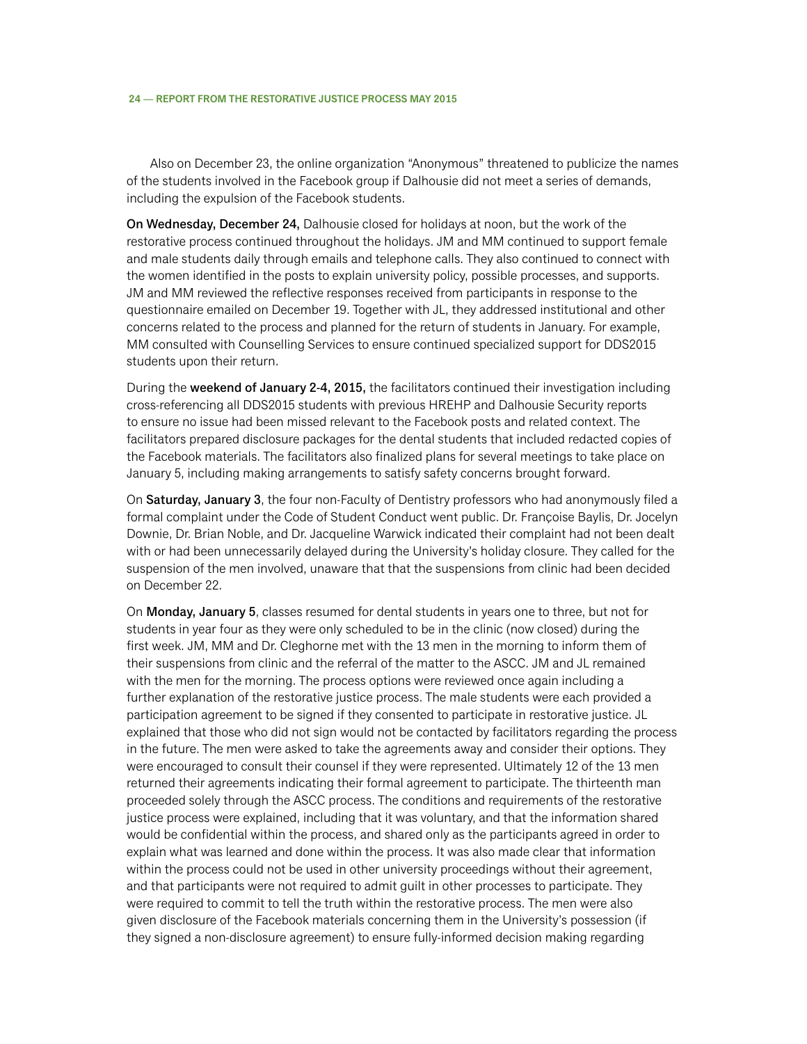Also on December 23, the online organization "Anonymous" threatened to publicize the names of the students involved in the Facebook group if Dalhousie did not meet a series of demands, including the expulsion of the Facebook students.

**On Wednesday, December 24,** Dalhousie closed for holidays at noon, but the work of the restorative process continued throughout the holidays. JM and MM continued to support female and male students daily through emails and telephone calls. They also continued to connect with the women identified in the posts to explain university policy, possible processes, and supports. JM and MM reviewed the reflective responses received from participants in response to the questionnaire emailed on December 19. Together with JL, they addressed institutional and other concerns related to the process and planned for the return of students in January. For example, MM consulted with Counselling Services to ensure continued specialized support for DDS2015 students upon their return.

During the **weekend of January 2-4, 2015,** the facilitators continued their investigation including cross-referencing all DDS2015 students with previous HREHP and Dalhousie Security reports to ensure no issue had been missed relevant to the Facebook posts and related context. The facilitators prepared disclosure packages for the dental students that included redacted copies of the Facebook materials. The facilitators also finalized plans for several meetings to take place on January 5, including making arrangements to satisfy safety concerns brought forward.

On **Saturday, January 3**, the four non-Faculty of Dentistry professors who had anonymously filed a formal complaint under the Code of Student Conduct went public. Dr. Françoise Baylis, Dr. Jocelyn Downie, Dr. Brian Noble, and Dr. Jacqueline Warwick indicated their complaint had not been dealt with or had been unnecessarily delayed during the University's holiday closure. They called for the suspension of the men involved, unaware that that the suspensions from clinic had been decided on December 22.

On **Monday, January 5**, classes resumed for dental students in years one to three, but not for students in year four as they were only scheduled to be in the clinic (now closed) during the first week. JM, MM and Dr. Cleghorne met with the 13 men in the morning to inform them of their suspensions from clinic and the referral of the matter to the ASCC. JM and JL remained with the men for the morning. The process options were reviewed once again including a further explanation of the restorative justice process. The male students were each provided a participation agreement to be signed if they consented to participate in restorative justice. JL explained that those who did not sign would not be contacted by facilitators regarding the process in the future. The men were asked to take the agreements away and consider their options. They were encouraged to consult their counsel if they were represented. Ultimately 12 of the 13 men returned their agreements indicating their formal agreement to participate. The thirteenth man proceeded solely through the ASCC process. The conditions and requirements of the restorative justice process were explained, including that it was voluntary, and that the information shared would be confidential within the process, and shared only as the participants agreed in order to explain what was learned and done within the process. It was also made clear that information within the process could not be used in other university proceedings without their agreement, and that participants were not required to admit guilt in other processes to participate. They were required to commit to tell the truth within the restorative process. The men were also given disclosure of the Facebook materials concerning them in the University's possession (if they signed a non-disclosure agreement) to ensure fully-informed decision making regarding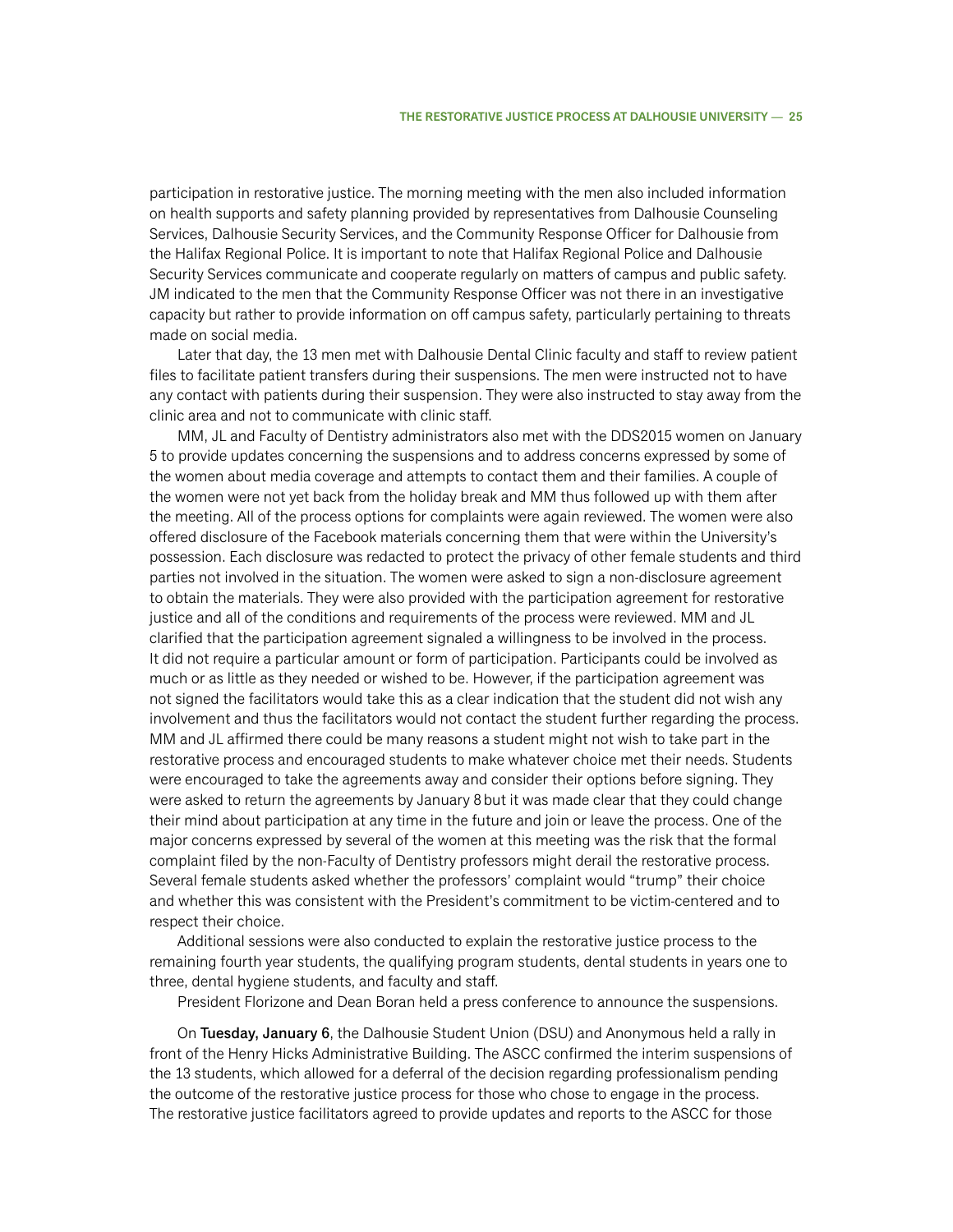participation in restorative justice. The morning meeting with the men also included information on health supports and safety planning provided by representatives from Dalhousie Counseling Services, Dalhousie Security Services, and the Community Response Officer for Dalhousie from the Halifax Regional Police. It is important to note that Halifax Regional Police and Dalhousie Security Services communicate and cooperate regularly on matters of campus and public safety. JM indicated to the men that the Community Response Officer was not there in an investigative capacity but rather to provide information on off campus safety, particularly pertaining to threats made on social media.

Later that day, the 13 men met with Dalhousie Dental Clinic faculty and staff to review patient files to facilitate patient transfers during their suspensions. The men were instructed not to have any contact with patients during their suspension. They were also instructed to stay away from the clinic area and not to communicate with clinic staff.

MM, JL and Faculty of Dentistry administrators also met with the DDS2015 women on January 5 to provide updates concerning the suspensions and to address concerns expressed by some of the women about media coverage and attempts to contact them and their families. A couple of the women were not yet back from the holiday break and MM thus followed up with them after the meeting. All of the process options for complaints were again reviewed. The women were also offered disclosure of the Facebook materials concerning them that were within the University's possession. Each disclosure was redacted to protect the privacy of other female students and third parties not involved in the situation. The women were asked to sign a non-disclosure agreement to obtain the materials. They were also provided with the participation agreement for restorative justice and all of the conditions and requirements of the process were reviewed. MM and JL clarified that the participation agreement signaled a willingness to be involved in the process. It did not require a particular amount or form of participation. Participants could be involved as much or as little as they needed or wished to be. However, if the participation agreement was not signed the facilitators would take this as a clear indication that the student did not wish any involvement and thus the facilitators would not contact the student further regarding the process. MM and JL affirmed there could be many reasons a student might not wish to take part in the restorative process and encouraged students to make whatever choice met their needs. Students were encouraged to take the agreements away and consider their options before signing. They were asked to return the agreements by January 8 but it was made clear that they could change their mind about participation at any time in the future and join or leave the process. One of the major concerns expressed by several of the women at this meeting was the risk that the formal complaint filed by the non-Faculty of Dentistry professors might derail the restorative process. Several female students asked whether the professors' complaint would "trump" their choice and whether this was consistent with the President's commitment to be victim-centered and to respect their choice.

Additional sessions were also conducted to explain the restorative justice process to the remaining fourth year students, the qualifying program students, dental students in years one to three, dental hygiene students, and faculty and staff.

President Florizone and Dean Boran held a press conference to announce the suspensions.

On **Tuesday, January 6**, the Dalhousie Student Union (DSU) and Anonymous held a rally in front of the Henry Hicks Administrative Building. The ASCC confirmed the interim suspensions of the 13 students, which allowed for a deferral of the decision regarding professionalism pending the outcome of the restorative justice process for those who chose to engage in the process. The restorative justice facilitators agreed to provide updates and reports to the ASCC for those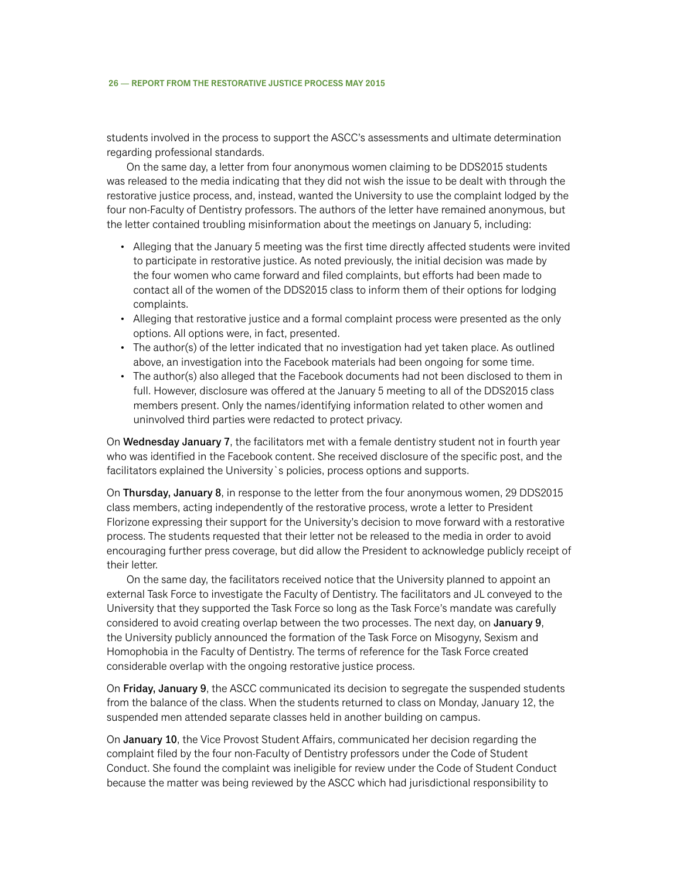students involved in the process to support the ASCC's assessments and ultimate determination regarding professional standards.

On the same day, a letter from four anonymous women claiming to be DDS2015 students was released to the media indicating that they did not wish the issue to be dealt with through the restorative justice process, and, instead, wanted the University to use the complaint lodged by the four non-Faculty of Dentistry professors. The authors of the letter have remained anonymous, but the letter contained troubling misinformation about the meetings on January 5, including:

- Alleging that the January 5 meeting was the first time directly affected students were invited to participate in restorative justice. As noted previously, the initial decision was made by the four women who came forward and filed complaints, but efforts had been made to contact all of the women of the DDS2015 class to inform them of their options for lodging complaints.
- Alleging that restorative justice and a formal complaint process were presented as the only options. All options were, in fact, presented.
- The author(s) of the letter indicated that no investigation had yet taken place. As outlined above, an investigation into the Facebook materials had been ongoing for some time.
- The author(s) also alleged that the Facebook documents had not been disclosed to them in full. However, disclosure was offered at the January 5 meeting to all of the DDS2015 class members present. Only the names/identifying information related to other women and uninvolved third parties were redacted to protect privacy.

On **Wednesday January 7**, the facilitators met with a female dentistry student not in fourth year who was identified in the Facebook content. She received disclosure of the specific post, and the facilitators explained the University`s policies, process options and supports.

On **Thursday, January 8**, in response to the letter from the four anonymous women, 29 DDS2015 class members, acting independently of the restorative process, wrote a letter to President Florizone expressing their support for the University's decision to move forward with a restorative process. The students requested that their letter not be released to the media in order to avoid encouraging further press coverage, but did allow the President to acknowledge publicly receipt of their letter.

On the same day, the facilitators received notice that the University planned to appoint an external Task Force to investigate the Faculty of Dentistry. The facilitators and JL conveyed to the University that they supported the Task Force so long as the Task Force's mandate was carefully considered to avoid creating overlap between the two processes. The next day, on **January 9**, the University publicly announced the formation of the Task Force on Misogyny, Sexism and Homophobia in the Faculty of Dentistry. The terms of reference for the Task Force created considerable overlap with the ongoing restorative justice process.

On **Friday, January 9**, the ASCC communicated its decision to segregate the suspended students from the balance of the class. When the students returned to class on Monday, January 12, the suspended men attended separate classes held in another building on campus.

On **January 10**, the Vice Provost Student Affairs, communicated her decision regarding the complaint filed by the four non-Faculty of Dentistry professors under the Code of Student Conduct. She found the complaint was ineligible for review under the Code of Student Conduct because the matter was being reviewed by the ASCC which had jurisdictional responsibility to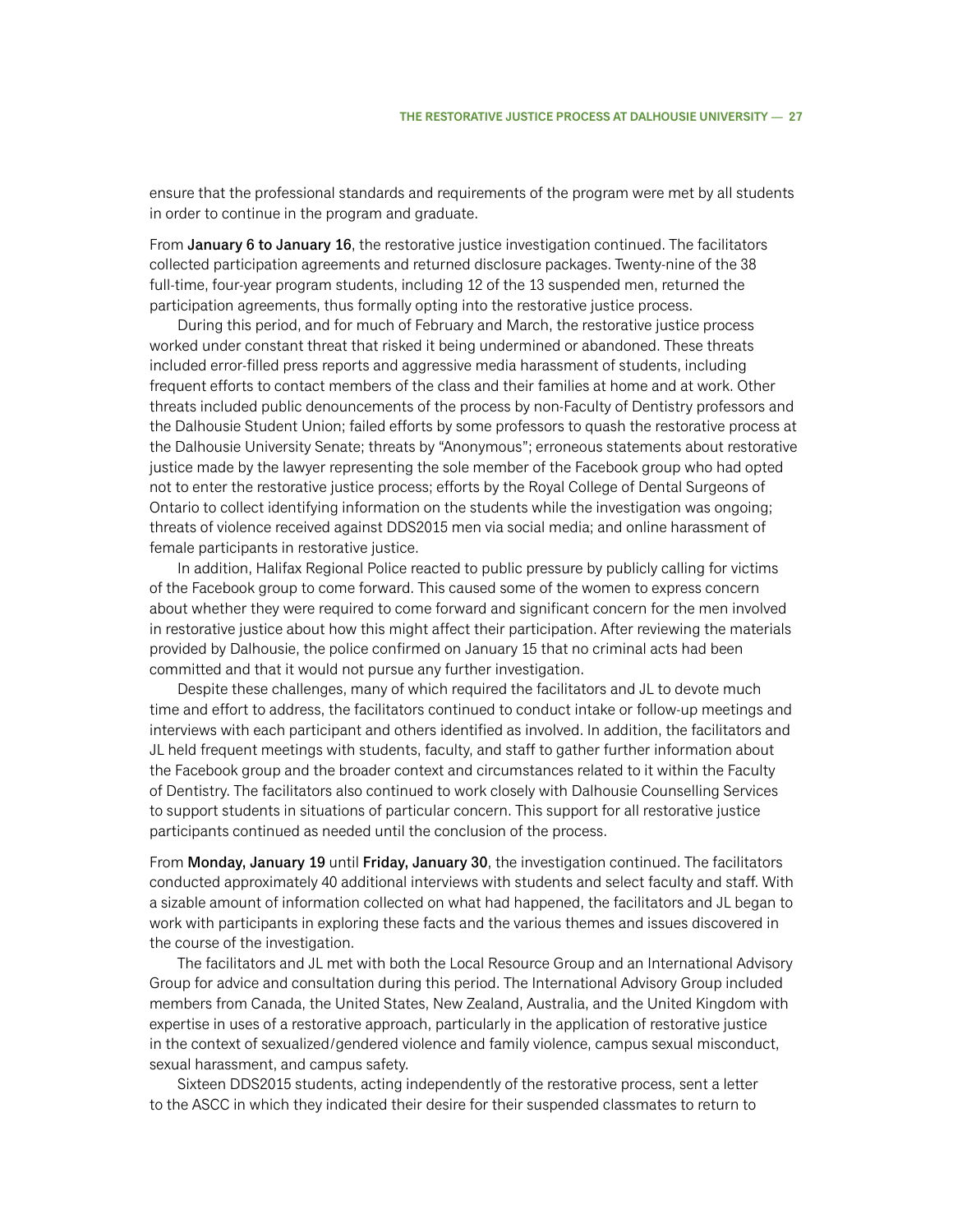ensure that the professional standards and requirements of the program were met by all students in order to continue in the program and graduate.

From **January 6 to January 16**, the restorative justice investigation continued. The facilitators collected participation agreements and returned disclosure packages. Twenty-nine of the 38 full-time, four-year program students, including 12 of the 13 suspended men, returned the participation agreements, thus formally opting into the restorative justice process.

During this period, and for much of February and March, the restorative justice process worked under constant threat that risked it being undermined or abandoned. These threats included error-filled press reports and aggressive media harassment of students, including frequent efforts to contact members of the class and their families at home and at work. Other threats included public denouncements of the process by non-Faculty of Dentistry professors and the Dalhousie Student Union; failed efforts by some professors to quash the restorative process at the Dalhousie University Senate; threats by "Anonymous"; erroneous statements about restorative justice made by the lawyer representing the sole member of the Facebook group who had opted not to enter the restorative justice process; efforts by the Royal College of Dental Surgeons of Ontario to collect identifying information on the students while the investigation was ongoing; threats of violence received against DDS2015 men via social media; and online harassment of female participants in restorative justice.

In addition, Halifax Regional Police reacted to public pressure by publicly calling for victims of the Facebook group to come forward. This caused some of the women to express concern about whether they were required to come forward and significant concern for the men involved in restorative justice about how this might affect their participation. After reviewing the materials provided by Dalhousie, the police confirmed on January 15 that no criminal acts had been committed and that it would not pursue any further investigation.

Despite these challenges, many of which required the facilitators and JL to devote much time and effort to address, the facilitators continued to conduct intake or follow-up meetings and interviews with each participant and others identified as involved. In addition, the facilitators and JL held frequent meetings with students, faculty, and staff to gather further information about the Facebook group and the broader context and circumstances related to it within the Faculty of Dentistry. The facilitators also continued to work closely with Dalhousie Counselling Services to support students in situations of particular concern. This support for all restorative justice participants continued as needed until the conclusion of the process.

From **Monday, January 19** until **Friday, January 30**, the investigation continued. The facilitators conducted approximately 40 additional interviews with students and select faculty and staff. With a sizable amount of information collected on what had happened, the facilitators and JL began to work with participants in exploring these facts and the various themes and issues discovered in the course of the investigation.

The facilitators and JL met with both the Local Resource Group and an International Advisory Group for advice and consultation during this period. The International Advisory Group included members from Canada, the United States, New Zealand, Australia, and the United Kingdom with expertise in uses of a restorative approach, particularly in the application of restorative justice in the context of sexualized/gendered violence and family violence, campus sexual misconduct, sexual harassment, and campus safety.

Sixteen DDS2015 students, acting independently of the restorative process, sent a letter to the ASCC in which they indicated their desire for their suspended classmates to return to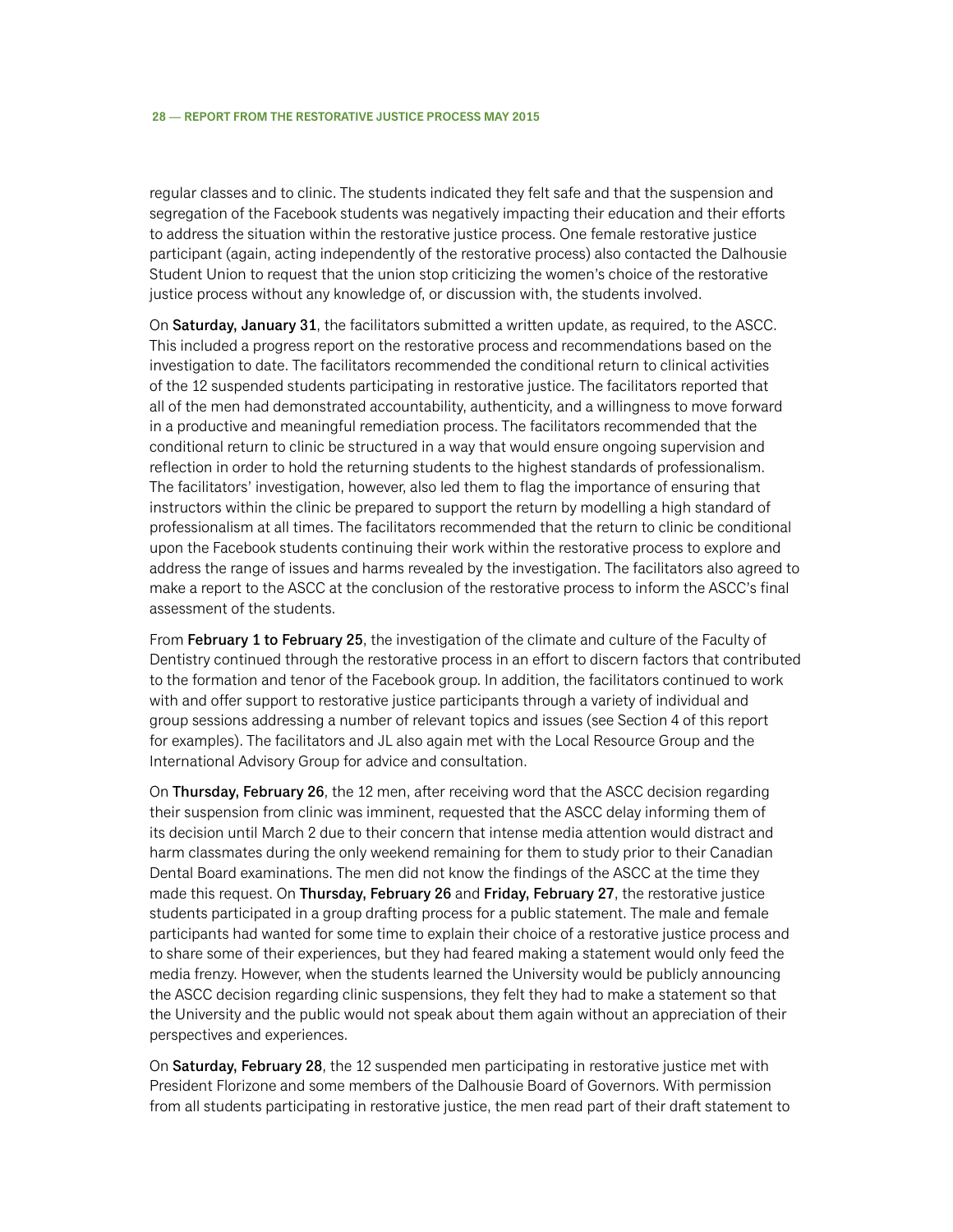regular classes and to clinic. The students indicated they felt safe and that the suspension and segregation of the Facebook students was negatively impacting their education and their efforts to address the situation within the restorative justice process. One female restorative justice participant (again, acting independently of the restorative process) also contacted the Dalhousie Student Union to request that the union stop criticizing the women's choice of the restorative justice process without any knowledge of, or discussion with, the students involved.

On **Saturday, January 31**, the facilitators submitted a written update, as required, to the ASCC. This included a progress report on the restorative process and recommendations based on the investigation to date. The facilitators recommended the conditional return to clinical activities of the 12 suspended students participating in restorative justice. The facilitators reported that all of the men had demonstrated accountability, authenticity, and a willingness to move forward in a productive and meaningful remediation process. The facilitators recommended that the conditional return to clinic be structured in a way that would ensure ongoing supervision and reflection in order to hold the returning students to the highest standards of professionalism. The facilitators' investigation, however, also led them to flag the importance of ensuring that instructors within the clinic be prepared to support the return by modelling a high standard of professionalism at all times. The facilitators recommended that the return to clinic be conditional upon the Facebook students continuing their work within the restorative process to explore and address the range of issues and harms revealed by the investigation. The facilitators also agreed to make a report to the ASCC at the conclusion of the restorative process to inform the ASCC's final assessment of the students.

From **February 1 to February 25**, the investigation of the climate and culture of the Faculty of Dentistry continued through the restorative process in an effort to discern factors that contributed to the formation and tenor of the Facebook group. In addition, the facilitators continued to work with and offer support to restorative justice participants through a variety of individual and group sessions addressing a number of relevant topics and issues (see Section 4 of this report for examples). The facilitators and JL also again met with the Local Resource Group and the International Advisory Group for advice and consultation.

On **Thursday, February 26**, the 12 men, after receiving word that the ASCC decision regarding their suspension from clinic was imminent, requested that the ASCC delay informing them of its decision until March 2 due to their concern that intense media attention would distract and harm classmates during the only weekend remaining for them to study prior to their Canadian Dental Board examinations. The men did not know the findings of the ASCC at the time they made this request. On **Thursday, February 26** and **Friday, February 27**, the restorative justice students participated in a group drafting process for a public statement. The male and female participants had wanted for some time to explain their choice of a restorative justice process and to share some of their experiences, but they had feared making a statement would only feed the media frenzy. However, when the students learned the University would be publicly announcing the ASCC decision regarding clinic suspensions, they felt they had to make a statement so that the University and the public would not speak about them again without an appreciation of their perspectives and experiences.

On **Saturday, February 28**, the 12 suspended men participating in restorative justice met with President Florizone and some members of the Dalhousie Board of Governors. With permission from all students participating in restorative justice, the men read part of their draft statement to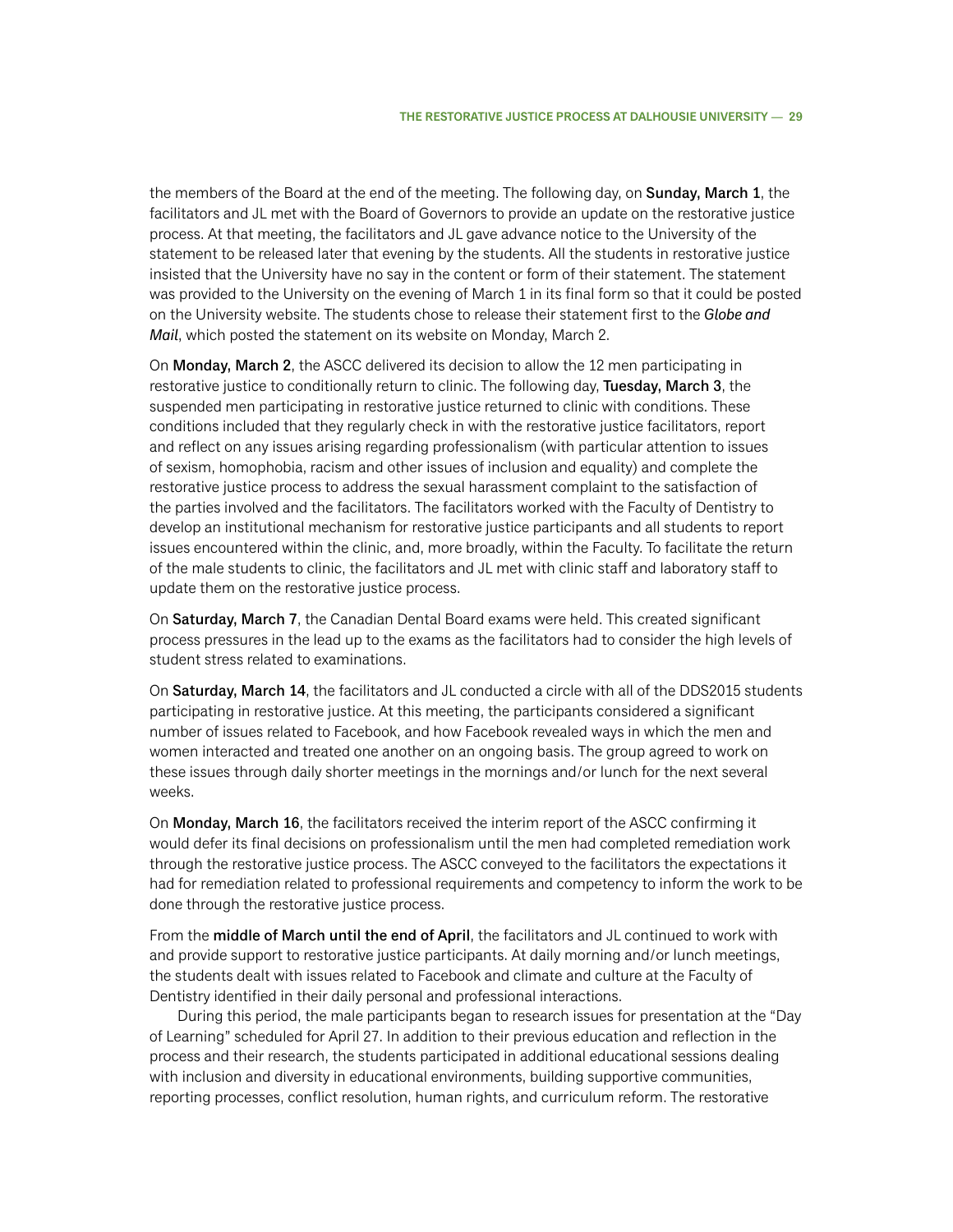the members of the Board at the end of the meeting. The following day, on **Sunday, March 1**, the facilitators and JL met with the Board of Governors to provide an update on the restorative justice process. At that meeting, the facilitators and JL gave advance notice to the University of the statement to be released later that evening by the students. All the students in restorative justice insisted that the University have no say in the content or form of their statement. The statement was provided to the University on the evening of March 1 in its final form so that it could be posted on the University website. The students chose to release their statement first to the *Globe and Mail*, which posted the statement on its website on Monday, March 2.

On **Monday, March 2**, the ASCC delivered its decision to allow the 12 men participating in restorative justice to conditionally return to clinic. The following day, **Tuesday, March 3**, the suspended men participating in restorative justice returned to clinic with conditions. These conditions included that they regularly check in with the restorative justice facilitators, report and reflect on any issues arising regarding professionalism (with particular attention to issues of sexism, homophobia, racism and other issues of inclusion and equality) and complete the restorative justice process to address the sexual harassment complaint to the satisfaction of the parties involved and the facilitators. The facilitators worked with the Faculty of Dentistry to develop an institutional mechanism for restorative justice participants and all students to report issues encountered within the clinic, and, more broadly, within the Faculty. To facilitate the return of the male students to clinic, the facilitators and JL met with clinic staff and laboratory staff to update them on the restorative justice process.

On **Saturday, March 7**, the Canadian Dental Board exams were held. This created significant process pressures in the lead up to the exams as the facilitators had to consider the high levels of student stress related to examinations.

On **Saturday, March 14**, the facilitators and JL conducted a circle with all of the DDS2015 students participating in restorative justice. At this meeting, the participants considered a significant number of issues related to Facebook, and how Facebook revealed ways in which the men and women interacted and treated one another on an ongoing basis. The group agreed to work on these issues through daily shorter meetings in the mornings and/or lunch for the next several weeks.

On **Monday, March 16**, the facilitators received the interim report of the ASCC confirming it would defer its final decisions on professionalism until the men had completed remediation work through the restorative justice process. The ASCC conveyed to the facilitators the expectations it had for remediation related to professional requirements and competency to inform the work to be done through the restorative justice process.

From the **middle of March until the end of April**, the facilitators and JL continued to work with and provide support to restorative justice participants. At daily morning and/or lunch meetings, the students dealt with issues related to Facebook and climate and culture at the Faculty of Dentistry identified in their daily personal and professional interactions.

During this period, the male participants began to research issues for presentation at the "Day of Learning" scheduled for April 27. In addition to their previous education and reflection in the process and their research, the students participated in additional educational sessions dealing with inclusion and diversity in educational environments, building supportive communities, reporting processes, conflict resolution, human rights, and curriculum reform. The restorative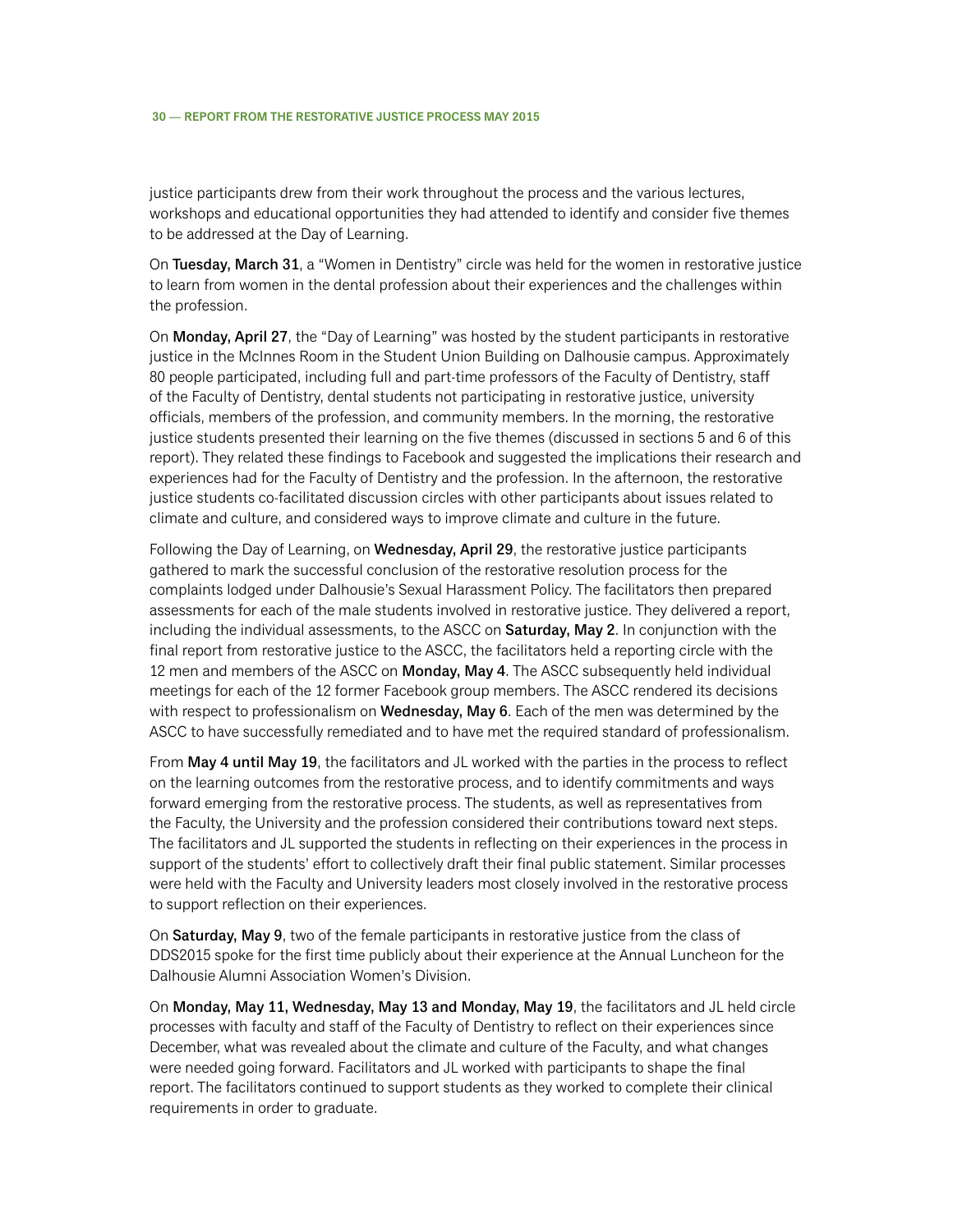justice participants drew from their work throughout the process and the various lectures, workshops and educational opportunities they had attended to identify and consider five themes to be addressed at the Day of Learning.

On **Tuesday, March 31**, a "Women in Dentistry" circle was held for the women in restorative justice to learn from women in the dental profession about their experiences and the challenges within the profession.

On **Monday, April 27**, the "Day of Learning" was hosted by the student participants in restorative justice in the McInnes Room in the Student Union Building on Dalhousie campus. Approximately 80 people participated, including full and part-time professors of the Faculty of Dentistry, staff of the Faculty of Dentistry, dental students not participating in restorative justice, university officials, members of the profession, and community members. In the morning, the restorative justice students presented their learning on the five themes (discussed in sections 5 and 6 of this report). They related these findings to Facebook and suggested the implications their research and experiences had for the Faculty of Dentistry and the profession. In the afternoon, the restorative justice students co-facilitated discussion circles with other participants about issues related to climate and culture, and considered ways to improve climate and culture in the future.

Following the Day of Learning, on **Wednesday, April 29**, the restorative justice participants gathered to mark the successful conclusion of the restorative resolution process for the complaints lodged under Dalhousie's Sexual Harassment Policy. The facilitators then prepared assessments for each of the male students involved in restorative justice. They delivered a report, including the individual assessments, to the ASCC on **Saturday, May 2**. In conjunction with the final report from restorative justice to the ASCC, the facilitators held a reporting circle with the 12 men and members of the ASCC on **Monday, May 4**. The ASCC subsequently held individual meetings for each of the 12 former Facebook group members. The ASCC rendered its decisions with respect to professionalism on **Wednesday, May 6**. Each of the men was determined by the ASCC to have successfully remediated and to have met the required standard of professionalism.

From **May 4 until May 19**, the facilitators and JL worked with the parties in the process to reflect on the learning outcomes from the restorative process, and to identify commitments and ways forward emerging from the restorative process. The students, as well as representatives from the Faculty, the University and the profession considered their contributions toward next steps. The facilitators and JL supported the students in reflecting on their experiences in the process in support of the students' effort to collectively draft their final public statement. Similar processes were held with the Faculty and University leaders most closely involved in the restorative process to support reflection on their experiences.

On **Saturday, May 9**, two of the female participants in restorative justice from the class of DDS2015 spoke for the first time publicly about their experience at the Annual Luncheon for the Dalhousie Alumni Association Women's Division.

On **Monday, May 11, Wednesday, May 13 and Monday, May 19**, the facilitators and JL held circle processes with faculty and staff of the Faculty of Dentistry to reflect on their experiences since December, what was revealed about the climate and culture of the Faculty, and what changes were needed going forward. Facilitators and JL worked with participants to shape the final report. The facilitators continued to support students as they worked to complete their clinical requirements in order to graduate.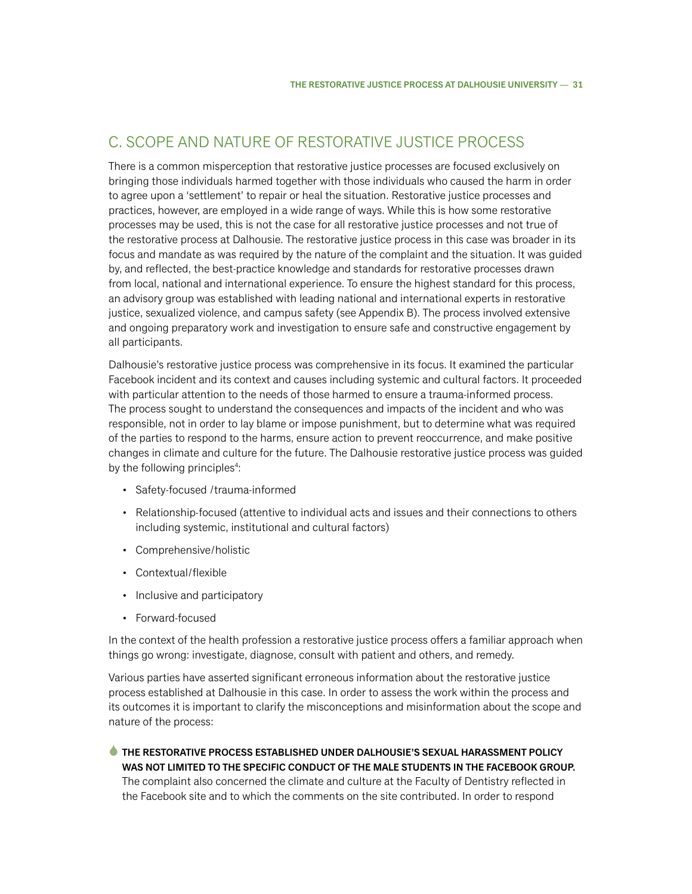## C. SCOPE AND NATURE OF RESTORATIVE JUSTICE PROCESS

There is a common misperception that restorative justice processes are focused exclusively on bringing those individuals harmed together with those individuals who caused the harm in order to agree upon a 'settlement' to repair or heal the situation. Restorative justice processes and practices, however, are employed in a wide range of ways. While this is how some restorative processes may be used, this is not the case for all restorative justice processes and not true of the restorative process at Dalhousie. The restorative justice process in this case was broader in its focus and mandate as was required by the nature of the complaint and the situation. It was guided by, and reflected, the best-practice knowledge and standards for restorative processes drawn from local, national and international experience. To ensure the highest standard for this process, an advisory group was established with leading national and international experts in restorative justice, sexualized violence, and campus safety (see Appendix B). The process involved extensive and ongoing preparatory work and investigation to ensure safe and constructive engagement by all participants.

Dalhousie's restorative justice process was comprehensive in its focus. It examined the particular Facebook incident and its context and causes including systemic and cultural factors. It proceeded with particular attention to the needs of those harmed to ensure a trauma-informed process. The process sought to understand the consequences and impacts of the incident and who was responsible, not in order to lay blame or impose punishment, but to determine what was required of the parties to respond to the harms, ensure action to prevent reoccurrence, and make positive changes in climate and culture for the future. The Dalhousie restorative justice process was guided by the following principles[4]:

- Safety-focused /trauma-informed
- Relationship-focused (attentive to individual acts and issues and their connections to others including systemic, institutional and cultural factors)
- Comprehensive/holistic
- Contextual/flexible
- Inclusive and participatory
- Forward-focused

In the context of the health profession a restorative justice process offers a familiar approach when things go wrong: investigate, diagnose, consult with patient and others, and remedy.

Various parties have asserted significant erroneous information about the restorative justice process established at Dalhousie in this case. In order to assess the work within the process and its outcomes it is important to clarify the misconceptions and misinformation about the scope and nature of the process:

- **THE RESTORATIVE PROCESS ESTABLISHED UNDER DALHOUSIE'S SEXUAL HARASSMENT POLICY WAS NOT LIMITED TO THE SPECIFIC CONDUCT OF THE MALE STUDENTS IN THE FACEBOOK GROUP.** The complaint also concerned the climate and culture at the Faculty of Dentistry reflected in the Facebook site and to which the comments on the site contributed. In order to respond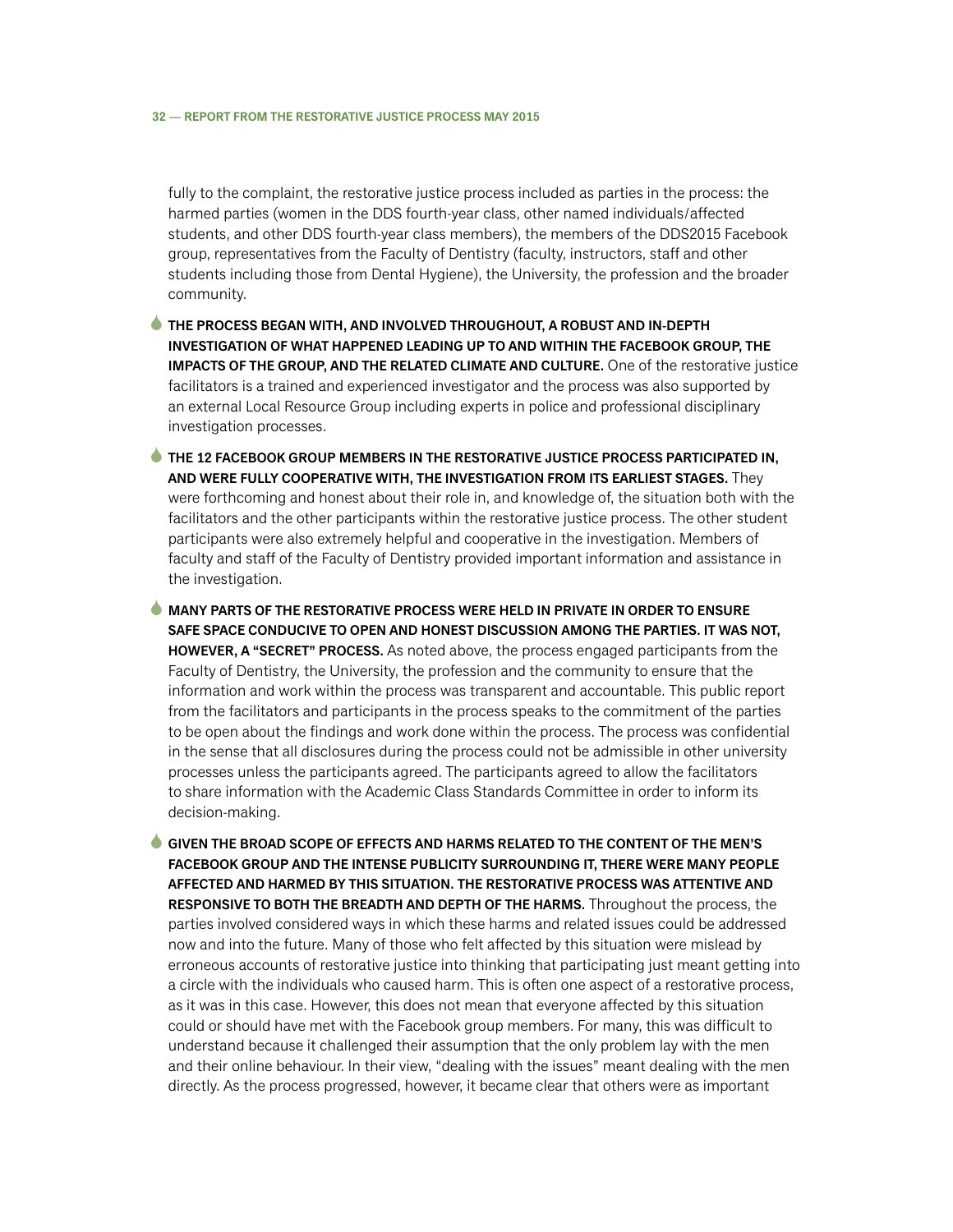fully to the complaint, the restorative justice process included as parties in the process: the harmed parties (women in the DDS fourth-year class, other named individuals/affected students, and other DDS fourth-year class members), the members of the DDS2015 Facebook group, representatives from the Faculty of Dentistry (faculty, instructors, staff and other students including those from Dental Hygiene), the University, the profession and the broader community.

- **THE PROCESS BEGAN WITH, AND INVOLVED THROUGHOUT, A ROBUST AND IN-DEPTH INVESTIGATION OF WHAT HAPPENED LEADING UP TO AND WITHIN THE FACEBOOK GROUP, THE IMPACTS OF THE GROUP, AND THE RELATED CLIMATE AND CULTURE.** One of the restorative justice facilitators is a trained and experienced investigator and the process was also supported by an external Local Resource Group including experts in police and professional disciplinary investigation processes.

- **THE 12 FACEBOOK GROUP MEMBERS IN THE RESTORATIVE JUSTICE PROCESS PARTICIPATED IN, AND WERE FULLY COOPERATIVE WITH, THE INVESTIGATION FROM ITS EARLIEST STAGES.** They were forthcoming and honest about their role in, and knowledge of, the situation both with the facilitators and the other participants within the restorative justice process. The other student participants were also extremely helpful and cooperative in the investigation. Members of faculty and staff of the Faculty of Dentistry provided important information and assistance in the investigation.

- **MANY PARTS OF THE RESTORATIVE PROCESS WERE HELD IN PRIVATE IN ORDER TO ENSURE SAFE SPACE CONDUCIVE TO OPEN AND HONEST DISCUSSION AMONG THE PARTIES. IT WAS NOT, HOWEVER, A "SECRET" PROCESS.** As noted above, the process engaged participants from the Faculty of Dentistry, the University, the profession and the community to ensure that the information and work within the process was transparent and accountable. This public report from the facilitators and participants in the process speaks to the commitment of the parties to be open about the findings and work done within the process. The process was confidential in the sense that all disclosures during the process could not be admissible in other university processes unless the participants agreed. The participants agreed to allow the facilitators to share information with the Academic Class Standards Committee in order to inform its decision-making.

- **GIVEN THE BROAD SCOPE OF EFFECTS AND HARMS RELATED TO THE CONTENT OF THE MEN'S FACEBOOK GROUP AND THE INTENSE PUBLICITY SURROUNDING IT, THERE WERE MANY PEOPLE AFFECTED AND HARMED BY THIS SITUATION. THE RESTORATIVE PROCESS WAS ATTENTIVE AND RESPONSIVE TO BOTH THE BREADTH AND DEPTH OF THE HARMS.** Throughout the process, the parties involved considered ways in which these harms and related issues could be addressed now and into the future. Many of those who felt affected by this situation were mislead by erroneous accounts of restorative justice into thinking that participating just meant getting into a circle with the individuals who caused harm. This is often one aspect of a restorative process, as it was in this case. However, this does not mean that everyone affected by this situation could or should have met with the Facebook group members. For many, this was difficult to understand because it challenged their assumption that the only problem lay with the men and their online behaviour. In their view, "dealing with the issues" meant dealing with the men directly. As the process progressed, however, it became clear that others were as important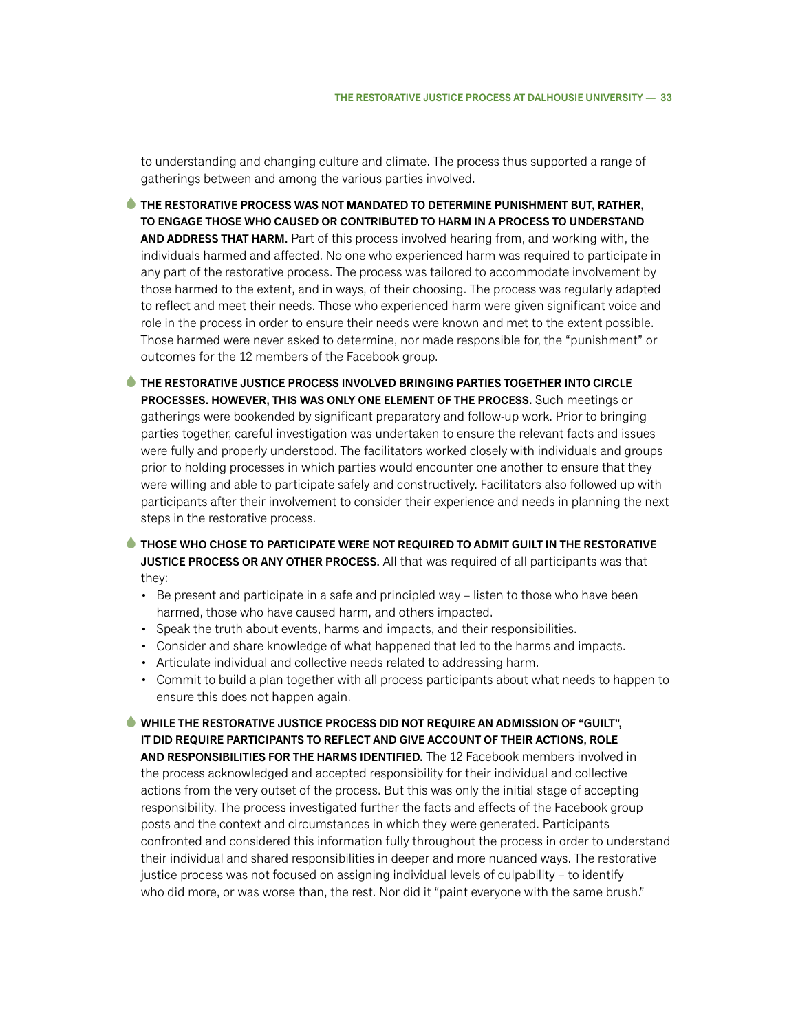to understanding and changing culture and climate. The process thus supported a range of gatherings between and among the various parties involved.

- **THE RESTORATIVE PROCESS WAS NOT MANDATED TO DETERMINE PUNISHMENT BUT, RATHER, TO ENGAGE THOSE WHO CAUSED OR CONTRIBUTED TO HARM IN A PROCESS TO UNDERSTAND AND ADDRESS THAT HARM.** Part of this process involved hearing from, and working with, the individuals harmed and affected. No one who experienced harm was required to participate in any part of the restorative process. The process was tailored to accommodate involvement by those harmed to the extent, and in ways, of their choosing. The process was regularly adapted to reflect and meet their needs. Those who experienced harm were given significant voice and role in the process in order to ensure their needs were known and met to the extent possible. Those harmed were never asked to determine, nor made responsible for, the "punishment" or outcomes for the 12 members of the Facebook group.

- **THE RESTORATIVE JUSTICE PROCESS INVOLVED BRINGING PARTIES TOGETHER INTO CIRCLE PROCESSES. HOWEVER, THIS WAS ONLY ONE ELEMENT OF THE PROCESS.** Such meetings or gatherings were bookended by significant preparatory and follow-up work. Prior to bringing parties together, careful investigation was undertaken to ensure the relevant facts and issues were fully and properly understood. The facilitators worked closely with individuals and groups prior to holding processes in which parties would encounter one another to ensure that they were willing and able to participate safely and constructively. Facilitators also followed up with participants after their involvement to consider their experience and needs in planning the next steps in the restorative process.

- **THOSE WHO CHOSE TO PARTICIPATE WERE NOT REQUIRED TO ADMIT GUILT IN THE RESTORATIVE JUSTICE PROCESS OR ANY OTHER PROCESS.** All that was required of all participants was that they:
  - Be present and participate in a safe and principled way – listen to those who have been harmed, those who have caused harm, and others impacted.
  - Speak the truth about events, harms and impacts, and their responsibilities.
  - Consider and share knowledge of what happened that led to the harms and impacts.
  - Articulate individual and collective needs related to addressing harm.
  - Commit to build a plan together with all process participants about what needs to happen to ensure this does not happen again.

- **WHILE THE RESTORATIVE JUSTICE PROCESS DID NOT REQUIRE AN ADMISSION OF "GUILT", IT DID REQUIRE PARTICIPANTS TO REFLECT AND GIVE ACCOUNT OF THEIR ACTIONS, ROLE AND RESPONSIBILITIES FOR THE HARMS IDENTIFIED.** The 12 Facebook members involved in the process acknowledged and accepted responsibility for their individual and collective actions from the very outset of the process. But this was only the initial stage of accepting responsibility. The process investigated further the facts and effects of the Facebook group posts and the context and circumstances in which they were generated. Participants confronted and considered this information fully throughout the process in order to understand their individual and shared responsibilities in deeper and more nuanced ways. The restorative justice process was not focused on assigning individual levels of culpability – to identify who did more, or was worse than, the rest. Nor did it "paint everyone with the same brush."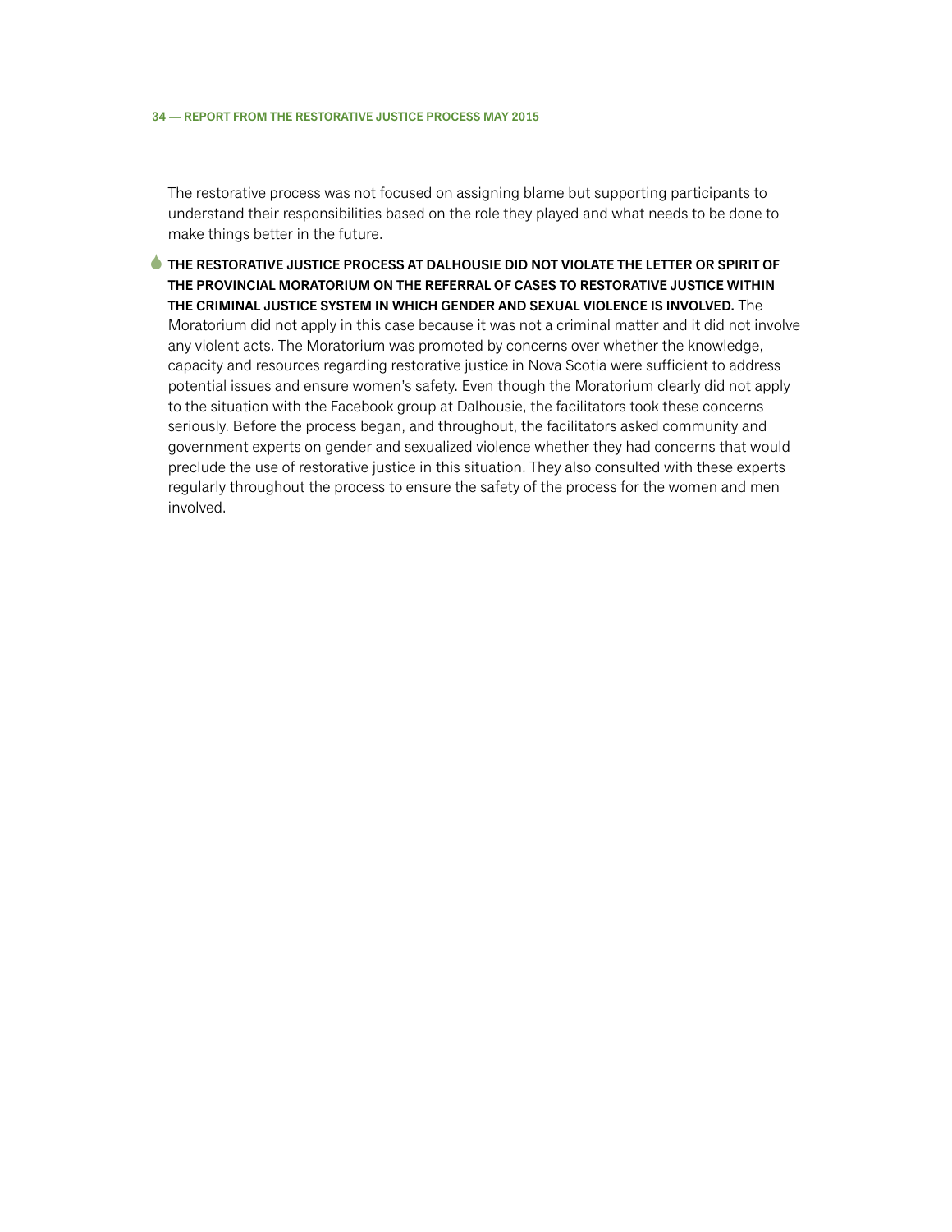The restorative process was not focused on assigning blame but supporting participants to understand their responsibilities based on the role they played and what needs to be done to make things better in the future.

- **THE RESTORATIVE JUSTICE PROCESS AT DALHOUSIE DID NOT VIOLATE THE LETTER OR SPIRIT OF THE PROVINCIAL MORATORIUM ON THE REFERRAL OF CASES TO RESTORATIVE JUSTICE WITHIN THE CRIMINAL JUSTICE SYSTEM IN WHICH GENDER AND SEXUAL VIOLENCE IS INVOLVED.** The Moratorium did not apply in this case because it was not a criminal matter and it did not involve any violent acts. The Moratorium was promoted by concerns over whether the knowledge, capacity and resources regarding restorative justice in Nova Scotia were sufficient to address potential issues and ensure women's safety. Even though the Moratorium clearly did not apply to the situation with the Facebook group at Dalhousie, the facilitators took these concerns seriously. Before the process began, and throughout, the facilitators asked community and government experts on gender and sexualized violence whether they had concerns that would preclude the use of restorative justice in this situation. They also consulted with these experts regularly throughout the process to ensure the safety of the process for the women and men involved.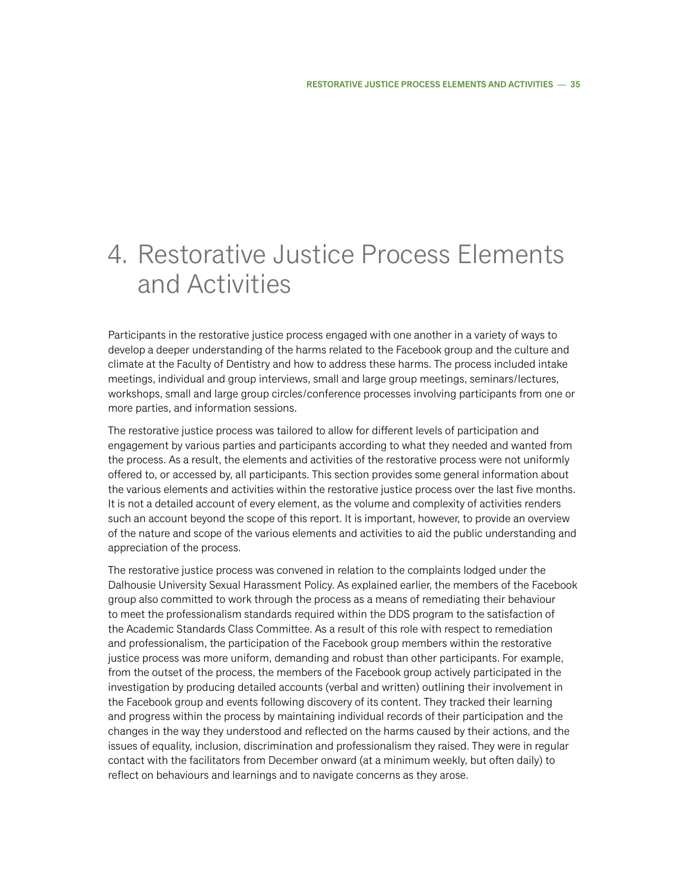# 4. Restorative Justice Process Elements and Activities

Participants in the restorative justice process engaged with one another in a variety of ways to develop a deeper understanding of the harms related to the Facebook group and the culture and climate at the Faculty of Dentistry and how to address these harms. The process included intake meetings, individual and group interviews, small and large group meetings, seminars/lectures, workshops, small and large group circles/conference processes involving participants from one or more parties, and information sessions.

The restorative justice process was tailored to allow for different levels of participation and engagement by various parties and participants according to what they needed and wanted from the process. As a result, the elements and activities of the restorative process were not uniformly offered to, or accessed by, all participants. This section provides some general information about the various elements and activities within the restorative justice process over the last five months. It is not a detailed account of every element, as the volume and complexity of activities renders such an account beyond the scope of this report. It is important, however, to provide an overview of the nature and scope of the various elements and activities to aid the public understanding and appreciation of the process.

The restorative justice process was convened in relation to the complaints lodged under the Dalhousie University Sexual Harassment Policy. As explained earlier, the members of the Facebook group also committed to work through the process as a means of remediating their behaviour to meet the professionalism standards required within the DDS program to the satisfaction of the Academic Standards Class Committee. As a result of this role with respect to remediation and professionalism, the participation of the Facebook group members within the restorative justice process was more uniform, demanding and robust than other participants. For example, from the outset of the process, the members of the Facebook group actively participated in the investigation by producing detailed accounts (verbal and written) outlining their involvement in the Facebook group and events following discovery of its content. They tracked their learning and progress within the process by maintaining individual records of their participation and the changes in the way they understood and reflected on the harms caused by their actions, and the issues of equality, inclusion, discrimination and professionalism they raised. They were in regular contact with the facilitators from December onward (at a minimum weekly, but often daily) to reflect on behaviours and learnings and to navigate concerns as they arose.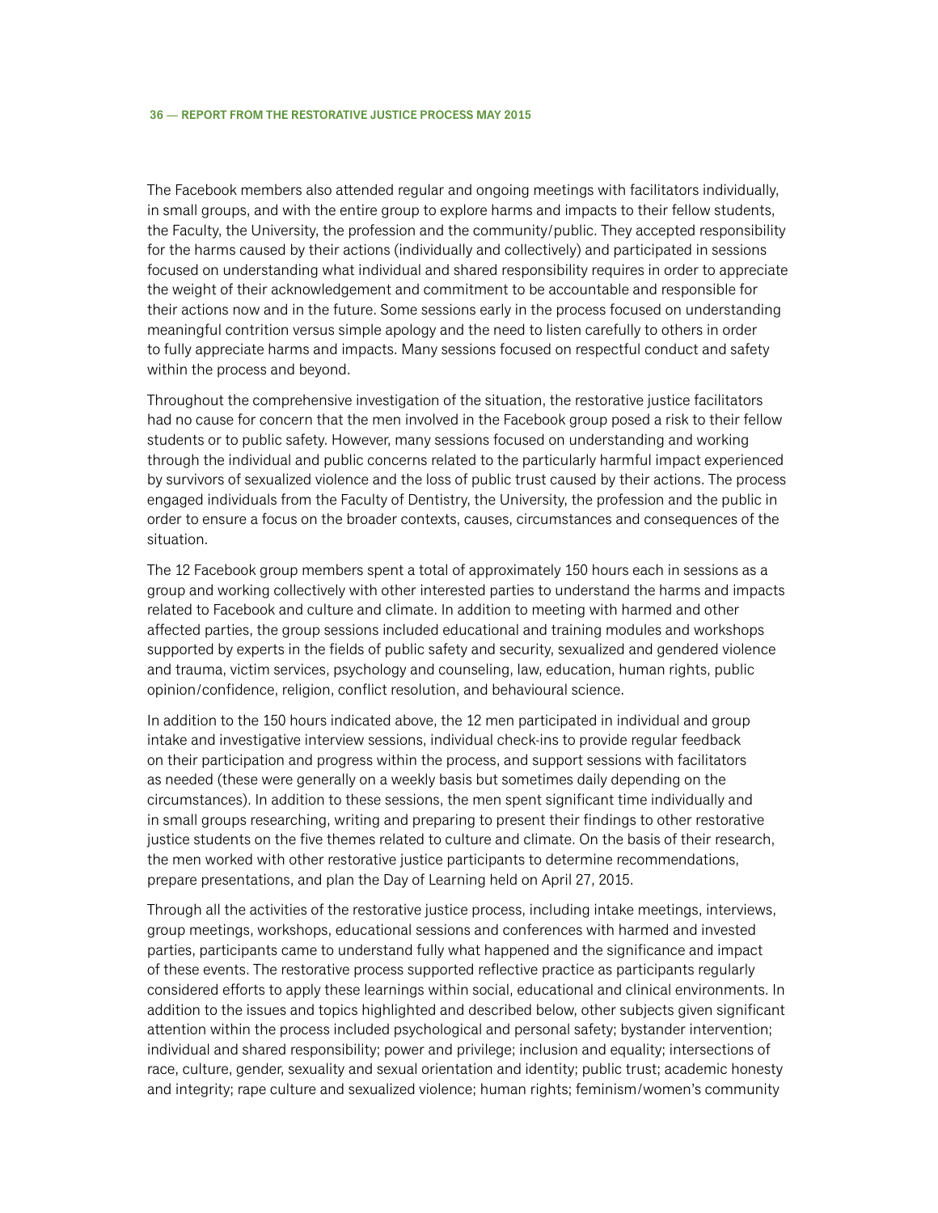The Facebook members also attended regular and ongoing meetings with facilitators individually, in small groups, and with the entire group to explore harms and impacts to their fellow students, the Faculty, the University, the profession and the community/public. They accepted responsibility for the harms caused by their actions (individually and collectively) and participated in sessions focused on understanding what individual and shared responsibility requires in order to appreciate the weight of their acknowledgement and commitment to be accountable and responsible for their actions now and in the future. Some sessions early in the process focused on understanding meaningful contrition versus simple apology and the need to listen carefully to others in order to fully appreciate harms and impacts. Many sessions focused on respectful conduct and safety within the process and beyond.

Throughout the comprehensive investigation of the situation, the restorative justice facilitators had no cause for concern that the men involved in the Facebook group posed a risk to their fellow students or to public safety. However, many sessions focused on understanding and working through the individual and public concerns related to the particularly harmful impact experienced by survivors of sexualized violence and the loss of public trust caused by their actions. The process engaged individuals from the Faculty of Dentistry, the University, the profession and the public in order to ensure a focus on the broader contexts, causes, circumstances and consequences of the situation.

The 12 Facebook group members spent a total of approximately 150 hours each in sessions as a group and working collectively with other interested parties to understand the harms and impacts related to Facebook and culture and climate. In addition to meeting with harmed and other affected parties, the group sessions included educational and training modules and workshops supported by experts in the fields of public safety and security, sexualized and gendered violence and trauma, victim services, psychology and counseling, law, education, human rights, public opinion/confidence, religion, conflict resolution, and behavioural science.

In addition to the 150 hours indicated above, the 12 men participated in individual and group intake and investigative interview sessions, individual check-ins to provide regular feedback on their participation and progress within the process, and support sessions with facilitators as needed (these were generally on a weekly basis but sometimes daily depending on the circumstances). In addition to these sessions, the men spent significant time individually and in small groups researching, writing and preparing to present their findings to other restorative justice students on the five themes related to culture and climate. On the basis of their research, the men worked with other restorative justice participants to determine recommendations, prepare presentations, and plan the Day of Learning held on April 27, 2015.

Through all the activities of the restorative justice process, including intake meetings, interviews, group meetings, workshops, educational sessions and conferences with harmed and invested parties, participants came to understand fully what happened and the significance and impact of these events. The restorative process supported reflective practice as participants regularly considered efforts to apply these learnings within social, educational and clinical environments. In addition to the issues and topics highlighted and described below, other subjects given significant attention within the process included psychological and personal safety; bystander intervention; individual and shared responsibility; power and privilege; inclusion and equality; intersections of race, culture, gender, sexuality and sexual orientation and identity; public trust; academic honesty and integrity; rape culture and sexualized violence; human rights; feminism/women's community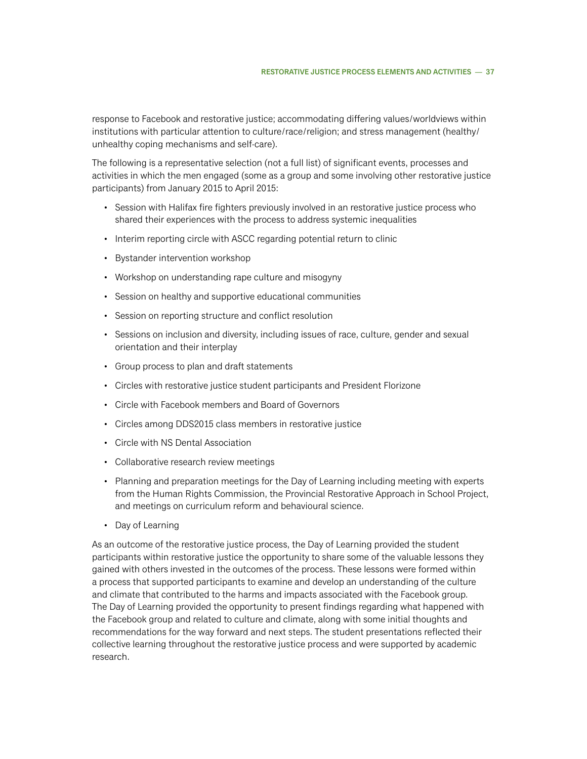response to Facebook and restorative justice; accommodating differing values/worldviews within institutions with particular attention to culture/race/religion; and stress management (healthy/unhealthy coping mechanisms and self-care).

The following is a representative selection (not a full list) of significant events, processes and activities in which the men engaged (some as a group and some involving other restorative justice participants) from January 2015 to April 2015:

- Session with Halifax fire fighters previously involved in an restorative justice process who shared their experiences with the process to address systemic inequalities
- Interim reporting circle with ASCC regarding potential return to clinic
- Bystander intervention workshop
- Workshop on understanding rape culture and misogyny
- Session on healthy and supportive educational communities
- Session on reporting structure and conflict resolution
- Sessions on inclusion and diversity, including issues of race, culture, gender and sexual orientation and their interplay
- Group process to plan and draft statements
- Circles with restorative justice student participants and President Florizone
- Circle with Facebook members and Board of Governors
- Circles among DDS2015 class members in restorative justice
- Circle with NS Dental Association
- Collaborative research review meetings
- Planning and preparation meetings for the Day of Learning including meeting with experts from the Human Rights Commission, the Provincial Restorative Approach in School Project, and meetings on curriculum reform and behavioural science.
- Day of Learning

As an outcome of the restorative justice process, the Day of Learning provided the student participants within restorative justice the opportunity to share some of the valuable lessons they gained with others invested in the outcomes of the process. These lessons were formed within a process that supported participants to examine and develop an understanding of the culture and climate that contributed to the harms and impacts associated with the Facebook group. The Day of Learning provided the opportunity to present findings regarding what happened with the Facebook group and related to culture and climate, along with some initial thoughts and recommendations for the way forward and next steps. The student presentations reflected their collective learning throughout the restorative justice process and were supported by academic research.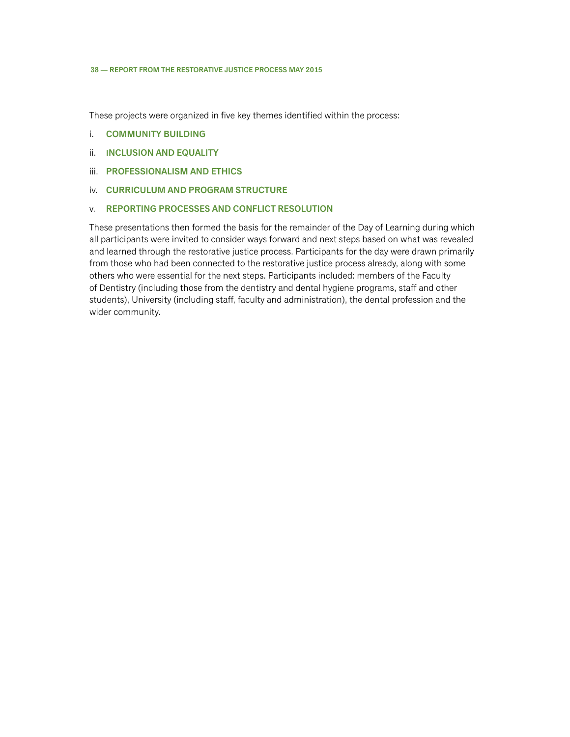These projects were organized in five key themes identified within the process:

i. **COMMUNITY BUILDING**

ii. **INCLUSION AND EQUALITY**

iii. **PROFESSIONALISM AND ETHICS**

iv. **CURRICULUM AND PROGRAM STRUCTURE**

v. **REPORTING PROCESSES AND CONFLICT RESOLUTION**

These presentations then formed the basis for the remainder of the Day of Learning during which all participants were invited to consider ways forward and next steps based on what was revealed and learned through the restorative justice process. Participants for the day were drawn primarily from those who had been connected to the restorative justice process already, along with some others who were essential for the next steps. Participants included: members of the Faculty of Dentistry (including those from the dentistry and dental hygiene programs, staff and other students), University (including staff, faculty and administration), the dental profession and the wider community.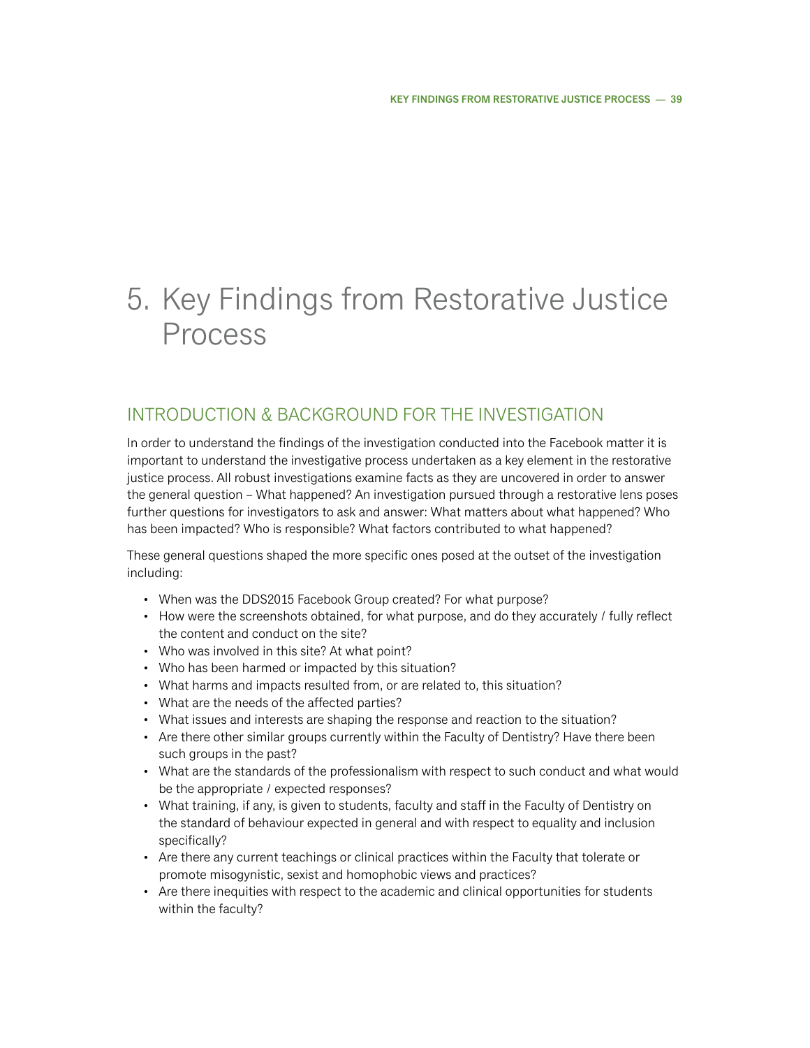# 5. Key Findings from Restorative Justice Process

## INTRODUCTION & BACKGROUND FOR THE INVESTIGATION

In order to understand the findings of the investigation conducted into the Facebook matter it is important to understand the investigative process undertaken as a key element in the restorative justice process. All robust investigations examine facts as they are uncovered in order to answer the general question – What happened? An investigation pursued through a restorative lens poses further questions for investigators to ask and answer: What matters about what happened? Who has been impacted? Who is responsible? What factors contributed to what happened?

These general questions shaped the more specific ones posed at the outset of the investigation including:

- When was the DDS2015 Facebook Group created? For what purpose?
- How were the screenshots obtained, for what purpose, and do they accurately / fully reflect the content and conduct on the site?
- Who was involved in this site? At what point?
- Who has been harmed or impacted by this situation?
- What harms and impacts resulted from, or are related to, this situation?
- What are the needs of the affected parties?
- What issues and interests are shaping the response and reaction to the situation?
- Are there other similar groups currently within the Faculty of Dentistry? Have there been such groups in the past?
- What are the standards of the professionalism with respect to such conduct and what would be the appropriate / expected responses?
- What training, if any, is given to students, faculty and staff in the Faculty of Dentistry on the standard of behaviour expected in general and with respect to equality and inclusion specifically?
- Are there any current teachings or clinical practices within the Faculty that tolerate or promote misogynistic, sexist and homophobic views and practices?
- Are there inequities with respect to the academic and clinical opportunities for students within the faculty?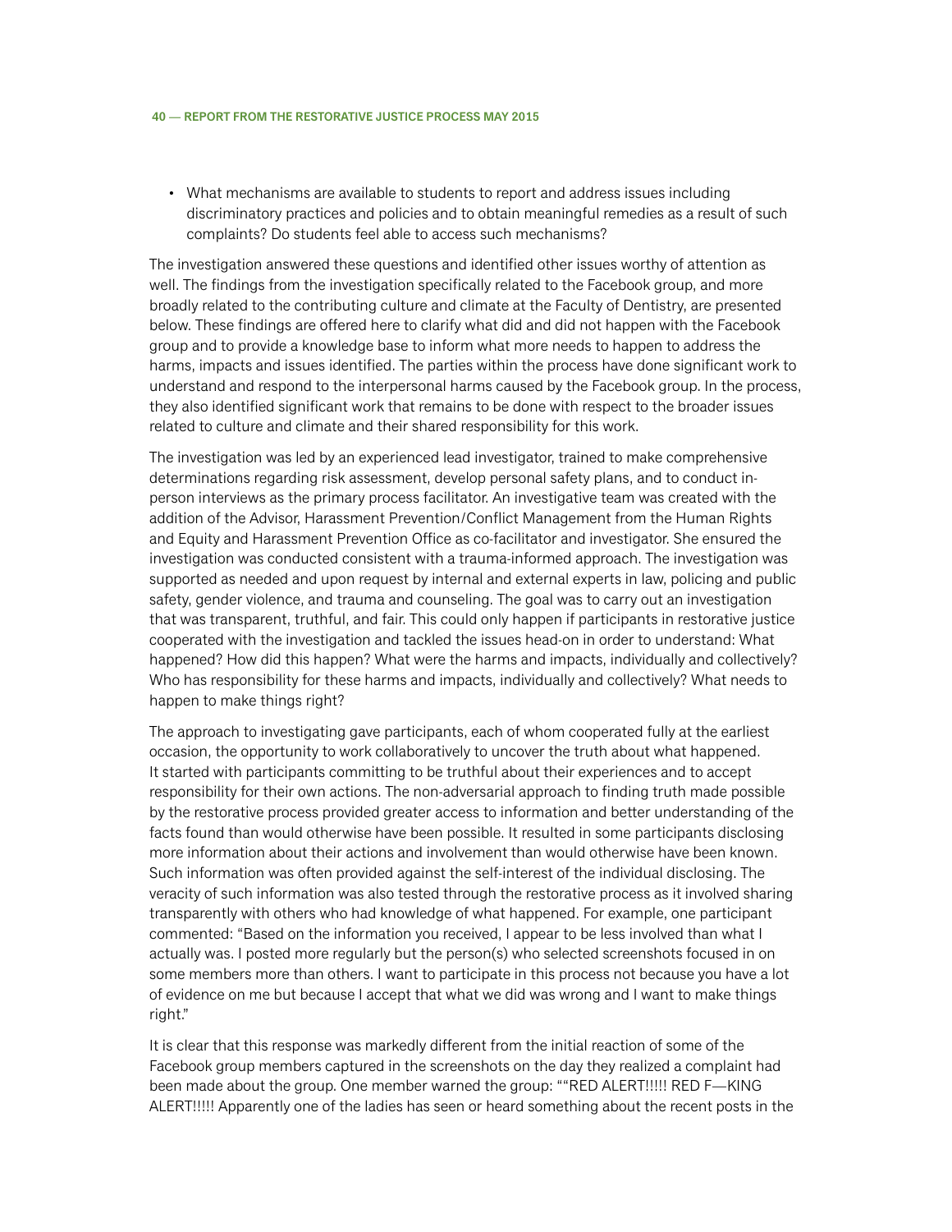- What mechanisms are available to students to report and address issues including discriminatory practices and policies and to obtain meaningful remedies as a result of such complaints? Do students feel able to access such mechanisms?

The investigation answered these questions and identified other issues worthy of attention as well. The findings from the investigation specifically related to the Facebook group, and more broadly related to the contributing culture and climate at the Faculty of Dentistry, are presented below. These findings are offered here to clarify what did and did not happen with the Facebook group and to provide a knowledge base to inform what more needs to happen to address the harms, impacts and issues identified. The parties within the process have done significant work to understand and respond to the interpersonal harms caused by the Facebook group. In the process, they also identified significant work that remains to be done with respect to the broader issues related to culture and climate and their shared responsibility for this work.

The investigation was led by an experienced lead investigator, trained to make comprehensive determinations regarding risk assessment, develop personal safety plans, and to conduct in-person interviews as the primary process facilitator. An investigative team was created with the addition of the Advisor, Harassment Prevention/Conflict Management from the Human Rights and Equity and Harassment Prevention Office as co-facilitator and investigator. She ensured the investigation was conducted consistent with a trauma-informed approach. The investigation was supported as needed and upon request by internal and external experts in law, policing and public safety, gender violence, and trauma and counseling. The goal was to carry out an investigation that was transparent, truthful, and fair. This could only happen if participants in restorative justice cooperated with the investigation and tackled the issues head-on in order to understand: What happened? How did this happen? What were the harms and impacts, individually and collectively? Who has responsibility for these harms and impacts, individually and collectively? What needs to happen to make things right?

The approach to investigating gave participants, each of whom cooperated fully at the earliest occasion, the opportunity to work collaboratively to uncover the truth about what happened. It started with participants committing to be truthful about their experiences and to accept responsibility for their own actions. The non-adversarial approach to finding truth made possible by the restorative process provided greater access to information and better understanding of the facts found than would otherwise have been possible. It resulted in some participants disclosing more information about their actions and involvement than would otherwise have been known. Such information was often provided against the self-interest of the individual disclosing. The veracity of such information was also tested through the restorative process as it involved sharing transparently with others who had knowledge of what happened. For example, one participant commented: "Based on the information you received, I appear to be less involved than what I actually was. I posted more regularly but the person(s) who selected screenshots focused in on some members more than others. I want to participate in this process not because you have a lot of evidence on me but because I accept that what we did was wrong and I want to make things right."

It is clear that this response was markedly different from the initial reaction of some of the Facebook group members captured in the screenshots on the day they realized a complaint had been made about the group. One member warned the group: ""RED ALERT!!!!! RED F—KING ALERT!!!!! Apparently one of the ladies has seen or heard something about the recent posts in the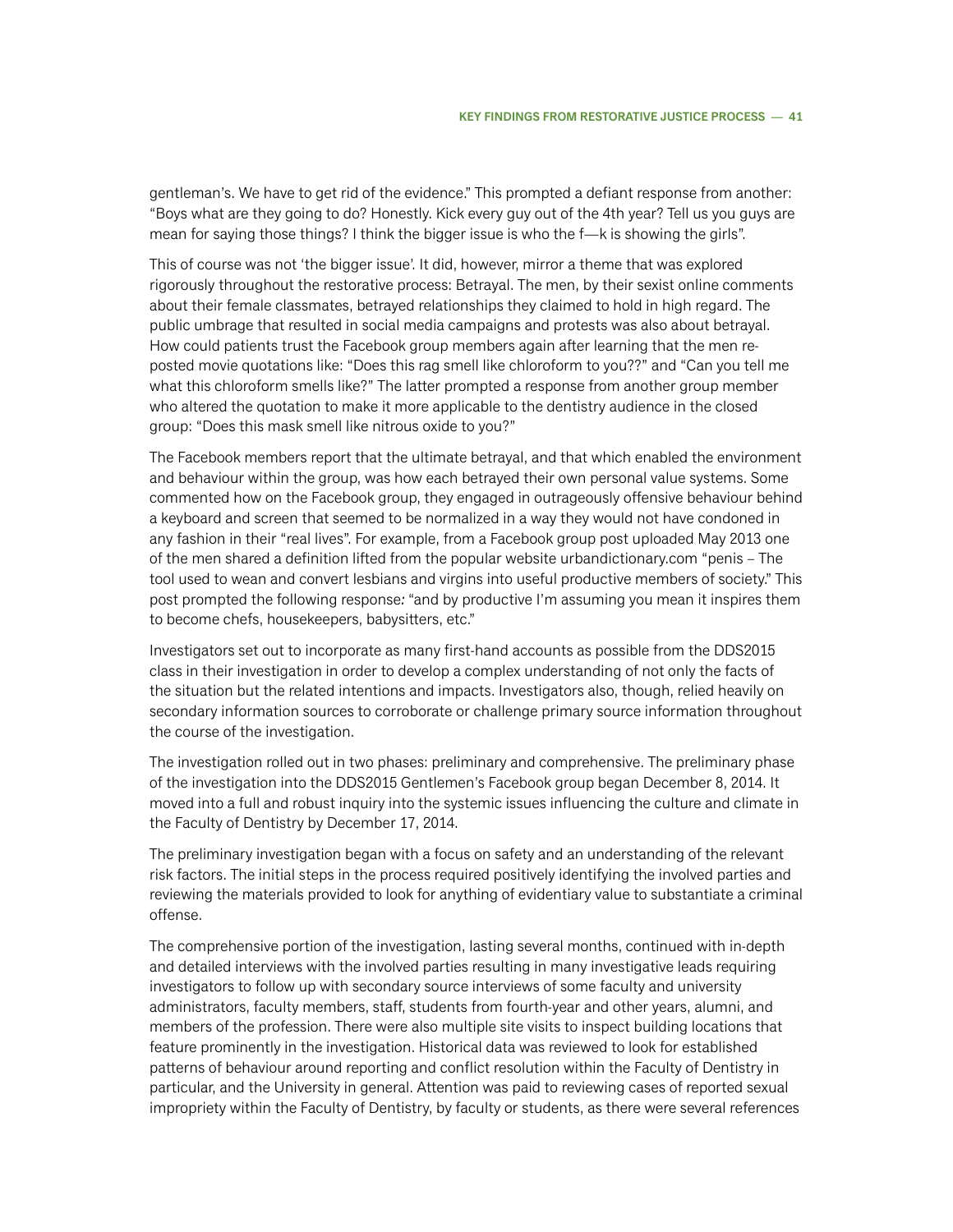gentleman's. We have to get rid of the evidence." This prompted a defiant response from another: "Boys what are they going to do? Honestly. Kick every guy out of the 4th year? Tell us you guys are mean for saying those things? I think the bigger issue is who the f—k is showing the girls".

This of course was not 'the bigger issue'. It did, however, mirror a theme that was explored rigorously throughout the restorative process: Betrayal. The men, by their sexist online comments about their female classmates, betrayed relationships they claimed to hold in high regard. The public umbrage that resulted in social media campaigns and protests was also about betrayal. How could patients trust the Facebook group members again after learning that the men re-posted movie quotations like: "Does this rag smell like chloroform to you??" and "Can you tell me what this chloroform smells like?" The latter prompted a response from another group member who altered the quotation to make it more applicable to the dentistry audience in the closed group: "Does this mask smell like nitrous oxide to you?"

The Facebook members report that the ultimate betrayal, and that which enabled the environment and behaviour within the group, was how each betrayed their own personal value systems. Some commented how on the Facebook group, they engaged in outrageously offensive behaviour behind a keyboard and screen that seemed to be normalized in a way they would not have condoned in any fashion in their "real lives". For example, from a Facebook group post uploaded May 2013 one of the men shared a definition lifted from the popular website urbandictionary.com "penis – The tool used to wean and convert lesbians and virgins into useful productive members of society." This post prompted the following response: "and by productive I'm assuming you mean it inspires them to become chefs, housekeepers, babysitters, etc."

Investigators set out to incorporate as many first-hand accounts as possible from the DDS2015 class in their investigation in order to develop a complex understanding of not only the facts of the situation but the related intentions and impacts. Investigators also, though, relied heavily on secondary information sources to corroborate or challenge primary source information throughout the course of the investigation.

The investigation rolled out in two phases: preliminary and comprehensive. The preliminary phase of the investigation into the DDS2015 Gentlemen's Facebook group began December 8, 2014. It moved into a full and robust inquiry into the systemic issues influencing the culture and climate in the Faculty of Dentistry by December 17, 2014.

The preliminary investigation began with a focus on safety and an understanding of the relevant risk factors. The initial steps in the process required positively identifying the involved parties and reviewing the materials provided to look for anything of evidentiary value to substantiate a criminal offense.

The comprehensive portion of the investigation, lasting several months, continued with in-depth and detailed interviews with the involved parties resulting in many investigative leads requiring investigators to follow up with secondary source interviews of some faculty and university administrators, faculty members, staff, students from fourth-year and other years, alumni, and members of the profession. There were also multiple site visits to inspect building locations that feature prominently in the investigation. Historical data was reviewed to look for established patterns of behaviour around reporting and conflict resolution within the Faculty of Dentistry in particular, and the University in general. Attention was paid to reviewing cases of reported sexual impropriety within the Faculty of Dentistry, by faculty or students, as there were several references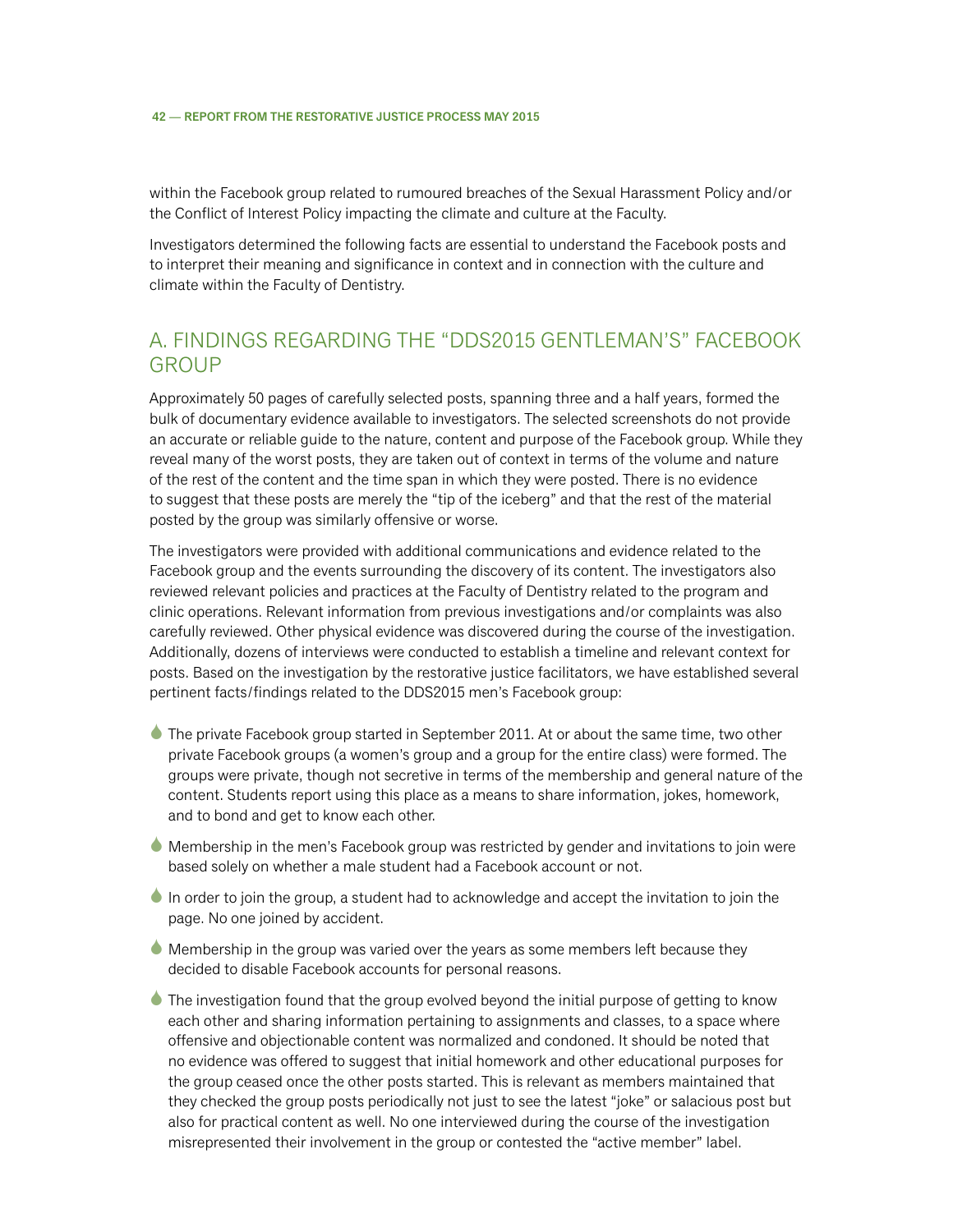within the Facebook group related to rumoured breaches of the Sexual Harassment Policy and/or the Conflict of Interest Policy impacting the climate and culture at the Faculty.

Investigators determined the following facts are essential to understand the Facebook posts and to interpret their meaning and significance in context and in connection with the culture and climate within the Faculty of Dentistry.

## A. FINDINGS REGARDING THE "DDS2015 GENTLEMAN'S" FACEBOOK GROUP

Approximately 50 pages of carefully selected posts, spanning three and a half years, formed the bulk of documentary evidence available to investigators. The selected screenshots do not provide an accurate or reliable guide to the nature, content and purpose of the Facebook group. While they reveal many of the worst posts, they are taken out of context in terms of the volume and nature of the rest of the content and the time span in which they were posted. There is no evidence to suggest that these posts are merely the "tip of the iceberg" and that the rest of the material posted by the group was similarly offensive or worse.

The investigators were provided with additional communications and evidence related to the Facebook group and the events surrounding the discovery of its content. The investigators also reviewed relevant policies and practices at the Faculty of Dentistry related to the program and clinic operations. Relevant information from previous investigations and/or complaints was also carefully reviewed. Other physical evidence was discovered during the course of the investigation. Additionally, dozens of interviews were conducted to establish a timeline and relevant context for posts. Based on the investigation by the restorative justice facilitators, we have established several pertinent facts/findings related to the DDS2015 men's Facebook group:

- The private Facebook group started in September 2011. At or about the same time, two other private Facebook groups (a women's group and a group for the entire class) were formed. The groups were private, though not secretive in terms of the membership and general nature of the content. Students report using this place as a means to share information, jokes, homework, and to bond and get to know each other.
- Membership in the men's Facebook group was restricted by gender and invitations to join were based solely on whether a male student had a Facebook account or not.
- In order to join the group, a student had to acknowledge and accept the invitation to join the page. No one joined by accident.
- Membership in the group was varied over the years as some members left because they decided to disable Facebook accounts for personal reasons.
- The investigation found that the group evolved beyond the initial purpose of getting to know each other and sharing information pertaining to assignments and classes, to a space where offensive and objectionable content was normalized and condoned. It should be noted that no evidence was offered to suggest that initial homework and other educational purposes for the group ceased once the other posts started. This is relevant as members maintained that they checked the group posts periodically not just to see the latest "joke" or salacious post but also for practical content as well. No one interviewed during the course of the investigation misrepresented their involvement in the group or contested the "active member" label.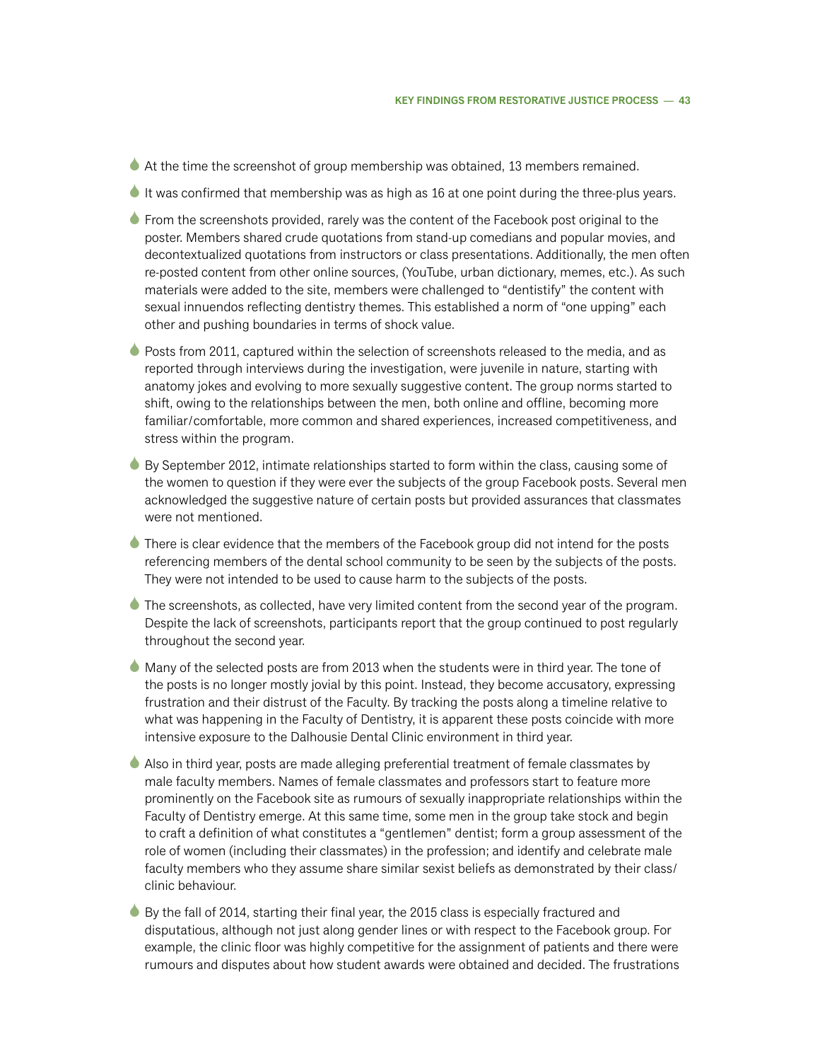- At the time the screenshot of group membership was obtained, 13 members remained.
- It was confirmed that membership was as high as 16 at one point during the three-plus years.
- From the screenshots provided, rarely was the content of the Facebook post original to the poster. Members shared crude quotations from stand-up comedians and popular movies, and decontextualized quotations from instructors or class presentations. Additionally, the men often re-posted content from other online sources, (YouTube, urban dictionary, memes, etc.). As such materials were added to the site, members were challenged to "dentistify" the content with sexual innuendos reflecting dentistry themes. This established a norm of "one upping" each other and pushing boundaries in terms of shock value.
- Posts from 2011, captured within the selection of screenshots released to the media, and as reported through interviews during the investigation, were juvenile in nature, starting with anatomy jokes and evolving to more sexually suggestive content. The group norms started to shift, owing to the relationships between the men, both online and offline, becoming more familiar/comfortable, more common and shared experiences, increased competitiveness, and stress within the program.
- By September 2012, intimate relationships started to form within the class, causing some of the women to question if they were ever the subjects of the group Facebook posts. Several men acknowledged the suggestive nature of certain posts but provided assurances that classmates were not mentioned.
- There is clear evidence that the members of the Facebook group did not intend for the posts referencing members of the dental school community to be seen by the subjects of the posts. They were not intended to be used to cause harm to the subjects of the posts.
- The screenshots, as collected, have very limited content from the second year of the program. Despite the lack of screenshots, participants report that the group continued to post regularly throughout the second year.
- Many of the selected posts are from 2013 when the students were in third year. The tone of the posts is no longer mostly jovial by this point. Instead, they become accusatory, expressing frustration and their distrust of the Faculty. By tracking the posts along a timeline relative to what was happening in the Faculty of Dentistry, it is apparent these posts coincide with more intensive exposure to the Dalhousie Dental Clinic environment in third year.
- Also in third year, posts are made alleging preferential treatment of female classmates by male faculty members. Names of female classmates and professors start to feature more prominently on the Facebook site as rumours of sexually inappropriate relationships within the Faculty of Dentistry emerge. At this same time, some men in the group take stock and begin to craft a definition of what constitutes a "gentlemen" dentist; form a group assessment of the role of women (including their classmates) in the profession; and identify and celebrate male faculty members who they assume share similar sexist beliefs as demonstrated by their class/clinic behaviour.
- By the fall of 2014, starting their final year, the 2015 class is especially fractured and disputatious, although not just along gender lines or with respect to the Facebook group. For example, the clinic floor was highly competitive for the assignment of patients and there were rumours and disputes about how student awards were obtained and decided. The frustrations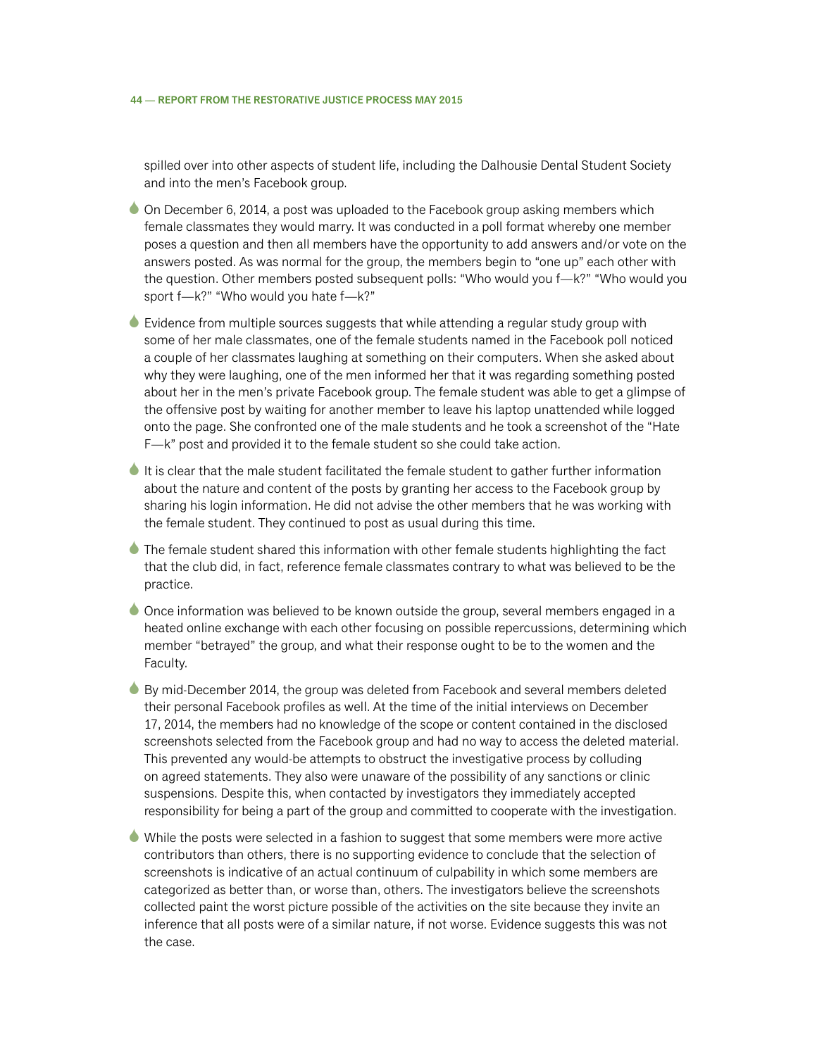spilled over into other aspects of student life, including the Dalhousie Dental Student Society and into the men's Facebook group.

- On December 6, 2014, a post was uploaded to the Facebook group asking members which female classmates they would marry. It was conducted in a poll format whereby one member poses a question and then all members have the opportunity to add answers and/or vote on the answers posted. As was normal for the group, the members begin to "one up" each other with the question. Other members posted subsequent polls: "Who would you f—k?" "Who would you sport f—k?" "Who would you hate f—k?"

- Evidence from multiple sources suggests that while attending a regular study group with some of her male classmates, one of the female students named in the Facebook poll noticed a couple of her classmates laughing at something on their computers. When she asked about why they were laughing, one of the men informed her that it was regarding something posted about her in the men's private Facebook group. The female student was able to get a glimpse of the offensive post by waiting for another member to leave his laptop unattended while logged onto the page. She confronted one of the male students and he took a screenshot of the "Hate F—k" post and provided it to the female student so she could take action.

- It is clear that the male student facilitated the female student to gather further information about the nature and content of the posts by granting her access to the Facebook group by sharing his login information. He did not advise the other members that he was working with the female student. They continued to post as usual during this time.

- The female student shared this information with other female students highlighting the fact that the club did, in fact, reference female classmates contrary to what was believed to be the practice.

- Once information was believed to be known outside the group, several members engaged in a heated online exchange with each other focusing on possible repercussions, determining which member "betrayed" the group, and what their response ought to be to the women and the Faculty.

- By mid-December 2014, the group was deleted from Facebook and several members deleted their personal Facebook profiles as well. At the time of the initial interviews on December 17, 2014, the members had no knowledge of the scope or content contained in the disclosed screenshots selected from the Facebook group and had no way to access the deleted material. This prevented any would-be attempts to obstruct the investigative process by colluding on agreed statements. They also were unaware of the possibility of any sanctions or clinic suspensions. Despite this, when contacted by investigators they immediately accepted responsibility for being a part of the group and committed to cooperate with the investigation.

- While the posts were selected in a fashion to suggest that some members were more active contributors than others, there is no supporting evidence to conclude that the selection of screenshots is indicative of an actual continuum of culpability in which some members are categorized as better than, or worse than, others. The investigators believe the screenshots collected paint the worst picture possible of the activities on the site because they invite an inference that all posts were of a similar nature, if not worse. Evidence suggests this was not the case.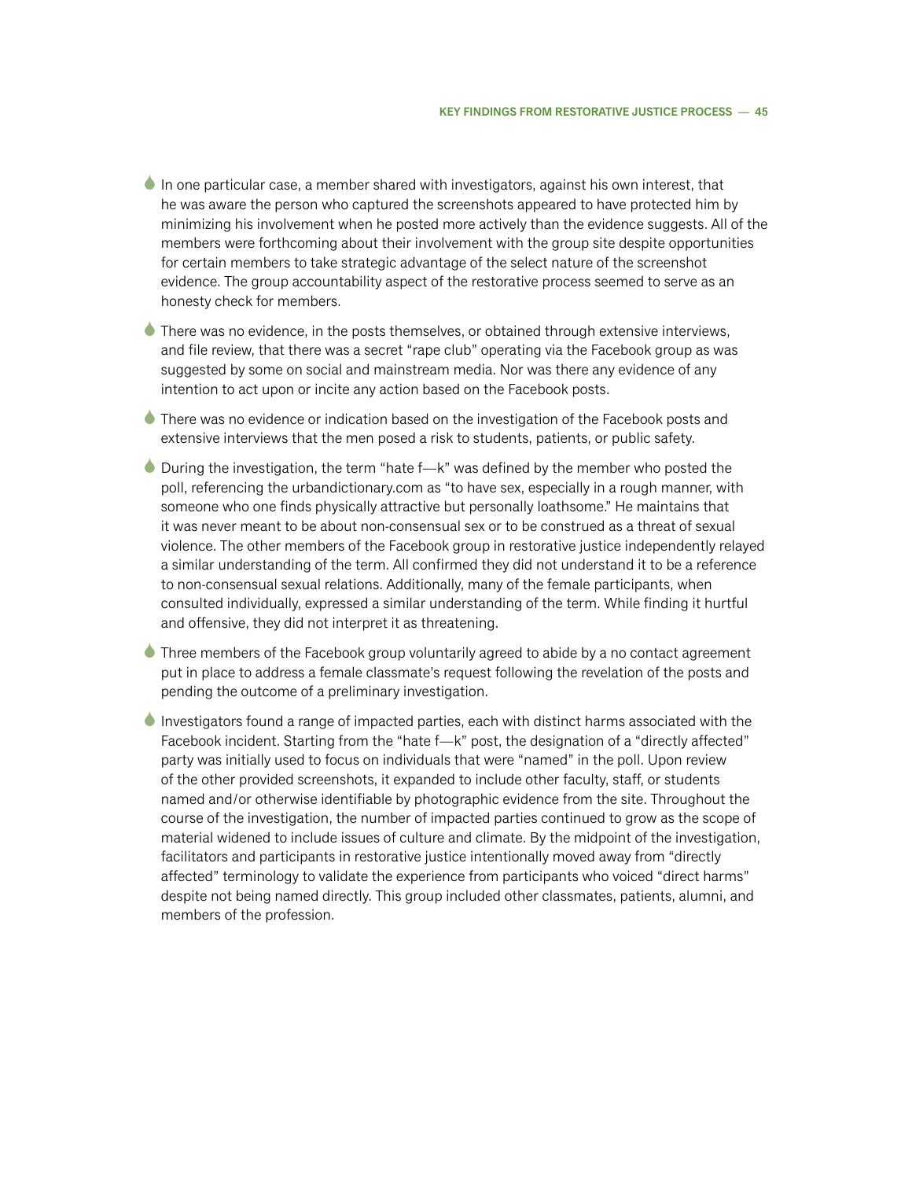- In one particular case, a member shared with investigators, against his own interest, that he was aware the person who captured the screenshots appeared to have protected him by minimizing his involvement when he posted more actively than the evidence suggests. All of the members were forthcoming about their involvement with the group site despite opportunities for certain members to take strategic advantage of the select nature of the screenshot evidence. The group accountability aspect of the restorative process seemed to serve as an honesty check for members.

- There was no evidence, in the posts themselves, or obtained through extensive interviews, and file review, that there was a secret "rape club" operating via the Facebook group as was suggested by some on social and mainstream media. Nor was there any evidence of any intention to act upon or incite any action based on the Facebook posts.

- There was no evidence or indication based on the investigation of the Facebook posts and extensive interviews that the men posed a risk to students, patients, or public safety.

- During the investigation, the term "hate f—k" was defined by the member who posted the poll, referencing the urbandictionary.com as "to have sex, especially in a rough manner, with someone who one finds physically attractive but personally loathsome." He maintains that it was never meant to be about non-consensual sex or to be construed as a threat of sexual violence. The other members of the Facebook group in restorative justice independently relayed a similar understanding of the term. All confirmed they did not understand it to be a reference to non-consensual sexual relations. Additionally, many of the female participants, when consulted individually, expressed a similar understanding of the term. While finding it hurtful and offensive, they did not interpret it as threatening.

- Three members of the Facebook group voluntarily agreed to abide by a no contact agreement put in place to address a female classmate's request following the revelation of the posts and pending the outcome of a preliminary investigation.

- Investigators found a range of impacted parties, each with distinct harms associated with the Facebook incident. Starting from the "hate f—k" post, the designation of a "directly affected" party was initially used to focus on individuals that were "named" in the poll. Upon review of the other provided screenshots, it expanded to include other faculty, staff, or students named and/or otherwise identifiable by photographic evidence from the site. Throughout the course of the investigation, the number of impacted parties continued to grow as the scope of material widened to include issues of culture and climate. By the midpoint of the investigation, facilitators and participants in restorative justice intentionally moved away from "directly affected" terminology to validate the experience from participants who voiced "direct harms" despite not being named directly. This group included other classmates, patients, alumni, and members of the profession.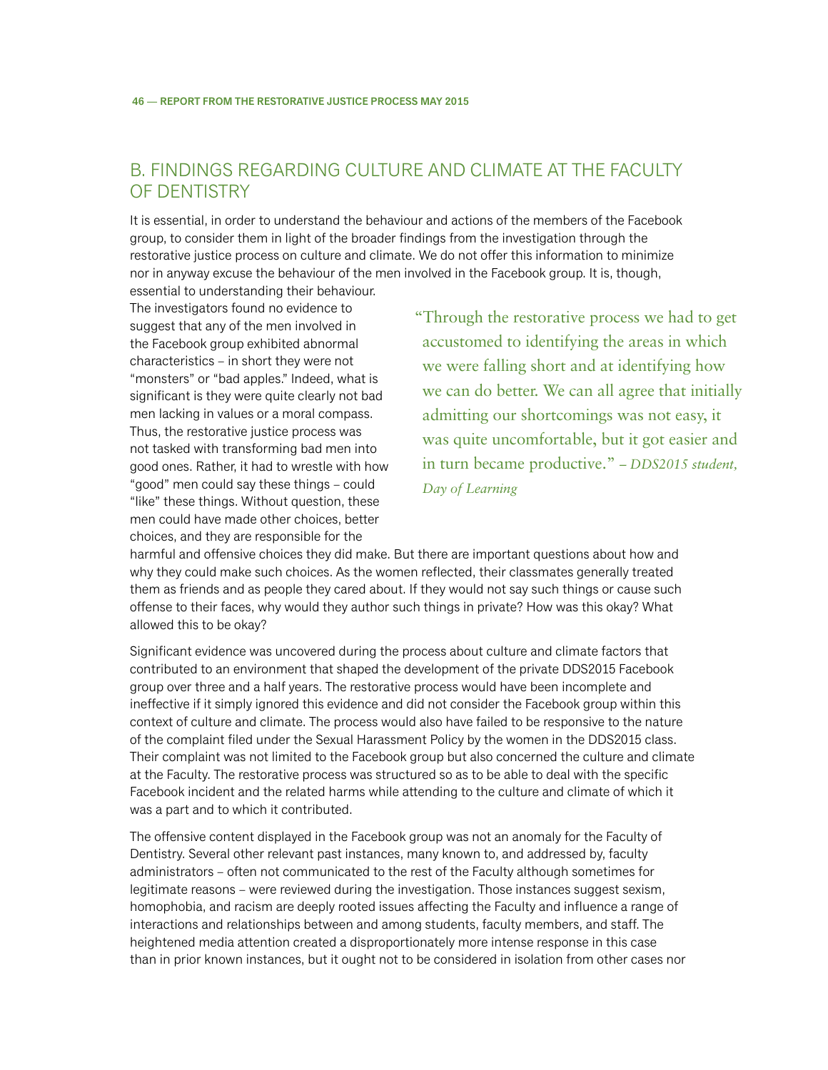## B. FINDINGS REGARDING CULTURE AND CLIMATE AT THE FACULTY OF DENTISTRY

It is essential, in order to understand the behaviour and actions of the members of the Facebook group, to consider them in light of the broader findings from the investigation through the restorative justice process on culture and climate. We do not offer this information to minimize nor in anyway excuse the behaviour of the men involved in the Facebook group. It is, though, essential to understanding their behaviour.

> "Through the restorative process we had to get accustomed to identifying the areas in which we were falling short and at identifying how we can do better. We can all agree that initially admitting our shortcomings was not easy, it was quite uncomfortable, but it got easier and in turn became productive." – *DDS2015 student, Day of Learning*

The investigators found no evidence to suggest that any of the men involved in the Facebook group exhibited abnormal characteristics – in short they were not "monsters" or "bad apples." Indeed, what is significant is they were quite clearly not bad men lacking in values or a moral compass. Thus, the restorative justice process was not tasked with transforming bad men into good ones. Rather, it had to wrestle with how "good" men could say these things – could "like" these things. Without question, these men could have made other choices, better choices, and they are responsible for the harmful and offensive choices they did make. But there are important questions about how and why they could make such choices. As the women reflected, their classmates generally treated them as friends and as people they cared about. If they would not say such things or cause such offense to their faces, why would they author such things in private? How was this okay? What allowed this to be okay?

Significant evidence was uncovered during the process about culture and climate factors that contributed to an environment that shaped the development of the private DDS2015 Facebook group over three and a half years. The restorative process would have been incomplete and ineffective if it simply ignored this evidence and did not consider the Facebook group within this context of culture and climate. The process would also have failed to be responsive to the nature of the complaint filed under the Sexual Harassment Policy by the women in the DDS2015 class. Their complaint was not limited to the Facebook group but also concerned the culture and climate at the Faculty. The restorative process was structured so as to be able to deal with the specific Facebook incident and the related harms while attending to the culture and climate of which it was a part and to which it contributed.

The offensive content displayed in the Facebook group was not an anomaly for the Faculty of Dentistry. Several other relevant past instances, many known to, and addressed by, faculty administrators – often not communicated to the rest of the Faculty although sometimes for legitimate reasons – were reviewed during the investigation. Those instances suggest sexism, homophobia, and racism are deeply rooted issues affecting the Faculty and influence a range of interactions and relationships between and among students, faculty members, and staff. The heightened media attention created a disproportionately more intense response in this case than in prior known instances, but it ought not to be considered in isolation from other cases nor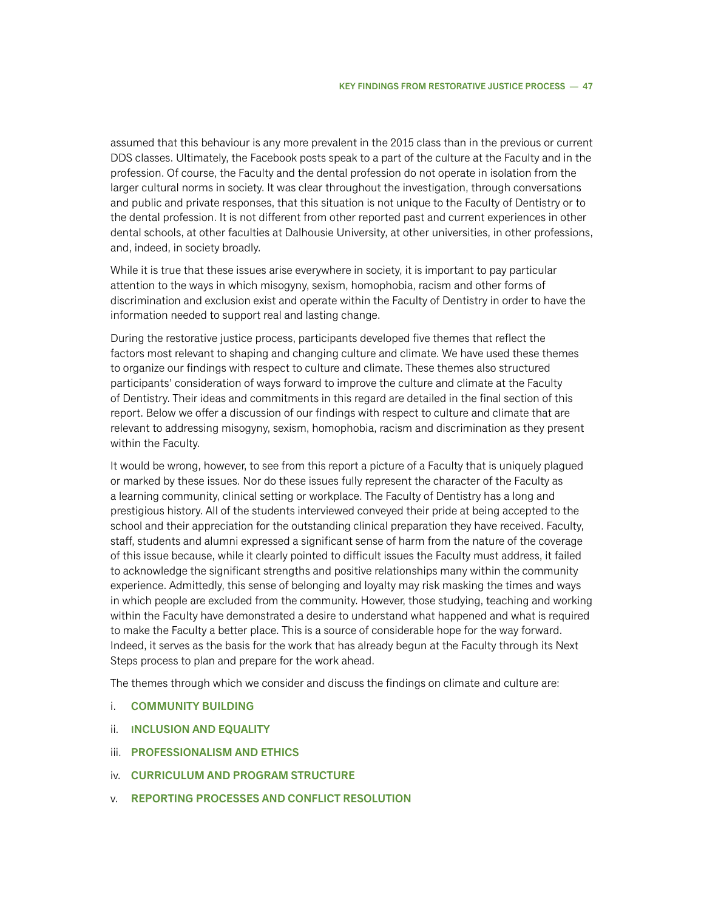assumed that this behaviour is any more prevalent in the 2015 class than in the previous or current DDS classes. Ultimately, the Facebook posts speak to a part of the culture at the Faculty and in the profession. Of course, the Faculty and the dental profession do not operate in isolation from the larger cultural norms in society. It was clear throughout the investigation, through conversations and public and private responses, that this situation is not unique to the Faculty of Dentistry or to the dental profession. It is not different from other reported past and current experiences in other dental schools, at other faculties at Dalhousie University, at other universities, in other professions, and, indeed, in society broadly.

While it is true that these issues arise everywhere in society, it is important to pay particular attention to the ways in which misogyny, sexism, homophobia, racism and other forms of discrimination and exclusion exist and operate within the Faculty of Dentistry in order to have the information needed to support real and lasting change.

During the restorative justice process, participants developed five themes that reflect the factors most relevant to shaping and changing culture and climate. We have used these themes to organize our findings with respect to culture and climate. These themes also structured participants' consideration of ways forward to improve the culture and climate at the Faculty of Dentistry. Their ideas and commitments in this regard are detailed in the final section of this report. Below we offer a discussion of our findings with respect to culture and climate that are relevant to addressing misogyny, sexism, homophobia, racism and discrimination as they present within the Faculty.

It would be wrong, however, to see from this report a picture of a Faculty that is uniquely plagued or marked by these issues. Nor do these issues fully represent the character of the Faculty as a learning community, clinical setting or workplace. The Faculty of Dentistry has a long and prestigious history. All of the students interviewed conveyed their pride at being accepted to the school and their appreciation for the outstanding clinical preparation they have received. Faculty, staff, students and alumni expressed a significant sense of harm from the nature of the coverage of this issue because, while it clearly pointed to difficult issues the Faculty must address, it failed to acknowledge the significant strengths and positive relationships many within the community experience. Admittedly, this sense of belonging and loyalty may risk masking the times and ways in which people are excluded from the community. However, those studying, teaching and working within the Faculty have demonstrated a desire to understand what happened and what is required to make the Faculty a better place. This is a source of considerable hope for the way forward. Indeed, it serves as the basis for the work that has already begun at the Faculty through its Next Steps process to plan and prepare for the work ahead.

The themes through which we consider and discuss the findings on climate and culture are:

i. **COMMUNITY BUILDING**

ii. **INCLUSION AND EQUALITY**

iii. **PROFESSIONALISM AND ETHICS**

iv. **CURRICULUM AND PROGRAM STRUCTURE**

v. **REPORTING PROCESSES AND CONFLICT RESOLUTION**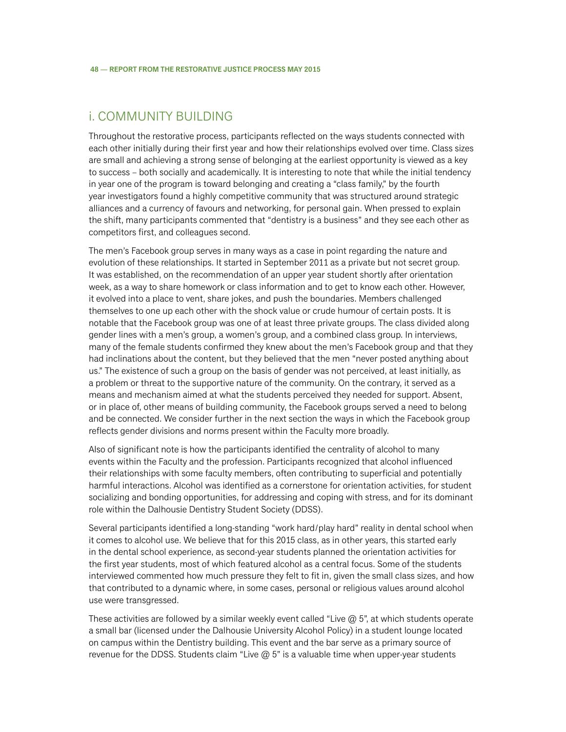## i. COMMUNITY BUILDING

Throughout the restorative process, participants reflected on the ways students connected with each other initially during their first year and how their relationships evolved over time. Class sizes are small and achieving a strong sense of belonging at the earliest opportunity is viewed as a key to success – both socially and academically. It is interesting to note that while the initial tendency in year one of the program is toward belonging and creating a "class family," by the fourth year investigators found a highly competitive community that was structured around strategic alliances and a currency of favours and networking, for personal gain. When pressed to explain the shift, many participants commented that "dentistry is a business" and they see each other as competitors first, and colleagues second.

The men's Facebook group serves in many ways as a case in point regarding the nature and evolution of these relationships. It started in September 2011 as a private but not secret group. It was established, on the recommendation of an upper year student shortly after orientation week, as a way to share homework or class information and to get to know each other. However, it evolved into a place to vent, share jokes, and push the boundaries. Members challenged themselves to one up each other with the shock value or crude humour of certain posts. It is notable that the Facebook group was one of at least three private groups. The class divided along gender lines with a men's group, a women's group, and a combined class group. In interviews, many of the female students confirmed they knew about the men's Facebook group and that they had inclinations about the content, but they believed that the men "never posted anything about us." The existence of such a group on the basis of gender was not perceived, at least initially, as a problem or threat to the supportive nature of the community. On the contrary, it served as a means and mechanism aimed at what the students perceived they needed for support. Absent, or in place of, other means of building community, the Facebook groups served a need to belong and be connected. We consider further in the next section the ways in which the Facebook group reflects gender divisions and norms present within the Faculty more broadly.

Also of significant note is how the participants identified the centrality of alcohol to many events within the Faculty and the profession. Participants recognized that alcohol influenced their relationships with some faculty members, often contributing to superficial and potentially harmful interactions. Alcohol was identified as a cornerstone for orientation activities, for student socializing and bonding opportunities, for addressing and coping with stress, and for its dominant role within the Dalhousie Dentistry Student Society (DDSS).

Several participants identified a long-standing "work hard/play hard" reality in dental school when it comes to alcohol use. We believe that for this 2015 class, as in other years, this started early in the dental school experience, as second-year students planned the orientation activities for the first year students, most of which featured alcohol as a central focus. Some of the students interviewed commented how much pressure they felt to fit in, given the small class sizes, and how that contributed to a dynamic where, in some cases, personal or religious values around alcohol use were transgressed.

These activities are followed by a similar weekly event called "Live @ 5", at which students operate a small bar (licensed under the Dalhousie University Alcohol Policy) in a student lounge located on campus within the Dentistry building. This event and the bar serve as a primary source of revenue for the DDSS. Students claim "Live @ 5" is a valuable time when upper-year students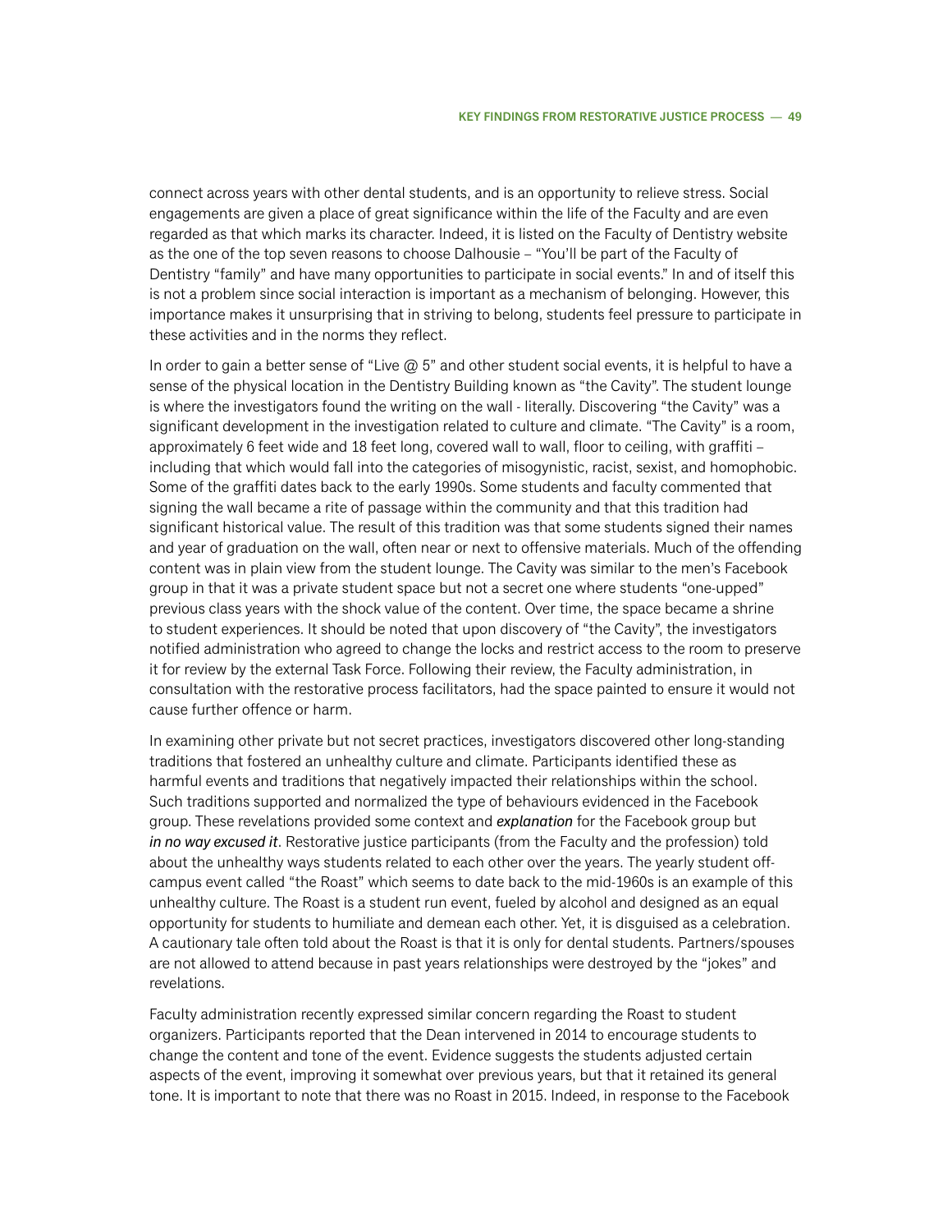connect across years with other dental students, and is an opportunity to relieve stress. Social engagements are given a place of great significance within the life of the Faculty and are even regarded as that which marks its character. Indeed, it is listed on the Faculty of Dentistry website as the one of the top seven reasons to choose Dalhousie – "You'll be part of the Faculty of Dentistry "family" and have many opportunities to participate in social events." In and of itself this is not a problem since social interaction is important as a mechanism of belonging. However, this importance makes it unsurprising that in striving to belong, students feel pressure to participate in these activities and in the norms they reflect.

In order to gain a better sense of "Live @ 5" and other student social events, it is helpful to have a sense of the physical location in the Dentistry Building known as "the Cavity". The student lounge is where the investigators found the writing on the wall - literally. Discovering "the Cavity" was a significant development in the investigation related to culture and climate. "The Cavity" is a room, approximately 6 feet wide and 18 feet long, covered wall to wall, floor to ceiling, with graffiti – including that which would fall into the categories of misogynistic, racist, sexist, and homophobic. Some of the graffiti dates back to the early 1990s. Some students and faculty commented that signing the wall became a rite of passage within the community and that this tradition had significant historical value. The result of this tradition was that some students signed their names and year of graduation on the wall, often near or next to offensive materials. Much of the offending content was in plain view from the student lounge. The Cavity was similar to the men's Facebook group in that it was a private student space but not a secret one where students "one-upped" previous class years with the shock value of the content. Over time, the space became a shrine to student experiences. It should be noted that upon discovery of "the Cavity", the investigators notified administration who agreed to change the locks and restrict access to the room to preserve it for review by the external Task Force. Following their review, the Faculty administration, in consultation with the restorative process facilitators, had the space painted to ensure it would not cause further offence or harm.

In examining other private but not secret practices, investigators discovered other long-standing traditions that fostered an unhealthy culture and climate. Participants identified these as harmful events and traditions that negatively impacted their relationships within the school. Such traditions supported and normalized the type of behaviours evidenced in the Facebook group. These revelations provided some context and ***explanation*** for the Facebook group but *in no way excused it*. Restorative justice participants (from the Faculty and the profession) told about the unhealthy ways students related to each other over the years. The yearly student off-campus event called "the Roast" which seems to date back to the mid-1960s is an example of this unhealthy culture. The Roast is a student run event, fueled by alcohol and designed as an equal opportunity for students to humiliate and demean each other. Yet, it is disguised as a celebration. A cautionary tale often told about the Roast is that it is only for dental students. Partners/spouses are not allowed to attend because in past years relationships were destroyed by the "jokes" and revelations.

Faculty administration recently expressed similar concern regarding the Roast to student organizers. Participants reported that the Dean intervened in 2014 to encourage students to change the content and tone of the event. Evidence suggests the students adjusted certain aspects of the event, improving it somewhat over previous years, but that it retained its general tone. It is important to note that there was no Roast in 2015. Indeed, in response to the Facebook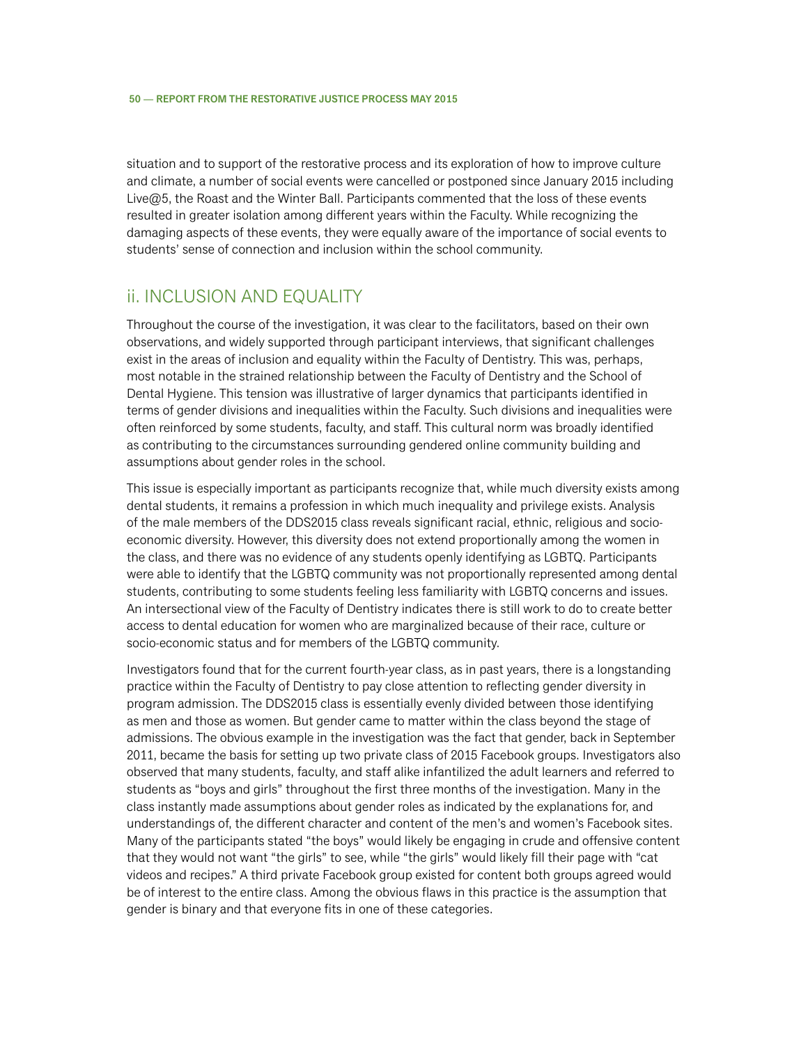situation and to support of the restorative process and its exploration of how to improve culture and climate, a number of social events were cancelled or postponed since January 2015 including Live@5, the Roast and the Winter Ball. Participants commented that the loss of these events resulted in greater isolation among different years within the Faculty. While recognizing the damaging aspects of these events, they were equally aware of the importance of social events to students' sense of connection and inclusion within the school community.

## ii. INCLUSION AND EQUALITY

Throughout the course of the investigation, it was clear to the facilitators, based on their own observations, and widely supported through participant interviews, that significant challenges exist in the areas of inclusion and equality within the Faculty of Dentistry. This was, perhaps, most notable in the strained relationship between the Faculty of Dentistry and the School of Dental Hygiene. This tension was illustrative of larger dynamics that participants identified in terms of gender divisions and inequalities within the Faculty. Such divisions and inequalities were often reinforced by some students, faculty, and staff. This cultural norm was broadly identified as contributing to the circumstances surrounding gendered online community building and assumptions about gender roles in the school.

This issue is especially important as participants recognize that, while much diversity exists among dental students, it remains a profession in which much inequality and privilege exists. Analysis of the male members of the DDS2015 class reveals significant racial, ethnic, religious and socio-economic diversity. However, this diversity does not extend proportionally among the women in the class, and there was no evidence of any students openly identifying as LGBTQ. Participants were able to identify that the LGBTQ community was not proportionally represented among dental students, contributing to some students feeling less familiarity with LGBTQ concerns and issues. An intersectional view of the Faculty of Dentistry indicates there is still work to do to create better access to dental education for women who are marginalized because of their race, culture or socio-economic status and for members of the LGBTQ community.

Investigators found that for the current fourth-year class, as in past years, there is a longstanding practice within the Faculty of Dentistry to pay close attention to reflecting gender diversity in program admission. The DDS2015 class is essentially evenly divided between those identifying as men and those as women. But gender came to matter within the class beyond the stage of admissions. The obvious example in the investigation was the fact that gender, back in September 2011, became the basis for setting up two private class of 2015 Facebook groups. Investigators also observed that many students, faculty, and staff alike infantilized the adult learners and referred to students as "boys and girls" throughout the first three months of the investigation. Many in the class instantly made assumptions about gender roles as indicated by the explanations for, and understandings of, the different character and content of the men's and women's Facebook sites. Many of the participants stated "the boys" would likely be engaging in crude and offensive content that they would not want "the girls" to see, while "the girls" would likely fill their page with "cat videos and recipes." A third private Facebook group existed for content both groups agreed would be of interest to the entire class. Among the obvious flaws in this practice is the assumption that gender is binary and that everyone fits in one of these categories.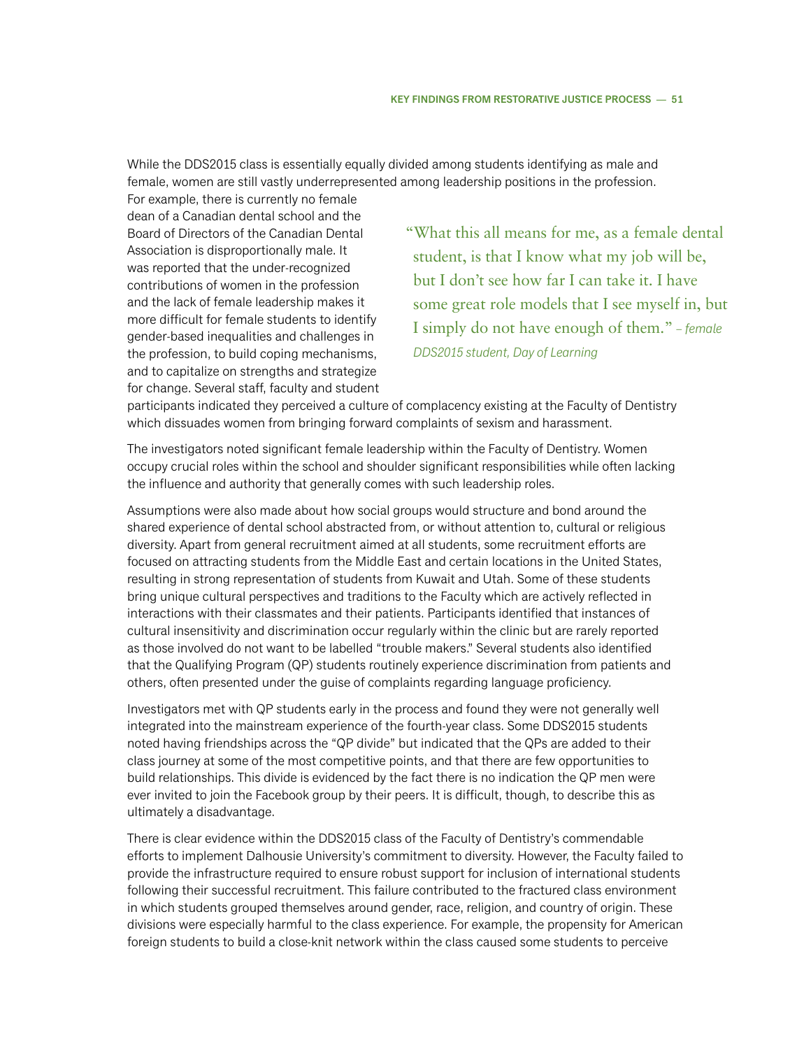While the DDS2015 class is essentially equally divided among students identifying as male and female, women are still vastly underrepresented among leadership positions in the profession. For example, there is currently no female dean of a Canadian dental school and the Board of Directors of the Canadian Dental Association is disproportionally male. It was reported that the under-recognized contributions of women in the profession and the lack of female leadership makes it more difficult for female students to identify gender-based inequalities and challenges in the profession, to build coping mechanisms, and to capitalize on strengths and strategize for change. Several staff, faculty and student participants indicated they perceived a culture of complacency existing at the Faculty of Dentistry which dissuades women from bringing forward complaints of sexism and harassment.

> "What this all means for me, as a female dental student, is that I know what my job will be, but I don't see how far I can take it. I have some great role models that I see myself in, but I simply do not have enough of them." *– female DDS2015 student, Day of Learning*

The investigators noted significant female leadership within the Faculty of Dentistry. Women occupy crucial roles within the school and shoulder significant responsibilities while often lacking the influence and authority that generally comes with such leadership roles.

Assumptions were also made about how social groups would structure and bond around the shared experience of dental school abstracted from, or without attention to, cultural or religious diversity. Apart from general recruitment aimed at all students, some recruitment efforts are focused on attracting students from the Middle East and certain locations in the United States, resulting in strong representation of students from Kuwait and Utah. Some of these students bring unique cultural perspectives and traditions to the Faculty which are actively reflected in interactions with their classmates and their patients. Participants identified that instances of cultural insensitivity and discrimination occur regularly within the clinic but are rarely reported as those involved do not want to be labelled "trouble makers." Several students also identified that the Qualifying Program (QP) students routinely experience discrimination from patients and others, often presented under the guise of complaints regarding language proficiency.

Investigators met with QP students early in the process and found they were not generally well integrated into the mainstream experience of the fourth-year class. Some DDS2015 students noted having friendships across the "QP divide" but indicated that the QPs are added to their class journey at some of the most competitive points, and that there are few opportunities to build relationships. This divide is evidenced by the fact there is no indication the QP men were ever invited to join the Facebook group by their peers. It is difficult, though, to describe this as ultimately a disadvantage.

There is clear evidence within the DDS2015 class of the Faculty of Dentistry's commendable efforts to implement Dalhousie University's commitment to diversity. However, the Faculty failed to provide the infrastructure required to ensure robust support for inclusion of international students following their successful recruitment. This failure contributed to the fractured class environment in which students grouped themselves around gender, race, religion, and country of origin. These divisions were especially harmful to the class experience. For example, the propensity for American foreign students to build a close-knit network within the class caused some students to perceive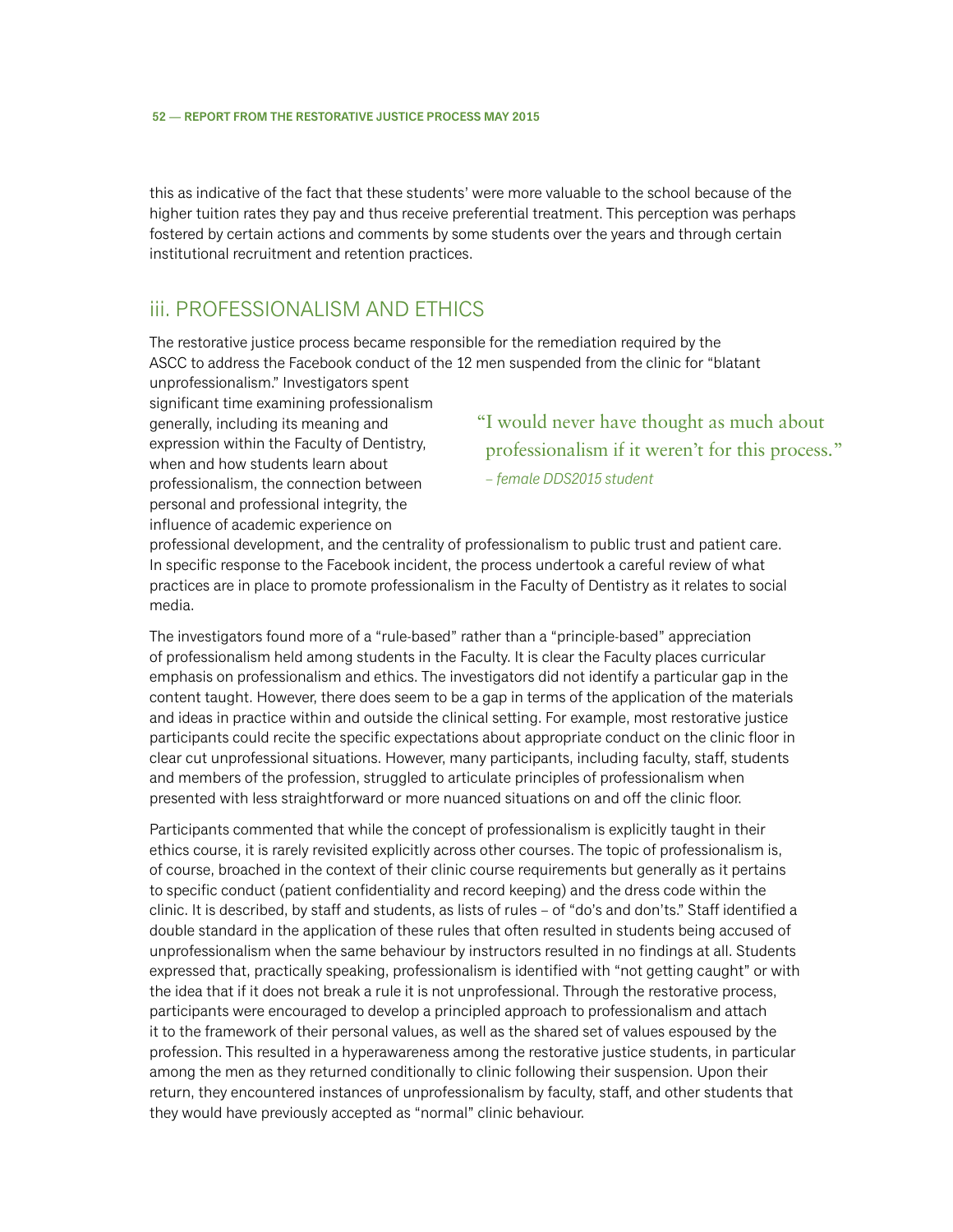this as indicative of the fact that these students' were more valuable to the school because of the higher tuition rates they pay and thus receive preferential treatment. This perception was perhaps fostered by certain actions and comments by some students over the years and through certain institutional recruitment and retention practices.

## iii. PROFESSIONALISM AND ETHICS

The restorative justice process became responsible for the remediation required by the ASCC to address the Facebook conduct of the 12 men suspended from the clinic for "blatant unprofessionalism." Investigators spent significant time examining professionalism generally, including its meaning and expression within the Faculty of Dentistry, when and how students learn about professionalism, the connection between personal and professional integrity, the influence of academic experience on professional development, and the centrality of professionalism to public trust and patient care. In specific response to the Facebook incident, the process undertook a careful review of what practices are in place to promote professionalism in the Faculty of Dentistry as it relates to social media.

> "I would never have thought as much about professionalism if it weren't for this process."
> *– female DDS2015 student*

The investigators found more of a "rule-based" rather than a "principle-based" appreciation of professionalism held among students in the Faculty. It is clear the Faculty places curricular emphasis on professionalism and ethics. The investigators did not identify a particular gap in the content taught. However, there does seem to be a gap in terms of the application of the materials and ideas in practice within and outside the clinical setting. For example, most restorative justice participants could recite the specific expectations about appropriate conduct on the clinic floor in clear cut unprofessional situations. However, many participants, including faculty, staff, students and members of the profession, struggled to articulate principles of professionalism when presented with less straightforward or more nuanced situations on and off the clinic floor.

Participants commented that while the concept of professionalism is explicitly taught in their ethics course, it is rarely revisited explicitly across other courses. The topic of professionalism is, of course, broached in the context of their clinic course requirements but generally as it pertains to specific conduct (patient confidentiality and record keeping) and the dress code within the clinic. It is described, by staff and students, as lists of rules – of "do's and don'ts." Staff identified a double standard in the application of these rules that often resulted in students being accused of unprofessionalism when the same behaviour by instructors resulted in no findings at all. Students expressed that, practically speaking, professionalism is identified with "not getting caught" or with the idea that if it does not break a rule it is not unprofessional. Through the restorative process, participants were encouraged to develop a principled approach to professionalism and attach it to the framework of their personal values, as well as the shared set of values espoused by the profession. This resulted in a hyperawareness among the restorative justice students, in particular among the men as they returned conditionally to clinic following their suspension. Upon their return, they encountered instances of unprofessionalism by faculty, staff, and other students that they would have previously accepted as "normal" clinic behaviour.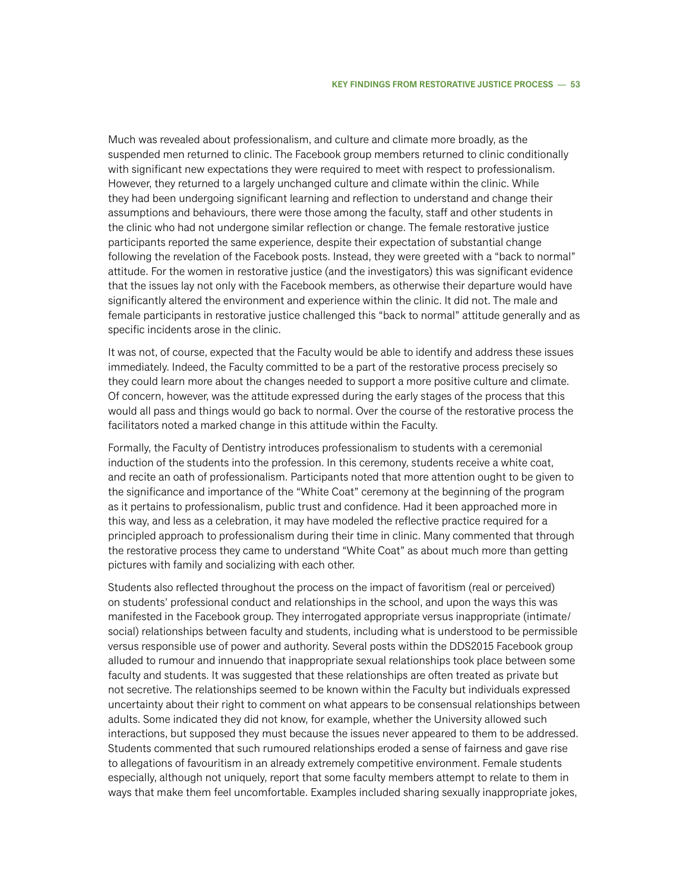Much was revealed about professionalism, and culture and climate more broadly, as the suspended men returned to clinic. The Facebook group members returned to clinic conditionally with significant new expectations they were required to meet with respect to professionalism. However, they returned to a largely unchanged culture and climate within the clinic. While they had been undergoing significant learning and reflection to understand and change their assumptions and behaviours, there were those among the faculty, staff and other students in the clinic who had not undergone similar reflection or change. The female restorative justice participants reported the same experience, despite their expectation of substantial change following the revelation of the Facebook posts. Instead, they were greeted with a "back to normal" attitude. For the women in restorative justice (and the investigators) this was significant evidence that the issues lay not only with the Facebook members, as otherwise their departure would have significantly altered the environment and experience within the clinic. It did not. The male and female participants in restorative justice challenged this "back to normal" attitude generally and as specific incidents arose in the clinic.

It was not, of course, expected that the Faculty would be able to identify and address these issues immediately. Indeed, the Faculty committed to be a part of the restorative process precisely so they could learn more about the changes needed to support a more positive culture and climate. Of concern, however, was the attitude expressed during the early stages of the process that this would all pass and things would go back to normal. Over the course of the restorative process the facilitators noted a marked change in this attitude within the Faculty.

Formally, the Faculty of Dentistry introduces professionalism to students with a ceremonial induction of the students into the profession. In this ceremony, students receive a white coat, and recite an oath of professionalism. Participants noted that more attention ought to be given to the significance and importance of the "White Coat" ceremony at the beginning of the program as it pertains to professionalism, public trust and confidence. Had it been approached more in this way, and less as a celebration, it may have modeled the reflective practice required for a principled approach to professionalism during their time in clinic. Many commented that through the restorative process they came to understand "White Coat" as about much more than getting pictures with family and socializing with each other.

Students also reflected throughout the process on the impact of favoritism (real or perceived) on students' professional conduct and relationships in the school, and upon the ways this was manifested in the Facebook group. They interrogated appropriate versus inappropriate (intimate/social) relationships between faculty and students, including what is understood to be permissible versus responsible use of power and authority. Several posts within the DDS2015 Facebook group alluded to rumour and innuendo that inappropriate sexual relationships took place between some faculty and students. It was suggested that these relationships are often treated as private but not secretive. The relationships seemed to be known within the Faculty but individuals expressed uncertainty about their right to comment on what appears to be consensual relationships between adults. Some indicated they did not know, for example, whether the University allowed such interactions, but supposed they must because the issues never appeared to them to be addressed. Students commented that such rumoured relationships eroded a sense of fairness and gave rise to allegations of favouritism in an already extremely competitive environment. Female students especially, although not uniquely, report that some faculty members attempt to relate to them in ways that make them feel uncomfortable. Examples included sharing sexually inappropriate jokes,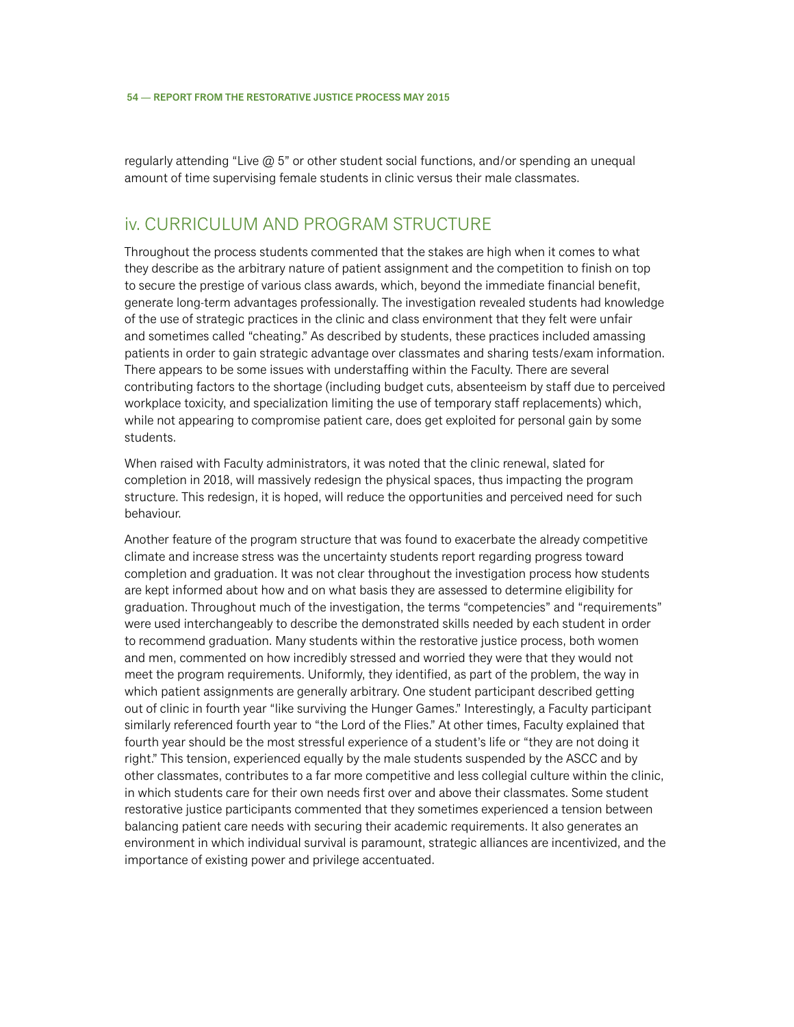regularly attending "Live @ 5" or other student social functions, and/or spending an unequal amount of time supervising female students in clinic versus their male classmates.

## iv. CURRICULUM AND PROGRAM STRUCTURE

Throughout the process students commented that the stakes are high when it comes to what they describe as the arbitrary nature of patient assignment and the competition to finish on top to secure the prestige of various class awards, which, beyond the immediate financial benefit, generate long-term advantages professionally. The investigation revealed students had knowledge of the use of strategic practices in the clinic and class environment that they felt were unfair and sometimes called "cheating." As described by students, these practices included amassing patients in order to gain strategic advantage over classmates and sharing tests/exam information. There appears to be some issues with understaffing within the Faculty. There are several contributing factors to the shortage (including budget cuts, absenteeism by staff due to perceived workplace toxicity, and specialization limiting the use of temporary staff replacements) which, while not appearing to compromise patient care, does get exploited for personal gain by some students.

When raised with Faculty administrators, it was noted that the clinic renewal, slated for completion in 2018, will massively redesign the physical spaces, thus impacting the program structure. This redesign, it is hoped, will reduce the opportunities and perceived need for such behaviour.

Another feature of the program structure that was found to exacerbate the already competitive climate and increase stress was the uncertainty students report regarding progress toward completion and graduation. It was not clear throughout the investigation process how students are kept informed about how and on what basis they are assessed to determine eligibility for graduation. Throughout much of the investigation, the terms "competencies" and "requirements" were used interchangeably to describe the demonstrated skills needed by each student in order to recommend graduation. Many students within the restorative justice process, both women and men, commented on how incredibly stressed and worried they were that they would not meet the program requirements. Uniformly, they identified, as part of the problem, the way in which patient assignments are generally arbitrary. One student participant described getting out of clinic in fourth year "like surviving the Hunger Games." Interestingly, a Faculty participant similarly referenced fourth year to "the Lord of the Flies." At other times, Faculty explained that fourth year should be the most stressful experience of a student's life or "they are not doing it right." This tension, experienced equally by the male students suspended by the ASCC and by other classmates, contributes to a far more competitive and less collegial culture within the clinic, in which students care for their own needs first over and above their classmates. Some student restorative justice participants commented that they sometimes experienced a tension between balancing patient care needs with securing their academic requirements. It also generates an environment in which individual survival is paramount, strategic alliances are incentivized, and the importance of existing power and privilege accentuated.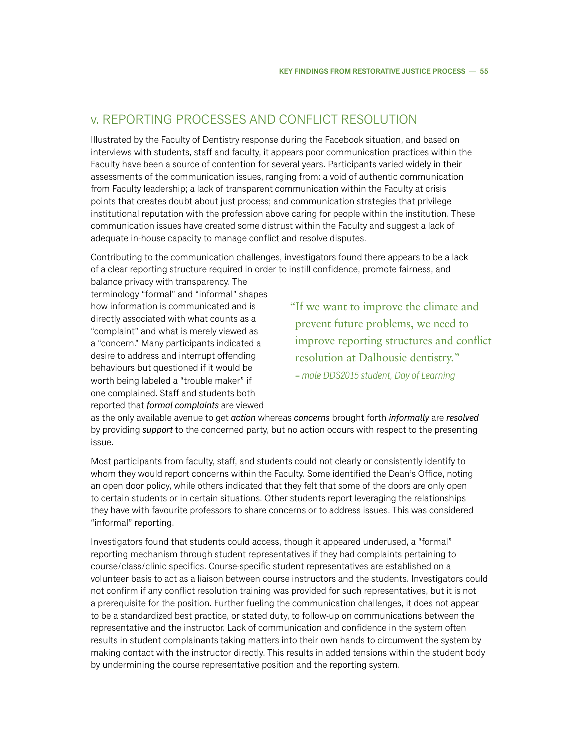## v. REPORTING PROCESSES AND CONFLICT RESOLUTION

Illustrated by the Faculty of Dentistry response during the Facebook situation, and based on interviews with students, staff and faculty, it appears poor communication practices within the Faculty have been a source of contention for several years. Participants varied widely in their assessments of the communication issues, ranging from: a void of authentic communication from Faculty leadership; a lack of transparent communication within the Faculty at crisis points that creates doubt about just process; and communication strategies that privilege institutional reputation with the profession above caring for people within the institution. These communication issues have created some distrust within the Faculty and suggest a lack of adequate in-house capacity to manage conflict and resolve disputes.

Contributing to the communication challenges, investigators found there appears to be a lack of a clear reporting structure required in order to instill confidence, promote fairness, and balance privacy with transparency. The terminology "formal" and "informal" shapes how information is communicated and is directly associated with what counts as a "complaint" and what is merely viewed as a "concern." Many participants indicated a desire to address and interrupt offending behaviours but questioned if it would be worth being labeled a "trouble maker" if one complained. Staff and students both reported that *formal complaints* are viewed as the only available avenue to get *action* whereas *concerns* brought forth *informally* are *resolved* by providing *support* to the concerned party, but no action occurs with respect to the presenting issue.

> "If we want to improve the climate and prevent future problems, we need to improve reporting structures and conflict resolution at Dalhousie dentistry."
>
> *– male DDS2015 student, Day of Learning*

Most participants from faculty, staff, and students could not clearly or consistently identify to whom they would report concerns within the Faculty. Some identified the Dean's Office, noting an open door policy, while others indicated that they felt that some of the doors are only open to certain students or in certain situations. Other students report leveraging the relationships they have with favourite professors to share concerns or to address issues. This was considered "informal" reporting.

Investigators found that students could access, though it appeared underused, a "formal" reporting mechanism through student representatives if they had complaints pertaining to course/class/clinic specifics. Course-specific student representatives are established on a volunteer basis to act as a liaison between course instructors and the students. Investigators could not confirm if any conflict resolution training was provided for such representatives, but it is not a prerequisite for the position. Further fueling the communication challenges, it does not appear to be a standardized best practice, or stated duty, to follow-up on communications between the representative and the instructor. Lack of communication and confidence in the system often results in student complainants taking matters into their own hands to circumvent the system by making contact with the instructor directly. This results in added tensions within the student body by undermining the course representative position and the reporting system.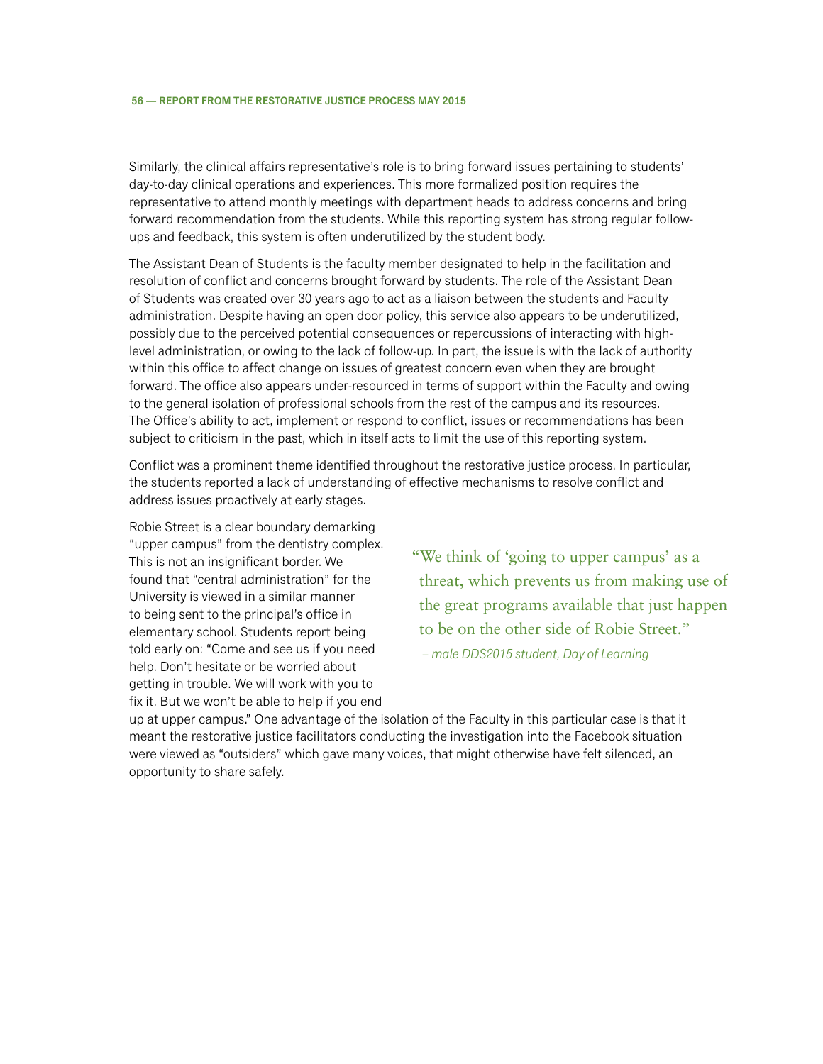Similarly, the clinical affairs representative's role is to bring forward issues pertaining to students' day-to-day clinical operations and experiences. This more formalized position requires the representative to attend monthly meetings with department heads to address concerns and bring forward recommendation from the students. While this reporting system has strong regular follow-ups and feedback, this system is often underutilized by the student body.

The Assistant Dean of Students is the faculty member designated to help in the facilitation and resolution of conflict and concerns brought forward by students. The role of the Assistant Dean of Students was created over 30 years ago to act as a liaison between the students and Faculty administration. Despite having an open door policy, this service also appears to be underutilized, possibly due to the perceived potential consequences or repercussions of interacting with high-level administration, or owing to the lack of follow-up. In part, the issue is with the lack of authority within this office to affect change on issues of greatest concern even when they are brought forward. The office also appears under-resourced in terms of support within the Faculty and owing to the general isolation of professional schools from the rest of the campus and its resources. The Office's ability to act, implement or respond to conflict, issues or recommendations has been subject to criticism in the past, which in itself acts to limit the use of this reporting system.

Conflict was a prominent theme identified throughout the restorative justice process. In particular, the students reported a lack of understanding of effective mechanisms to resolve conflict and address issues proactively at early stages.

Robie Street is a clear boundary demarking "upper campus" from the dentistry complex. This is not an insignificant border. We found that "central administration" for the University is viewed in a similar manner to being sent to the principal's office in elementary school. Students report being told early on: "Come and see us if you need help. Don't hesitate or be worried about getting in trouble. We will work with you to fix it. But we won't be able to help if you end up at upper campus." One advantage of the isolation of the Faculty in this particular case is that it meant the restorative justice facilitators conducting the investigation into the Facebook situation were viewed as "outsiders" which gave many voices, that might otherwise have felt silenced, an opportunity to share safely.

> "We think of 'going to upper campus' as a threat, which prevents us from making use of the great programs available that just happen to be on the other side of Robie Street."
>
> *– male DDS2015 student, Day of Learning*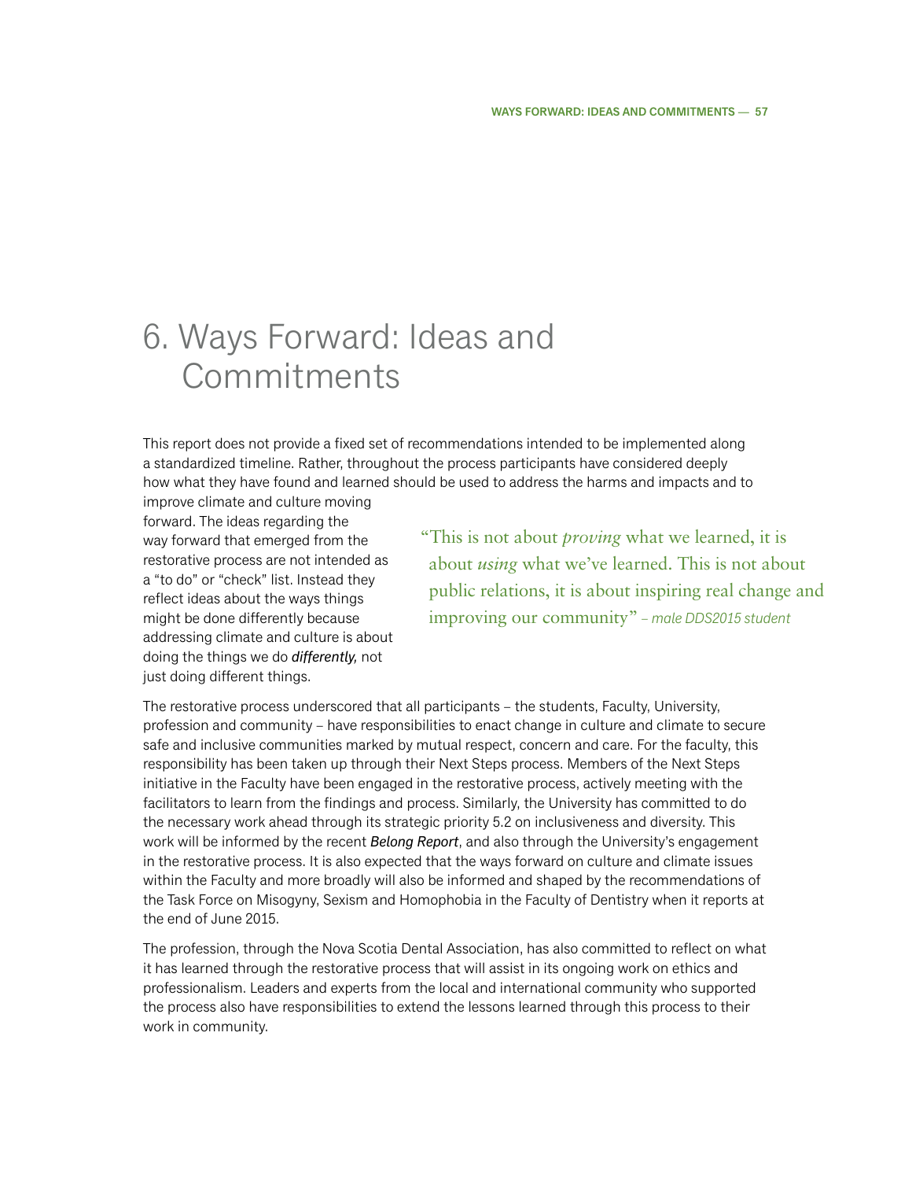# 6. Ways Forward: Ideas and Commitments

This report does not provide a fixed set of recommendations intended to be implemented along a standardized timeline. Rather, throughout the process participants have considered deeply how what they have found and learned should be used to address the harms and impacts and to improve climate and culture moving forward. The ideas regarding the way forward that emerged from the restorative process are not intended as a "to do" or "check" list. Instead they reflect ideas about the ways things might be done differently because addressing climate and culture is about doing the things we do ***differently,*** not just doing different things.

> "This is not about *proving* what we learned, it is about *using* what we've learned. This is not about public relations, it is about inspiring real change and improving our community" *– male DDS2015 student*

The restorative process underscored that all participants – the students, Faculty, University, profession and community – have responsibilities to enact change in culture and climate to secure safe and inclusive communities marked by mutual respect, concern and care. For the faculty, this responsibility has been taken up through their Next Steps process. Members of the Next Steps initiative in the Faculty have been engaged in the restorative process, actively meeting with the facilitators to learn from the findings and process. Similarly, the University has committed to do the necessary work ahead through its strategic priority 5.2 on inclusiveness and diversity. This work will be informed by the recent ***Belong Report***, and also through the University's engagement in the restorative process. It is also expected that the ways forward on culture and climate issues within the Faculty and more broadly will also be informed and shaped by the recommendations of the Task Force on Misogyny, Sexism and Homophobia in the Faculty of Dentistry when it reports at the end of June 2015.

The profession, through the Nova Scotia Dental Association, has also committed to reflect on what it has learned through the restorative process that will assist in its ongoing work on ethics and professionalism. Leaders and experts from the local and international community who supported the process also have responsibilities to extend the lessons learned through this process to their work in community.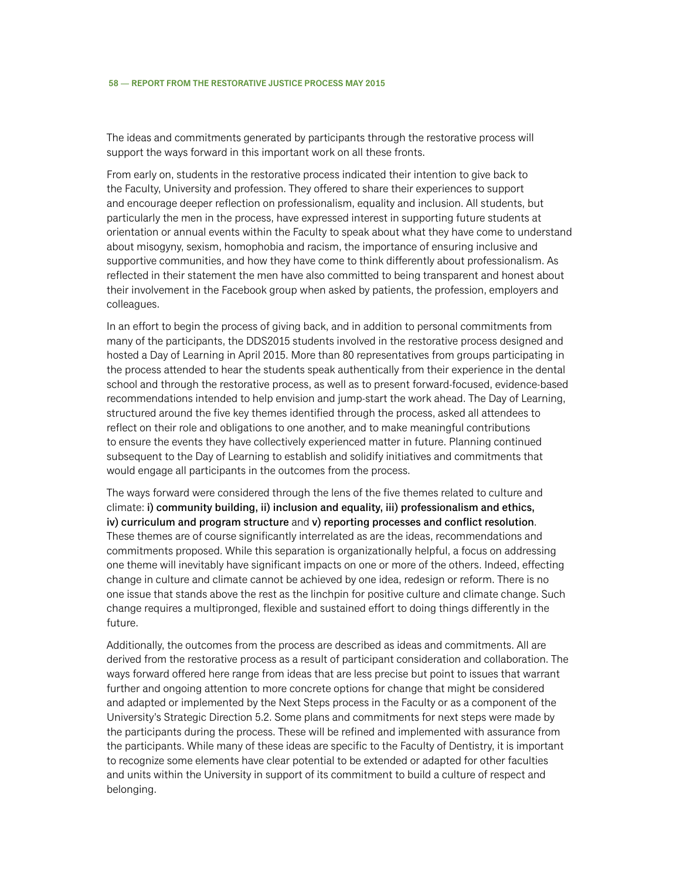The ideas and commitments generated by participants through the restorative process will support the ways forward in this important work on all these fronts.

From early on, students in the restorative process indicated their intention to give back to the Faculty, University and profession. They offered to share their experiences to support and encourage deeper reflection on professionalism, equality and inclusion. All students, but particularly the men in the process, have expressed interest in supporting future students at orientation or annual events within the Faculty to speak about what they have come to understand about misogyny, sexism, homophobia and racism, the importance of ensuring inclusive and supportive communities, and how they have come to think differently about professionalism. As reflected in their statement the men have also committed to being transparent and honest about their involvement in the Facebook group when asked by patients, the profession, employers and colleagues.

In an effort to begin the process of giving back, and in addition to personal commitments from many of the participants, the DDS2015 students involved in the restorative process designed and hosted a Day of Learning in April 2015. More than 80 representatives from groups participating in the process attended to hear the students speak authentically from their experience in the dental school and through the restorative process, as well as to present forward-focused, evidence-based recommendations intended to help envision and jump-start the work ahead. The Day of Learning, structured around the five key themes identified through the process, asked all attendees to reflect on their role and obligations to one another, and to make meaningful contributions to ensure the events they have collectively experienced matter in future. Planning continued subsequent to the Day of Learning to establish and solidify initiatives and commitments that would engage all participants in the outcomes from the process.

The ways forward were considered through the lens of the five themes related to culture and climate: **i) community building, ii) inclusion and equality, iii) professionalism and ethics, iv) curriculum and program structure** and **v) reporting processes and conflict resolution**. These themes are of course significantly interrelated as are the ideas, recommendations and commitments proposed. While this separation is organizationally helpful, a focus on addressing one theme will inevitably have significant impacts on one or more of the others. Indeed, effecting change in culture and climate cannot be achieved by one idea, redesign or reform. There is no one issue that stands above the rest as the linchpin for positive culture and climate change. Such change requires a multipronged, flexible and sustained effort to doing things differently in the future.

Additionally, the outcomes from the process are described as ideas and commitments. All are derived from the restorative process as a result of participant consideration and collaboration. The ways forward offered here range from ideas that are less precise but point to issues that warrant further and ongoing attention to more concrete options for change that might be considered and adapted or implemented by the Next Steps process in the Faculty or as a component of the University's Strategic Direction 5.2. Some plans and commitments for next steps were made by the participants during the process. These will be refined and implemented with assurance from the participants. While many of these ideas are specific to the Faculty of Dentistry, it is important to recognize some elements have clear potential to be extended or adapted for other faculties and units within the University in support of its commitment to build a culture of respect and belonging.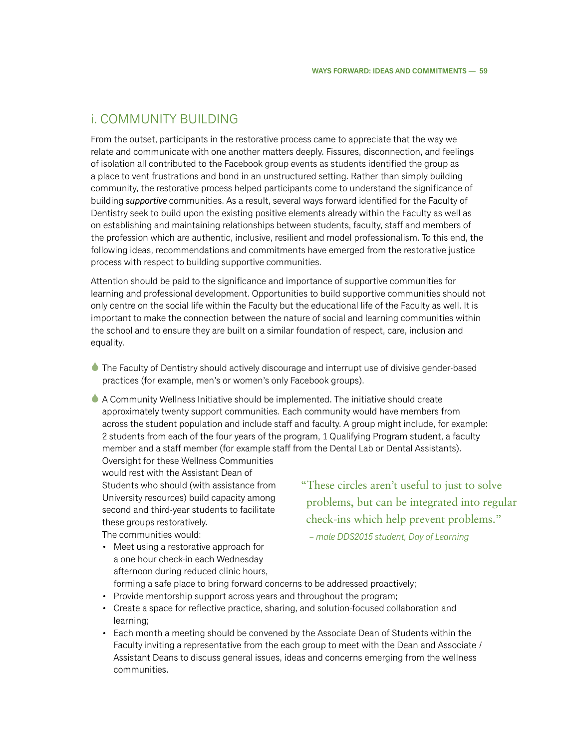## i. COMMUNITY BUILDING

From the outset, participants in the restorative process came to appreciate that the way we relate and communicate with one another matters deeply. Fissures, disconnection, and feelings of isolation all contributed to the Facebook group events as students identified the group as a place to vent frustrations and bond in an unstructured setting. Rather than simply building community, the restorative process helped participants come to understand the significance of building ***supportive*** communities. As a result, several ways forward identified for the Faculty of Dentistry seek to build upon the existing positive elements already within the Faculty as well as on establishing and maintaining relationships between students, faculty, staff and members of the profession which are authentic, inclusive, resilient and model professionalism. To this end, the following ideas, recommendations and commitments have emerged from the restorative justice process with respect to building supportive communities.

Attention should be paid to the significance and importance of supportive communities for learning and professional development. Opportunities to build supportive communities should not only centre on the social life within the Faculty but the educational life of the Faculty as well. It is important to make the connection between the nature of social and learning communities within the school and to ensure they are built on a similar foundation of respect, care, inclusion and equality.

- The Faculty of Dentistry should actively discourage and interrupt use of divisive gender-based practices (for example, men's or women's only Facebook groups).
- A Community Wellness Initiative should be implemented. The initiative should create approximately twenty support communities. Each community would have members from across the student population and include staff and faculty. A group might include, for example: 2 students from each of the four years of the program, 1 Qualifying Program student, a faculty member and a staff member (for example staff from the Dental Lab or Dental Assistants). Oversight for these Wellness Communities would rest with the Assistant Dean of Students who should (with assistance from University resources) build capacity among second and third-year students to facilitate these groups restoratively.
  The communities would:
  - Meet using a restorative approach for a one hour check-in each Wednesday afternoon during reduced clinic hours, forming a safe place to bring forward concerns to be addressed proactively;
  - Provide mentorship support across years and throughout the program;
  - Create a space for reflective practice, sharing, and solution-focused collaboration and learning;
  - Each month a meeting should be convened by the Associate Dean of Students within the Faculty inviting a representative from the each group to meet with the Dean and Associate / Assistant Deans to discuss general issues, ideas and concerns emerging from the wellness communities.

> "These circles aren't useful to just to solve problems, but can be integrated into regular check-ins which help prevent problems."
>
> *– male DDS2015 student, Day of Learning*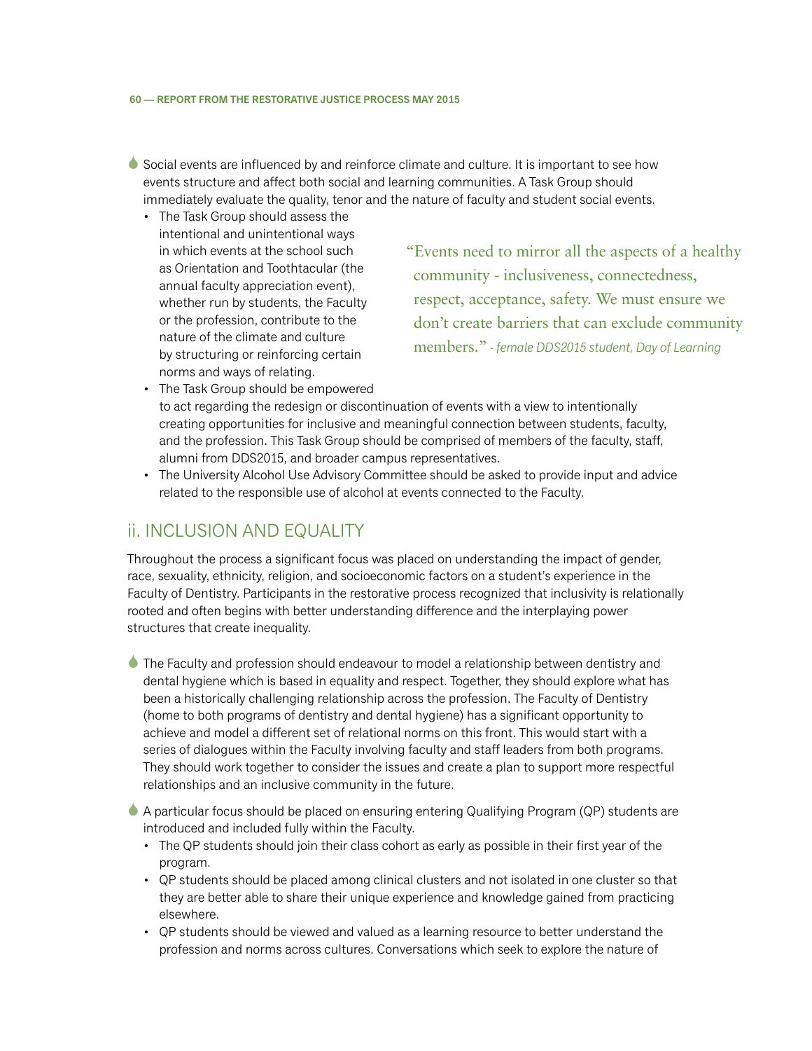- Social events are influenced by and reinforce climate and culture. It is important to see how events structure and affect both social and learning communities. A Task Group should immediately evaluate the quality, tenor and the nature of faculty and student social events.
  - The Task Group should assess the intentional and unintentional ways in which events at the school such as Orientation and Toothtacular (the annual faculty appreciation event), whether run by students, the Faculty or the profession, contribute to the nature of the climate and culture by structuring or reinforcing certain norms and ways of relating.
  - The Task Group should be empowered to act regarding the redesign or discontinuation of events with a view to intentionally creating opportunities for inclusive and meaningful connection between students, faculty, and the profession. This Task Group should be comprised of members of the faculty, staff, alumni from DDS2015, and broader campus representatives.
  - The University Alcohol Use Advisory Committee should be asked to provide input and advice related to the responsible use of alcohol at events connected to the Faculty.

> "Events need to mirror all the aspects of a healthy community - inclusiveness, connectedness, respect, acceptance, safety. We must ensure we don't create barriers that can exclude community members." *- female DDS2015 student, Day of Learning*

## ii. INCLUSION AND EQUALITY

Throughout the process a significant focus was placed on understanding the impact of gender, race, sexuality, ethnicity, religion, and socioeconomic factors on a student's experience in the Faculty of Dentistry. Participants in the restorative process recognized that inclusivity is relationally rooted and often begins with better understanding difference and the interplaying power structures that create inequality.

- The Faculty and profession should endeavour to model a relationship between dentistry and dental hygiene which is based in equality and respect. Together, they should explore what has been a historically challenging relationship across the profession. The Faculty of Dentistry (home to both programs of dentistry and dental hygiene) has a significant opportunity to achieve and model a different set of relational norms on this front. This would start with a series of dialogues within the Faculty involving faculty and staff leaders from both programs. They should work together to consider the issues and create a plan to support more respectful relationships and an inclusive community in the future.

- A particular focus should be placed on ensuring entering Qualifying Program (QP) students are introduced and included fully within the Faculty.
  - The QP students should join their class cohort as early as possible in their first year of the program.
  - QP students should be placed among clinical clusters and not isolated in one cluster so that they are better able to share their unique experience and knowledge gained from practicing elsewhere.
  - QP students should be viewed and valued as a learning resource to better understand the profession and norms across cultures. Conversations which seek to explore the nature of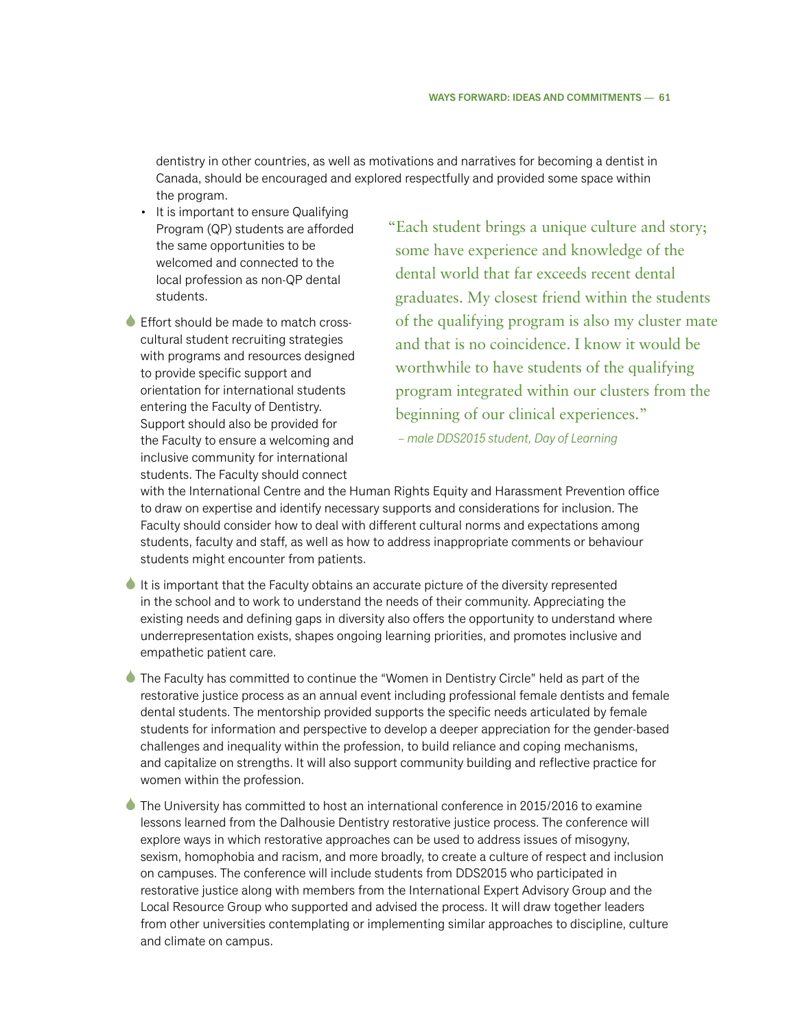dentistry in other countries, as well as motivations and narratives for becoming a dentist in Canada, should be encouraged and explored respectfully and provided some space within the program.

- It is important to ensure Qualifying Program (QP) students are afforded the same opportunities to be welcomed and connected to the local profession as non-QP dental students.

> "Each student brings a unique culture and story; some have experience and knowledge of the dental world that far exceeds recent dental graduates. My closest friend within the students of the qualifying program is also my cluster mate and that is no coincidence. I know it would be worthwhile to have students of the qualifying program integrated within our clusters from the beginning of our clinical experiences."
>
> *– male DDS2015 student, Day of Learning*

- Effort should be made to match cross-cultural student recruiting strategies with programs and resources designed to provide specific support and orientation for international students entering the Faculty of Dentistry. Support should also be provided for the Faculty to ensure a welcoming and inclusive community for international students. The Faculty should connect with the International Centre and the Human Rights Equity and Harassment Prevention office to draw on expertise and identify necessary supports and considerations for inclusion. The Faculty should consider how to deal with different cultural norms and expectations among students, faculty and staff, as well as how to address inappropriate comments or behaviour students might encounter from patients.

- It is important that the Faculty obtains an accurate picture of the diversity represented in the school and to work to understand the needs of their community. Appreciating the existing needs and defining gaps in diversity also offers the opportunity to understand where underrepresentation exists, shapes ongoing learning priorities, and promotes inclusive and empathetic patient care.

- The Faculty has committed to continue the "Women in Dentistry Circle" held as part of the restorative justice process as an annual event including professional female dentists and female dental students. The mentorship provided supports the specific needs articulated by female students for information and perspective to develop a deeper appreciation for the gender-based challenges and inequality within the profession, to build reliance and coping mechanisms, and capitalize on strengths. It will also support community building and reflective practice for women within the profession.

- The University has committed to host an international conference in 2015/2016 to examine lessons learned from the Dalhousie Dentistry restorative justice process. The conference will explore ways in which restorative approaches can be used to address issues of misogyny, sexism, homophobia and racism, and more broadly, to create a culture of respect and inclusion on campuses. The conference will include students from DDS2015 who participated in restorative justice along with members from the International Expert Advisory Group and the Local Resource Group who supported and advised the process. It will draw together leaders from other universities contemplating or implementing similar approaches to discipline, culture and climate on campus.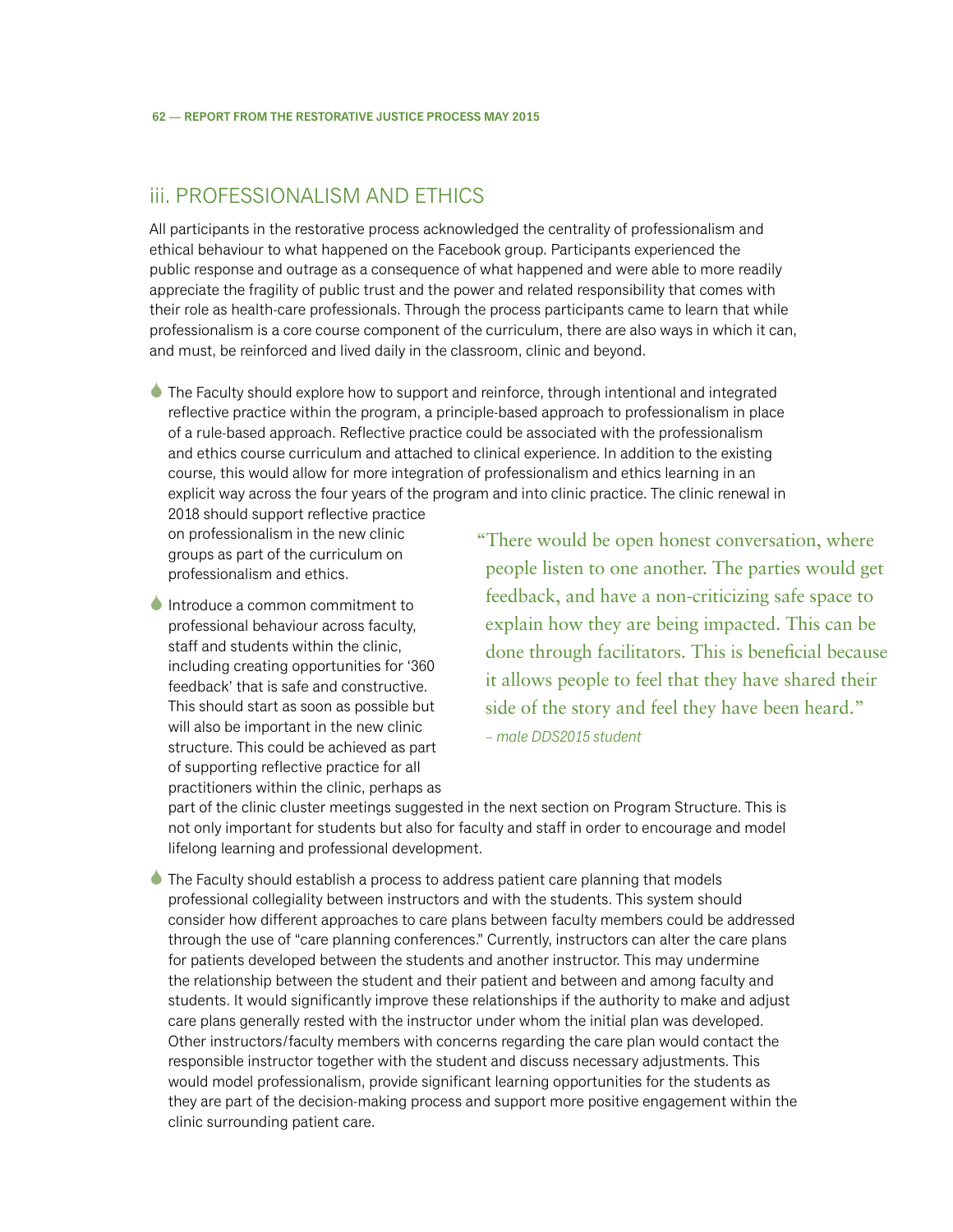## iii. PROFESSIONALISM AND ETHICS

All participants in the restorative process acknowledged the centrality of professionalism and ethical behaviour to what happened on the Facebook group. Participants experienced the public response and outrage as a consequence of what happened and were able to more readily appreciate the fragility of public trust and the power and related responsibility that comes with their role as health-care professionals. Through the process participants came to learn that while professionalism is a core course component of the curriculum, there are also ways in which it can, and must, be reinforced and lived daily in the classroom, clinic and beyond.

- The Faculty should explore how to support and reinforce, through intentional and integrated reflective practice within the program, a principle-based approach to professionalism in place of a rule-based approach. Reflective practice could be associated with the professionalism and ethics course curriculum and attached to clinical experience. In addition to the existing course, this would allow for more integration of professionalism and ethics learning in an explicit way across the four years of the program and into clinic practice. The clinic renewal in 2018 should support reflective practice on professionalism in the new clinic groups as part of the curriculum on professionalism and ethics.

- Introduce a common commitment to professional behaviour across faculty, staff and students within the clinic, including creating opportunities for '360 feedback' that is safe and constructive. This should start as soon as possible but will also be important in the new clinic structure. This could be achieved as part of supporting reflective practice for all practitioners within the clinic, perhaps as part of the clinic cluster meetings suggested in the next section on Program Structure. This is not only important for students but also for faculty and staff in order to encourage and model lifelong learning and professional development.

> "There would be open honest conversation, where people listen to one another. The parties would get feedback, and have a non-criticizing safe space to explain how they are being impacted. This can be done through facilitators. This is beneficial because it allows people to feel that they have shared their side of the story and feel they have been heard."
>
> *– male DDS2015 student*

- The Faculty should establish a process to address patient care planning that models professional collegiality between instructors and with the students. This system should consider how different approaches to care plans between faculty members could be addressed through the use of "care planning conferences." Currently, instructors can alter the care plans for patients developed between the students and another instructor. This may undermine the relationship between the student and their patient and between and among faculty and students. It would significantly improve these relationships if the authority to make and adjust care plans generally rested with the instructor under whom the initial plan was developed. Other instructors/faculty members with concerns regarding the care plan would contact the responsible instructor together with the student and discuss necessary adjustments. This would model professionalism, provide significant learning opportunities for the students as they are part of the decision-making process and support more positive engagement within the clinic surrounding patient care.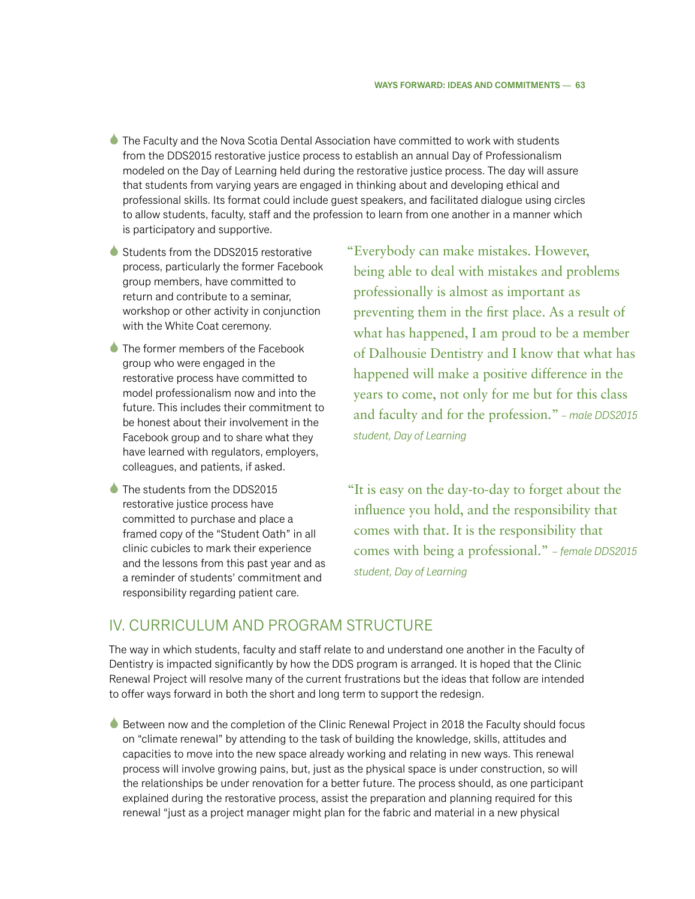- The Faculty and the Nova Scotia Dental Association have committed to work with students from the DDS2015 restorative justice process to establish an annual Day of Professionalism modeled on the Day of Learning held during the restorative justice process. The day will assure that students from varying years are engaged in thinking about and developing ethical and professional skills. Its format could include guest speakers, and facilitated dialogue using circles to allow students, faculty, staff and the profession to learn from one another in a manner which is participatory and supportive.

- Students from the DDS2015 restorative process, particularly the former Facebook group members, have committed to return and contribute to a seminar, workshop or other activity in conjunction with the White Coat ceremony.

- The former members of the Facebook group who were engaged in the restorative process have committed to model professionalism now and into the future. This includes their commitment to be honest about their involvement in the Facebook group and to share what they have learned with regulators, employers, colleagues, and patients, if asked.

- The students from the DDS2015 restorative justice process have committed to purchase and place a framed copy of the "Student Oath" in all clinic cubicles to mark their experience and the lessons from this past year and as a reminder of students' commitment and responsibility regarding patient care.

"Everybody can make mistakes. However, being able to deal with mistakes and problems professionally is almost as important as preventing them in the first place. As a result of what has happened, I am proud to be a member of Dalhousie Dentistry and I know that what has happened will make a positive difference in the years to come, not only for me but for this class and faculty and for the profession." *– male DDS2015 student, Day of Learning*

"It is easy on the day-to-day to forget about the influence you hold, and the responsibility that comes with that. It is the responsibility that comes with being a professional." *– female DDS2015 student, Day of Learning*

## IV. CURRICULUM AND PROGRAM STRUCTURE

The way in which students, faculty and staff relate to and understand one another in the Faculty of Dentistry is impacted significantly by how the DDS program is arranged. It is hoped that the Clinic Renewal Project will resolve many of the current frustrations but the ideas that follow are intended to offer ways forward in both the short and long term to support the redesign.

- Between now and the completion of the Clinic Renewal Project in 2018 the Faculty should focus on "climate renewal" by attending to the task of building the knowledge, skills, attitudes and capacities to move into the new space already working and relating in new ways. This renewal process will involve growing pains, but, just as the physical space is under construction, so will the relationships be under renovation for a better future. The process should, as one participant explained during the restorative process, assist the preparation and planning required for this renewal "just as a project manager might plan for the fabric and material in a new physical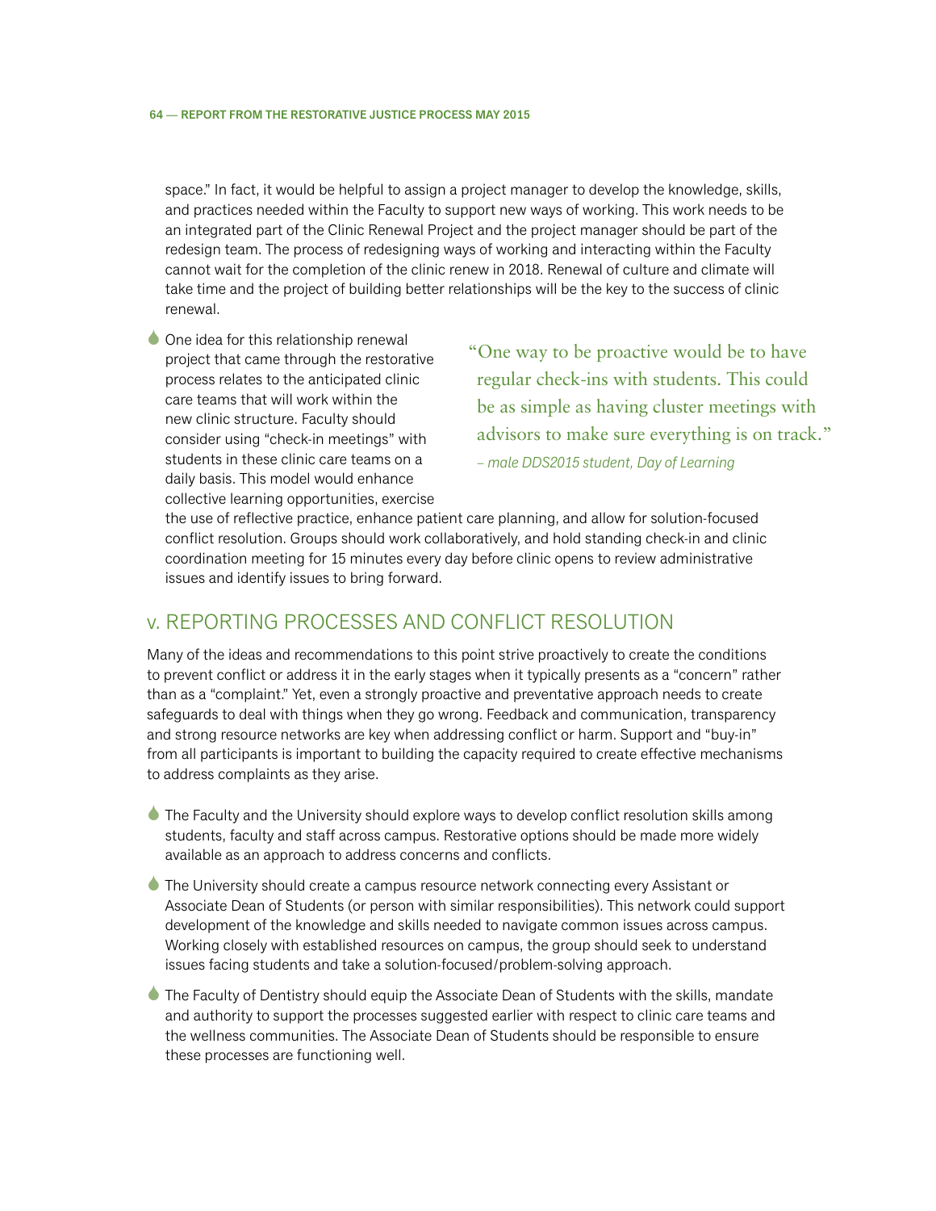space." In fact, it would be helpful to assign a project manager to develop the knowledge, skills, and practices needed within the Faculty to support new ways of working. This work needs to be an integrated part of the Clinic Renewal Project and the project manager should be part of the redesign team. The process of redesigning ways of working and interacting within the Faculty cannot wait for the completion of the clinic renew in 2018. Renewal of culture and climate will take time and the project of building better relationships will be the key to the success of clinic renewal.

- One idea for this relationship renewal project that came through the restorative process relates to the anticipated clinic care teams that will work within the new clinic structure. Faculty should consider using "check-in meetings" with students in these clinic care teams on a daily basis. This model would enhance collective learning opportunities, exercise the use of reflective practice, enhance patient care planning, and allow for solution-focused conflict resolution. Groups should work collaboratively, and hold standing check-in and clinic coordination meeting for 15 minutes every day before clinic opens to review administrative issues and identify issues to bring forward.

> "One way to be proactive would be to have regular check-ins with students. This could be as simple as having cluster meetings with advisors to make sure everything is on track."
>
> *– male DDS2015 student, Day of Learning*

## v. REPORTING PROCESSES AND CONFLICT RESOLUTION

Many of the ideas and recommendations to this point strive proactively to create the conditions to prevent conflict or address it in the early stages when it typically presents as a "concern" rather than as a "complaint." Yet, even a strongly proactive and preventative approach needs to create safeguards to deal with things when they go wrong. Feedback and communication, transparency and strong resource networks are key when addressing conflict or harm. Support and "buy-in" from all participants is important to building the capacity required to create effective mechanisms to address complaints as they arise.

- The Faculty and the University should explore ways to develop conflict resolution skills among students, faculty and staff across campus. Restorative options should be made more widely available as an approach to address concerns and conflicts.
- The University should create a campus resource network connecting every Assistant or Associate Dean of Students (or person with similar responsibilities). This network could support development of the knowledge and skills needed to navigate common issues across campus. Working closely with established resources on campus, the group should seek to understand issues facing students and take a solution-focused/problem-solving approach.
- The Faculty of Dentistry should equip the Associate Dean of Students with the skills, mandate and authority to support the processes suggested earlier with respect to clinic care teams and the wellness communities. The Associate Dean of Students should be responsible to ensure these processes are functioning well.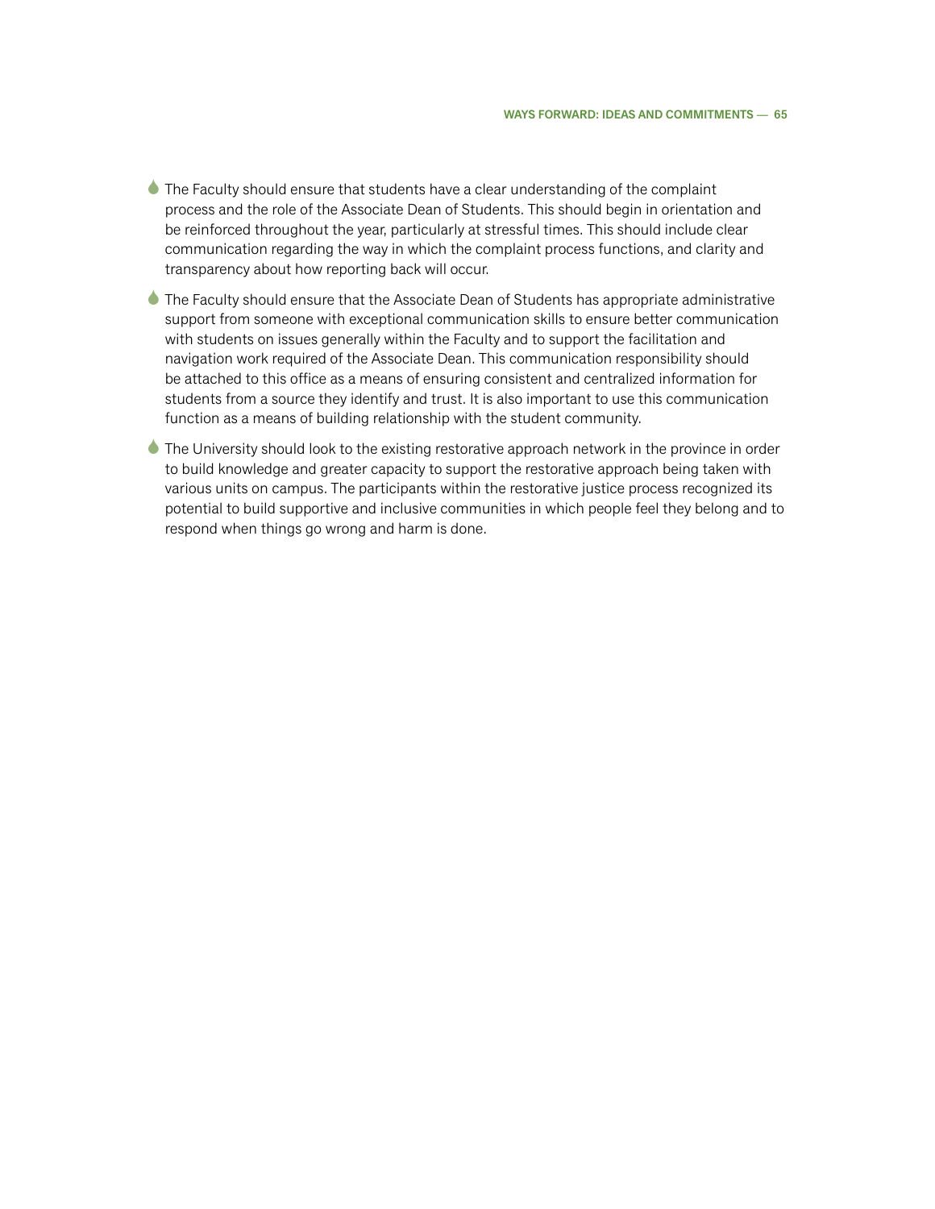- The Faculty should ensure that students have a clear understanding of the complaint process and the role of the Associate Dean of Students. This should begin in orientation and be reinforced throughout the year, particularly at stressful times. This should include clear communication regarding the way in which the complaint process functions, and clarity and transparency about how reporting back will occur.

- The Faculty should ensure that the Associate Dean of Students has appropriate administrative support from someone with exceptional communication skills to ensure better communication with students on issues generally within the Faculty and to support the facilitation and navigation work required of the Associate Dean. This communication responsibility should be attached to this office as a means of ensuring consistent and centralized information for students from a source they identify and trust. It is also important to use this communication function as a means of building relationship with the student community.

- The University should look to the existing restorative approach network in the province in order to build knowledge and greater capacity to support the restorative approach being taken with various units on campus. The participants within the restorative justice process recognized its potential to build supportive and inclusive communities in which people feel they belong and to respond when things go wrong and harm is done.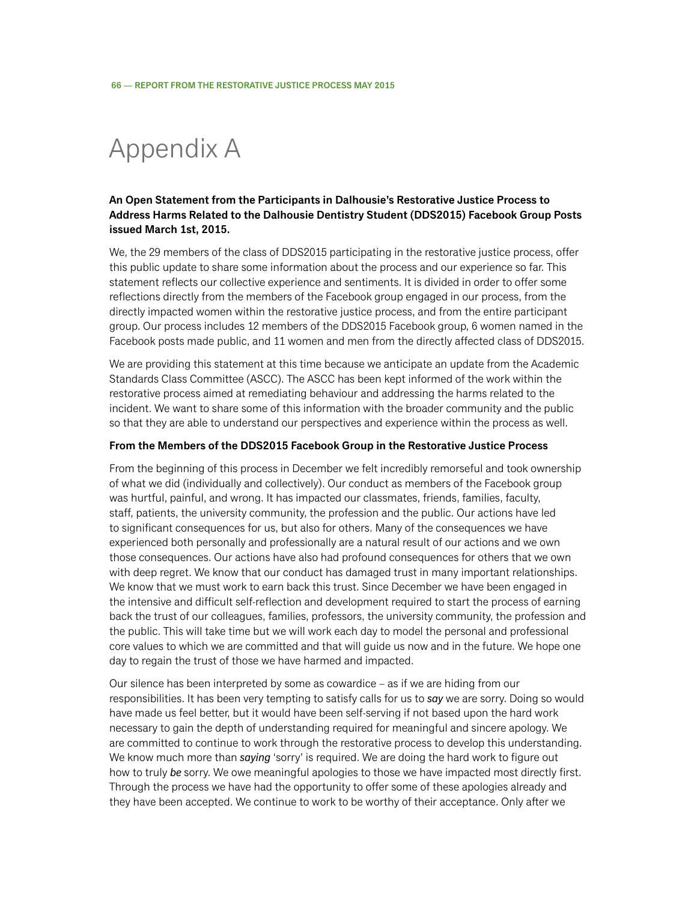# Appendix A

**An Open Statement from the Participants in Dalhousie's Restorative Justice Process to Address Harms Related to the Dalhousie Dentistry Student (DDS2015) Facebook Group Posts issued March 1st, 2015.**

We, the 29 members of the class of DDS2015 participating in the restorative justice process, offer this public update to share some information about the process and our experience so far. This statement reflects our collective experience and sentiments. It is divided in order to offer some reflections directly from the members of the Facebook group engaged in our process, from the directly impacted women within the restorative justice process, and from the entire participant group. Our process includes 12 members of the DDS2015 Facebook group, 6 women named in the Facebook posts made public, and 11 women and men from the directly affected class of DDS2015.

We are providing this statement at this time because we anticipate an update from the Academic Standards Class Committee (ASCC). The ASCC has been kept informed of the work within the restorative process aimed at remediating behaviour and addressing the harms related to the incident. We want to share some of this information with the broader community and the public so that they are able to understand our perspectives and experience within the process as well.

**From the Members of the DDS2015 Facebook Group in the Restorative Justice Process**

From the beginning of this process in December we felt incredibly remorseful and took ownership of what we did (individually and collectively). Our conduct as members of the Facebook group was hurtful, painful, and wrong. It has impacted our classmates, friends, families, faculty, staff, patients, the university community, the profession and the public. Our actions have led to significant consequences for us, but also for others. Many of the consequences we have experienced both personally and professionally are a natural result of our actions and we own those consequences. Our actions have also had profound consequences for others that we own with deep regret. We know that our conduct has damaged trust in many important relationships. We know that we must work to earn back this trust. Since December we have been engaged in the intensive and difficult self-reflection and development required to start the process of earning back the trust of our colleagues, families, professors, the university community, the profession and the public. This will take time but we will work each day to model the personal and professional core values to which we are committed and that will guide us now and in the future. We hope one day to regain the trust of those we have harmed and impacted.

Our silence has been interpreted by some as cowardice – as if we are hiding from our responsibilities. It has been very tempting to satisfy calls for us to ***say*** we are sorry. Doing so would have made us feel better, but it would have been self-serving if not based upon the hard work necessary to gain the depth of understanding required for meaningful and sincere apology. We are committed to continue to work through the restorative process to develop this understanding. We know much more than ***saying*** 'sorry' is required. We are doing the hard work to figure out how to truly ***be*** sorry. We owe meaningful apologies to those we have impacted most directly first. Through the process we have had the opportunity to offer some of these apologies already and they have been accepted. We continue to work to be worthy of their acceptance. Only after we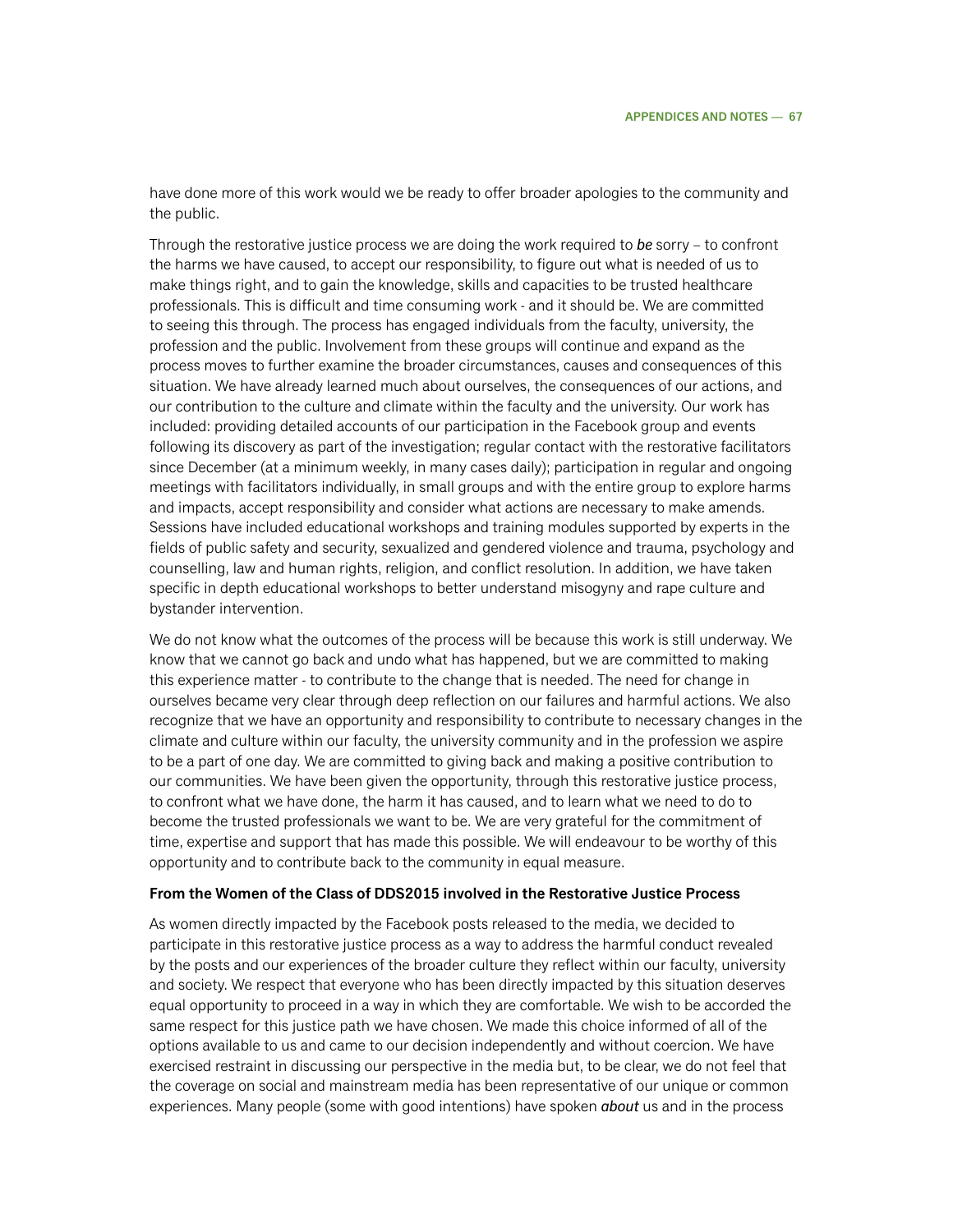have done more of this work would we be ready to offer broader apologies to the community and the public.

Through the restorative justice process we are doing the work required to ***be*** sorry – to confront the harms we have caused, to accept our responsibility, to figure out what is needed of us to make things right, and to gain the knowledge, skills and capacities to be trusted healthcare professionals. This is difficult and time consuming work - and it should be. We are committed to seeing this through. The process has engaged individuals from the faculty, university, the profession and the public. Involvement from these groups will continue and expand as the process moves to further examine the broader circumstances, causes and consequences of this situation. We have already learned much about ourselves, the consequences of our actions, and our contribution to the culture and climate within the faculty and the university. Our work has included: providing detailed accounts of our participation in the Facebook group and events following its discovery as part of the investigation; regular contact with the restorative facilitators since December (at a minimum weekly, in many cases daily); participation in regular and ongoing meetings with facilitators individually, in small groups and with the entire group to explore harms and impacts, accept responsibility and consider what actions are necessary to make amends. Sessions have included educational workshops and training modules supported by experts in the fields of public safety and security, sexualized and gendered violence and trauma, psychology and counselling, law and human rights, religion, and conflict resolution. In addition, we have taken specific in depth educational workshops to better understand misogyny and rape culture and bystander intervention.

We do not know what the outcomes of the process will be because this work is still underway. We know that we cannot go back and undo what has happened, but we are committed to making this experience matter - to contribute to the change that is needed. The need for change in ourselves became very clear through deep reflection on our failures and harmful actions. We also recognize that we have an opportunity and responsibility to contribute to necessary changes in the climate and culture within our faculty, the university community and in the profession we aspire to be a part of one day. We are committed to giving back and making a positive contribution to our communities. We have been given the opportunity, through this restorative justice process, to confront what we have done, the harm it has caused, and to learn what we need to do to become the trusted professionals we want to be. We are very grateful for the commitment of time, expertise and support that has made this possible. We will endeavour to be worthy of this opportunity and to contribute back to the community in equal measure.

**From the Women of the Class of DDS2015 involved in the Restorative Justice Process**

As women directly impacted by the Facebook posts released to the media, we decided to participate in this restorative justice process as a way to address the harmful conduct revealed by the posts and our experiences of the broader culture they reflect within our faculty, university and society. We respect that everyone who has been directly impacted by this situation deserves equal opportunity to proceed in a way in which they are comfortable. We wish to be accorded the same respect for this justice path we have chosen. We made this choice informed of all of the options available to us and came to our decision independently and without coercion. We have exercised restraint in discussing our perspective in the media but, to be clear, we do not feel that the coverage on social and mainstream media has been representative of our unique or common experiences. Many people (some with good intentions) have spoken ***about*** us and in the process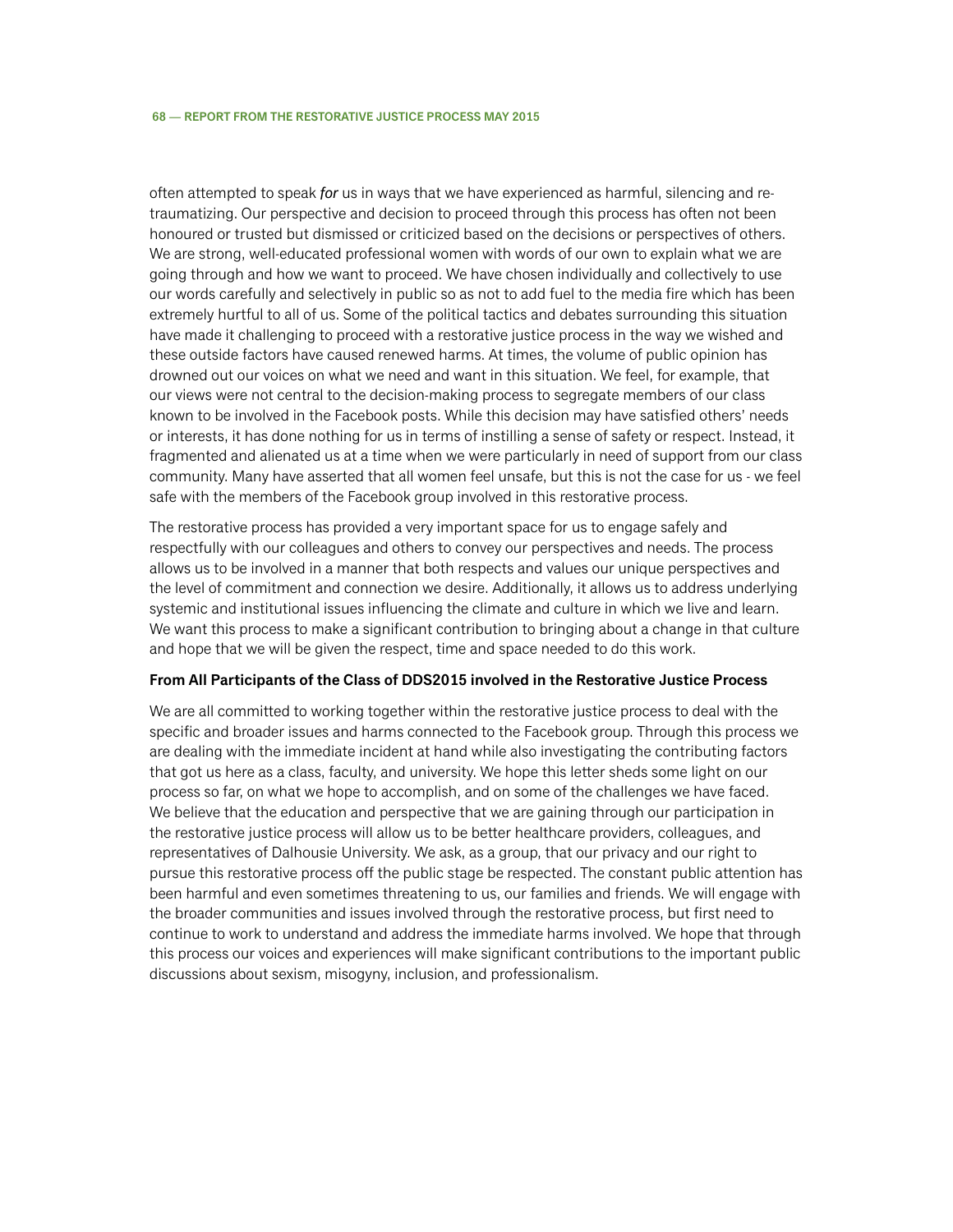often attempted to speak *for* us in ways that we have experienced as harmful, silencing and re-traumatizing. Our perspective and decision to proceed through this process has often not been honoured or trusted but dismissed or criticized based on the decisions or perspectives of others. We are strong, well-educated professional women with words of our own to explain what we are going through and how we want to proceed. We have chosen individually and collectively to use our words carefully and selectively in public so as not to add fuel to the media fire which has been extremely hurtful to all of us. Some of the political tactics and debates surrounding this situation have made it challenging to proceed with a restorative justice process in the way we wished and these outside factors have caused renewed harms. At times, the volume of public opinion has drowned out our voices on what we need and want in this situation. We feel, for example, that our views were not central to the decision-making process to segregate members of our class known to be involved in the Facebook posts. While this decision may have satisfied others' needs or interests, it has done nothing for us in terms of instilling a sense of safety or respect. Instead, it fragmented and alienated us at a time when we were particularly in need of support from our class community. Many have asserted that all women feel unsafe, but this is not the case for us - we feel safe with the members of the Facebook group involved in this restorative process.

The restorative process has provided a very important space for us to engage safely and respectfully with our colleagues and others to convey our perspectives and needs. The process allows us to be involved in a manner that both respects and values our unique perspectives and the level of commitment and connection we desire. Additionally, it allows us to address underlying systemic and institutional issues influencing the climate and culture in which we live and learn. We want this process to make a significant contribution to bringing about a change in that culture and hope that we will be given the respect, time and space needed to do this work.

**From All Participants of the Class of DDS2015 involved in the Restorative Justice Process**

We are all committed to working together within the restorative justice process to deal with the specific and broader issues and harms connected to the Facebook group. Through this process we are dealing with the immediate incident at hand while also investigating the contributing factors that got us here as a class, faculty, and university. We hope this letter sheds some light on our process so far, on what we hope to accomplish, and on some of the challenges we have faced. We believe that the education and perspective that we are gaining through our participation in the restorative justice process will allow us to be better healthcare providers, colleagues, and representatives of Dalhousie University. We ask, as a group, that our privacy and our right to pursue this restorative process off the public stage be respected. The constant public attention has been harmful and even sometimes threatening to us, our families and friends. We will engage with the broader communities and issues involved through the restorative process, but first need to continue to work to understand and address the immediate harms involved. We hope that through this process our voices and experiences will make significant contributions to the important public discussions about sexism, misogyny, inclusion, and professionalism.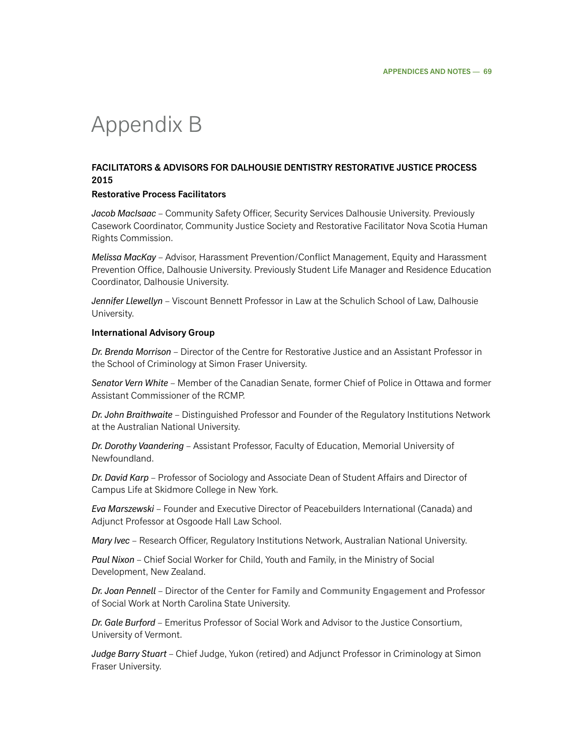# Appendix B

**FACILITATORS & ADVISORS FOR DALHOUSIE DENTISTRY RESTORATIVE JUSTICE PROCESS 2015**

**Restorative Process Facilitators**

*Jacob MacIsaac* – Community Safety Officer, Security Services Dalhousie University. Previously Casework Coordinator, Community Justice Society and Restorative Facilitator Nova Scotia Human Rights Commission.

*Melissa MacKay* – Advisor, Harassment Prevention/Conflict Management, Equity and Harassment Prevention Office, Dalhousie University. Previously Student Life Manager and Residence Education Coordinator, Dalhousie University.

*Jennifer Llewellyn* – Viscount Bennett Professor in Law at the Schulich School of Law, Dalhousie University.

**International Advisory Group**

*Dr. Brenda Morrison* – Director of the Centre for Restorative Justice and an Assistant Professor in the School of Criminology at Simon Fraser University.

*Senator Vern White* – Member of the Canadian Senate, former Chief of Police in Ottawa and former Assistant Commissioner of the RCMP.

*Dr. John Braithwaite* – Distinguished Professor and Founder of the Regulatory Institutions Network at the Australian National University.

*Dr. Dorothy Vaandering* – Assistant Professor, Faculty of Education, Memorial University of Newfoundland.

*Dr. David Karp* – Professor of Sociology and Associate Dean of Student Affairs and Director of Campus Life at Skidmore College in New York.

*Eva Marszewski* – Founder and Executive Director of Peacebuilders International (Canada) and Adjunct Professor at Osgoode Hall Law School.

*Mary Ivec* – Research Officer, Regulatory Institutions Network, Australian National University.

*Paul Nixon* – Chief Social Worker for Child, Youth and Family, in the Ministry of Social Development, New Zealand.

*Dr. Joan Pennell* – Director of the **Center for Family and Community Engagement** and Professor of Social Work at North Carolina State University.

*Dr. Gale Burford* – Emeritus Professor of Social Work and Advisor to the Justice Consortium, University of Vermont.

*Judge Barry Stuart* – Chief Judge, Yukon (retired) and Adjunct Professor in Criminology at Simon Fraser University.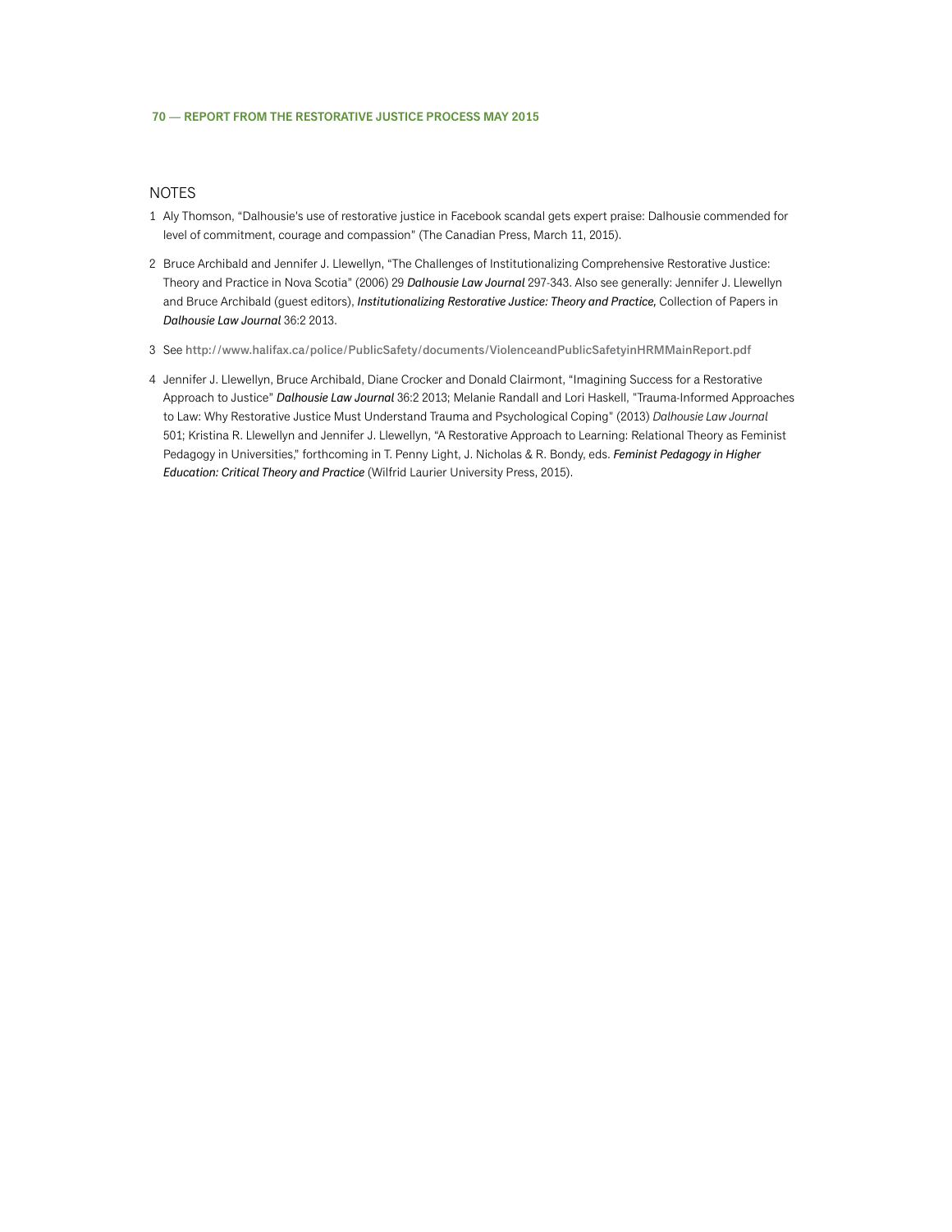## NOTES

1 Aly Thomson, "Dalhousie's use of restorative justice in Facebook scandal gets expert praise: Dalhousie commended for level of commitment, courage and compassion" (The Canadian Press, March 11, 2015).

2 Bruce Archibald and Jennifer J. Llewellyn, "The Challenges of Institutionalizing Comprehensive Restorative Justice: Theory and Practice in Nova Scotia" (2006) 29 ***Dalhousie Law Journal*** 297-343. Also see generally: Jennifer J. Llewellyn and Bruce Archibald (guest editors), ***Institutionalizing Restorative Justice: Theory and Practice,*** Collection of Papers in ***Dalhousie Law Journal*** 36:2 2013.

3 See **http://www.halifax.ca/police/PublicSafety/documents/ViolenceandPublicSafetyinHRMMainReport.pdf**

4 Jennifer J. Llewellyn, Bruce Archibald, Diane Crocker and Donald Clairmont, "Imagining Success for a Restorative Approach to Justice" ***Dalhousie Law Journal*** 36:2 2013; Melanie Randall and Lori Haskell, "Trauma-Informed Approaches to Law: Why Restorative Justice Must Understand Trauma and Psychological Coping" (2013) *Dalhousie Law Journal* 501; Kristina R. Llewellyn and Jennifer J. Llewellyn, "A Restorative Approach to Learning: Relational Theory as Feminist Pedagogy in Universities," forthcoming in T. Penny Light, J. Nicholas & R. Bondy, eds. ***Feminist Pedagogy in Higher Education: Critical Theory and Practice*** (Wilfrid Laurier University Press, 2015).